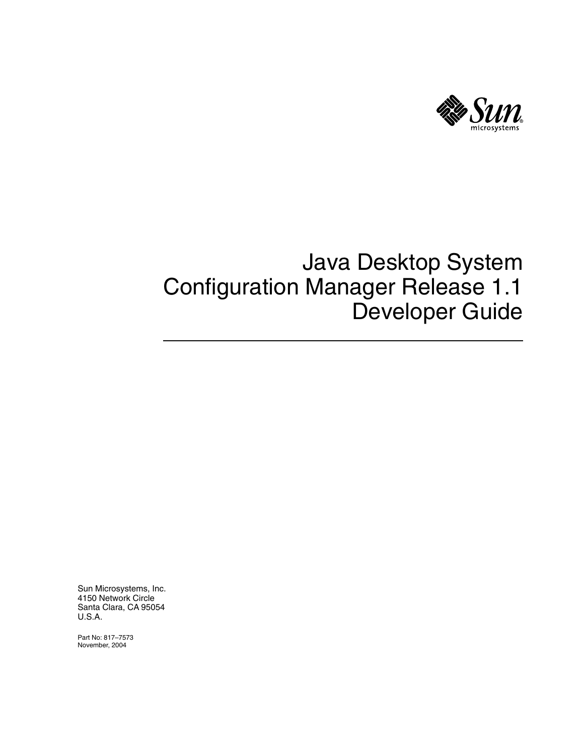# Java Desktop System Configuration Manager Release 1.1 Developer Guide

Sun Microsystems, Inc.
4150 Network Circle
Santa Clara, CA 95054
U.S.A.

Part No: 817–7573
November, 2004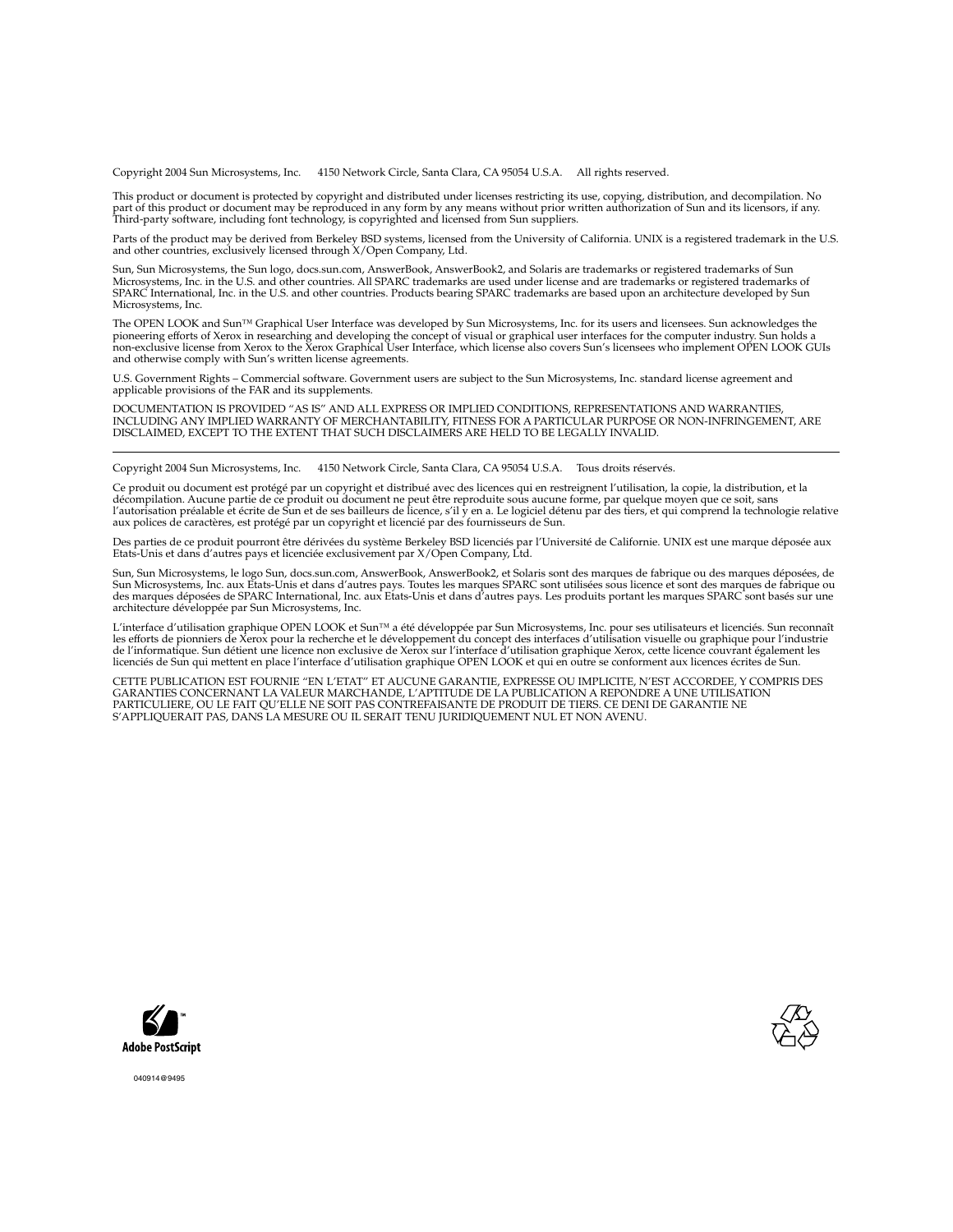Copyright 2004 Sun Microsystems, Inc. 4150 Network Circle, Santa Clara, CA 95054 U.S.A. All rights reserved.

This product or document is protected by copyright and distributed under licenses restricting its use, copying, distribution, and decompilation. No part of this product or document may be reproduced in any form by any means without prior written authorization of Sun and its licensors, if any. Third-party software, including font technology, is copyrighted and licensed from Sun suppliers.

Parts of the product may be derived from Berkeley BSD systems, licensed from the University of California. UNIX is a registered trademark in the U.S. and other countries, exclusively licensed through X/Open Company, Ltd.

Sun, Sun Microsystems, the Sun logo, docs.sun.com, AnswerBook, AnswerBook2, and Solaris are trademarks or registered trademarks of Sun Microsystems, Inc. in the U.S. and other countries. All SPARC trademarks are used under license and are trademarks or registered trademarks of SPARC International, Inc. in the U.S. and other countries. Products bearing SPARC trademarks are based upon an architecture developed by Sun Microsystems, Inc.

The OPEN LOOK and Sun™ Graphical User Interface was developed by Sun Microsystems, Inc. for its users and licensees. Sun acknowledges the pioneering efforts of Xerox in researching and developing the concept of visual or graphical user interfaces for the computer industry. Sun holds a non-exclusive license from Xerox to the Xerox Graphical User Interface, which license also covers Sun's licensees who implement OPEN LOOK GUIs and otherwise comply with Sun's written license agreements.

U.S. Government Rights – Commercial software. Government users are subject to the Sun Microsystems, Inc. standard license agreement and applicable provisions of the FAR and its supplements.

DOCUMENTATION IS PROVIDED "AS IS" AND ALL EXPRESS OR IMPLIED CONDITIONS, REPRESENTATIONS AND WARRANTIES, INCLUDING ANY IMPLIED WARRANTY OF MERCHANTABILITY, FITNESS FOR A PARTICULAR PURPOSE OR NON-INFRINGEMENT, ARE DISCLAIMED, EXCEPT TO THE EXTENT THAT SUCH DISCLAIMERS ARE HELD TO BE LEGALLY INVALID.

---

Copyright 2004 Sun Microsystems, Inc. 4150 Network Circle, Santa Clara, CA 95054 U.S.A. Tous droits réservés.

Ce produit ou document est protégé par un copyright et distribué avec des licences qui en restreignent l'utilisation, la copie, la distribution, et la décompilation. Aucune partie de ce produit ou document ne peut être reproduite sous aucune forme, par quelque moyen que ce soit, sans l'autorisation préalable et écrite de Sun et de ses bailleurs de licence, s'il y en a. Le logiciel détenu par des tiers, et qui comprend la technologie relative aux polices de caractères, est protégé par un copyright et licencié par des fournisseurs de Sun.

Des parties de ce produit pourront être dérivées du système Berkeley BSD licenciés par l'Université de Californie. UNIX est une marque déposée aux Etats-Unis et dans d'autres pays et licenciée exclusivement par X/Open Company, Ltd.

Sun, Sun Microsystems, le logo Sun, docs.sun.com, AnswerBook, AnswerBook2, et Solaris sont des marques de fabrique ou des marques déposées, de Sun Microsystems, Inc. aux Etats-Unis et dans d'autres pays. Toutes les marques SPARC sont utilisées sous licence et sont des marques de fabrique ou des marques déposées de SPARC International, Inc. aux Etats-Unis et dans d'autres pays. Les produits portant les marques SPARC sont basés sur une architecture développée par Sun Microsystems, Inc.

L'interface d'utilisation graphique OPEN LOOK et Sun™ a été développée par Sun Microsystems, Inc. pour ses utilisateurs et licenciés. Sun reconnaît les efforts de pionniers de Xerox pour la recherche et le développement du concept des interfaces d'utilisation visuelle ou graphique pour l'industrie de l'informatique. Sun détient une licence non exclusive de Xerox sur l'interface d'utilisation graphique Xerox, cette licence couvrant également les licenciés de Sun qui mettent en place l'interface d'utilisation graphique OPEN LOOK et qui en outre se conforment aux licences écrites de Sun.

CETTE PUBLICATION EST FOURNIE "EN L'ETAT" ET AUCUNE GARANTIE, EXPRESSE OU IMPLICITE, N'EST ACCORDEE, Y COMPRIS DES GARANTIES CONCERNANT LA VALEUR MARCHANDE, L'APTITUDE DE LA PUBLICATION A REPONDRE A UNE UTILISATION PARTICULIERE, OU LE FAIT QU'ELLE NE SOIT PAS CONTREFAISANTE DE PRODUIT DE TIERS. CE DENI DE GARANTIE NE S'APPLIQUERAIT PAS, DANS LA MESURE OU IL SERAIT TENU JURIDIQUEMENT NUL ET NON AVENU.

Adobe PostScript

040914@9495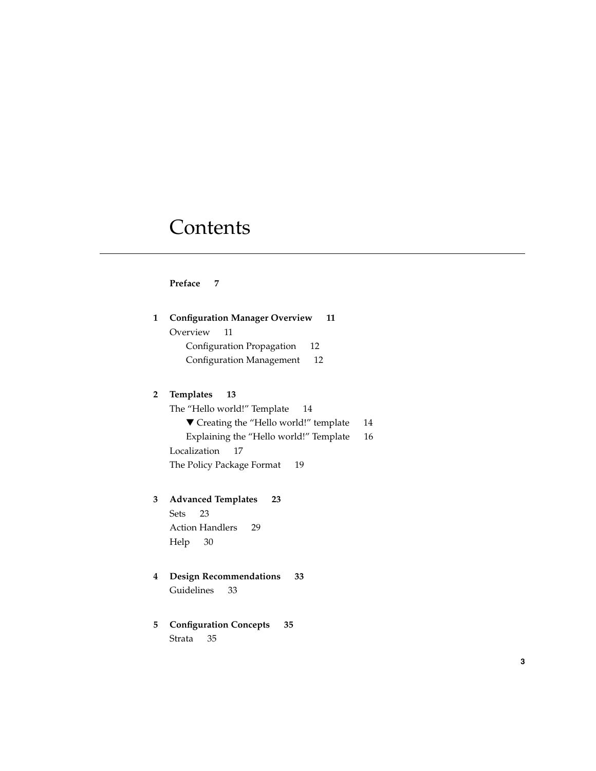# Contents

**Preface 7**

**1 Configuration Manager Overview 11**

Overview 11

- Configuration Propagation 12
- Configuration Management 12

**2 Templates 13**

The "Hello world!" Template 14

- ▼ Creating the "Hello world!" template 14
- Explaining the "Hello world!" Template 16

Localization 17

The Policy Package Format 19

**3 Advanced Templates 23**

Sets 23

Action Handlers 29

Help 30

**4 Design Recommendations 33**

Guidelines 33

**5 Configuration Concepts 35**

Strata 35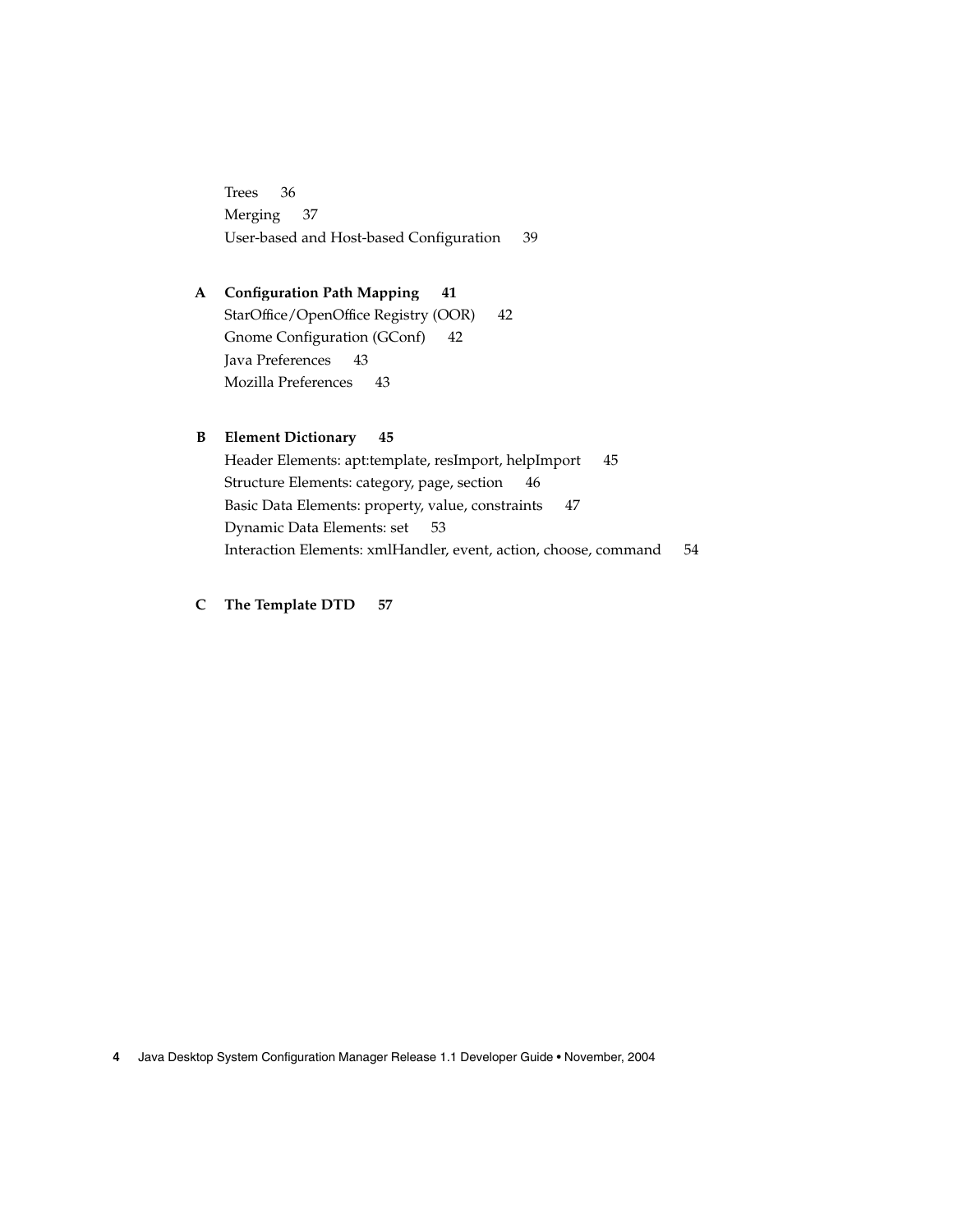Trees 36
Merging 37
User-based and Host-based Configuration 39

**A Configuration Path Mapping 41**
StarOffice/OpenOffice Registry (OOR) 42
Gnome Configuration (GConf) 42
Java Preferences 43
Mozilla Preferences 43

**B Element Dictionary 45**
Header Elements: apt:template, resImport, helpImport 45
Structure Elements: category, page, section 46
Basic Data Elements: property, value, constraints 47
Dynamic Data Elements: set 53
Interaction Elements: xmlHandler, event, action, choose, command 54

**C The Template DTD 57**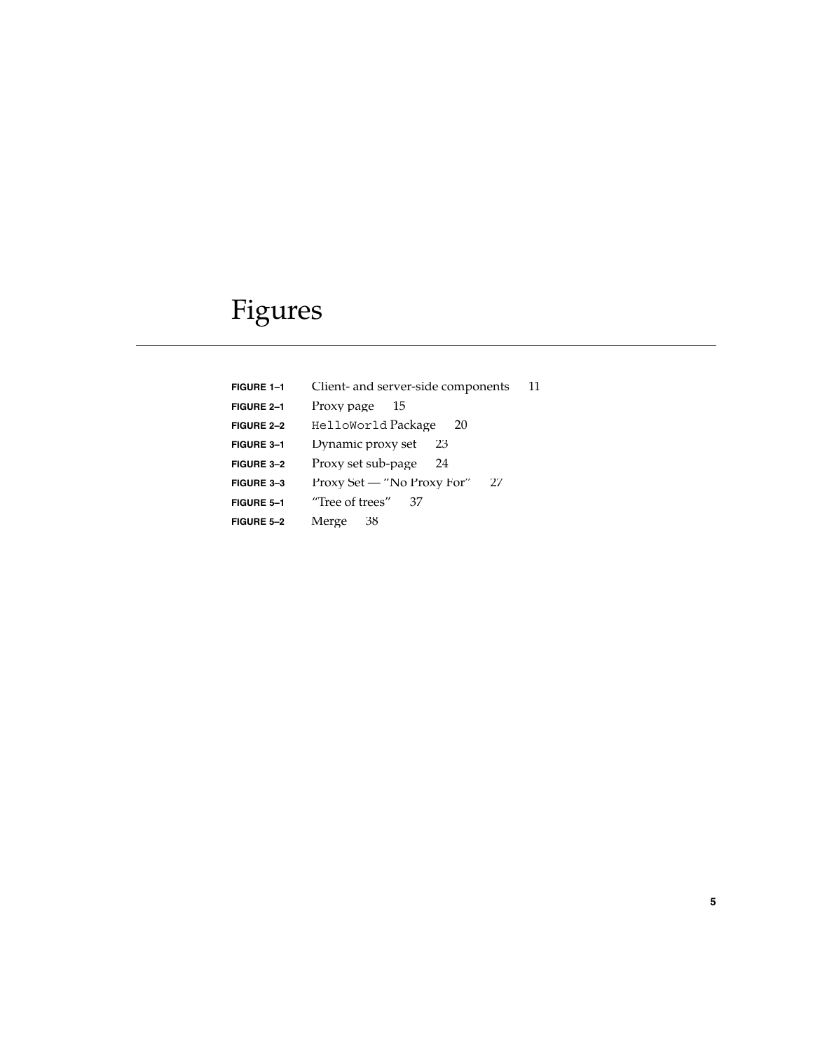# Figures

| | | |
|---|---|---|
| **FIGURE 1–1** | Client- and server-side components | 11 |
| **FIGURE 2–1** | Proxy page | 15 |
| **FIGURE 2–2** | `HelloWorld` Package | 20 |
| **FIGURE 3–1** | Dynamic proxy set | 23 |
| **FIGURE 3–2** | Proxy set sub-page | 24 |
| **FIGURE 3–3** | Proxy Set — "No Proxy For" | 27 |
| **FIGURE 5–1** | "Tree of trees" | 37 |
| **FIGURE 5–2** | Merge | 38 |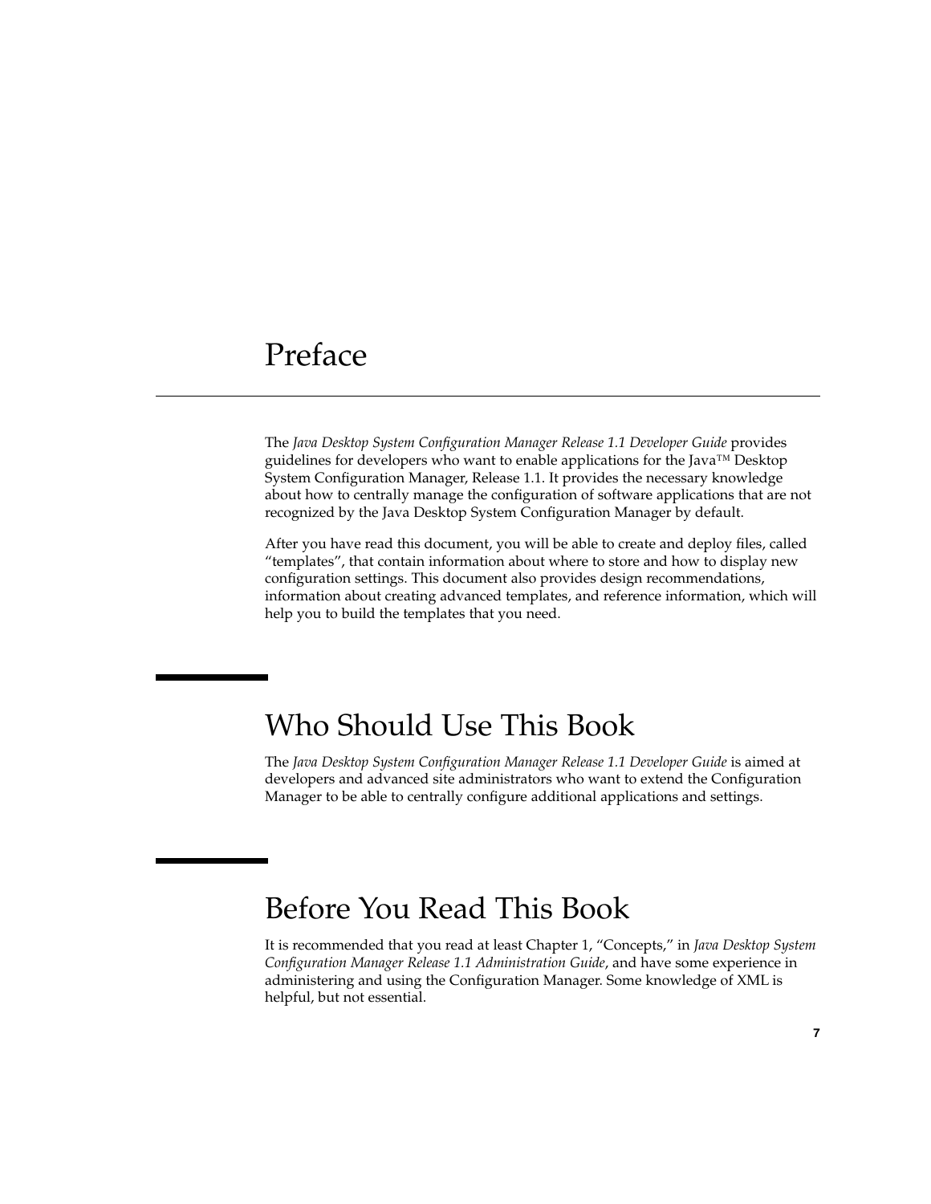# Preface

The *Java Desktop System Configuration Manager Release 1.1 Developer Guide* provides guidelines for developers who want to enable applications for the Java™ Desktop System Configuration Manager, Release 1.1. It provides the necessary knowledge about how to centrally manage the configuration of software applications that are not recognized by the Java Desktop System Configuration Manager by default.

After you have read this document, you will be able to create and deploy files, called "templates", that contain information about where to store and how to display new configuration settings. This document also provides design recommendations, information about creating advanced templates, and reference information, which will help you to build the templates that you need.

## Who Should Use This Book

The *Java Desktop System Configuration Manager Release 1.1 Developer Guide* is aimed at developers and advanced site administrators who want to extend the Configuration Manager to be able to centrally configure additional applications and settings.

## Before You Read This Book

It is recommended that you read at least Chapter 1, "Concepts," in *Java Desktop System Configuration Manager Release 1.1 Administration Guide*, and have some experience in administering and using the Configuration Manager. Some knowledge of XML is helpful, but not essential.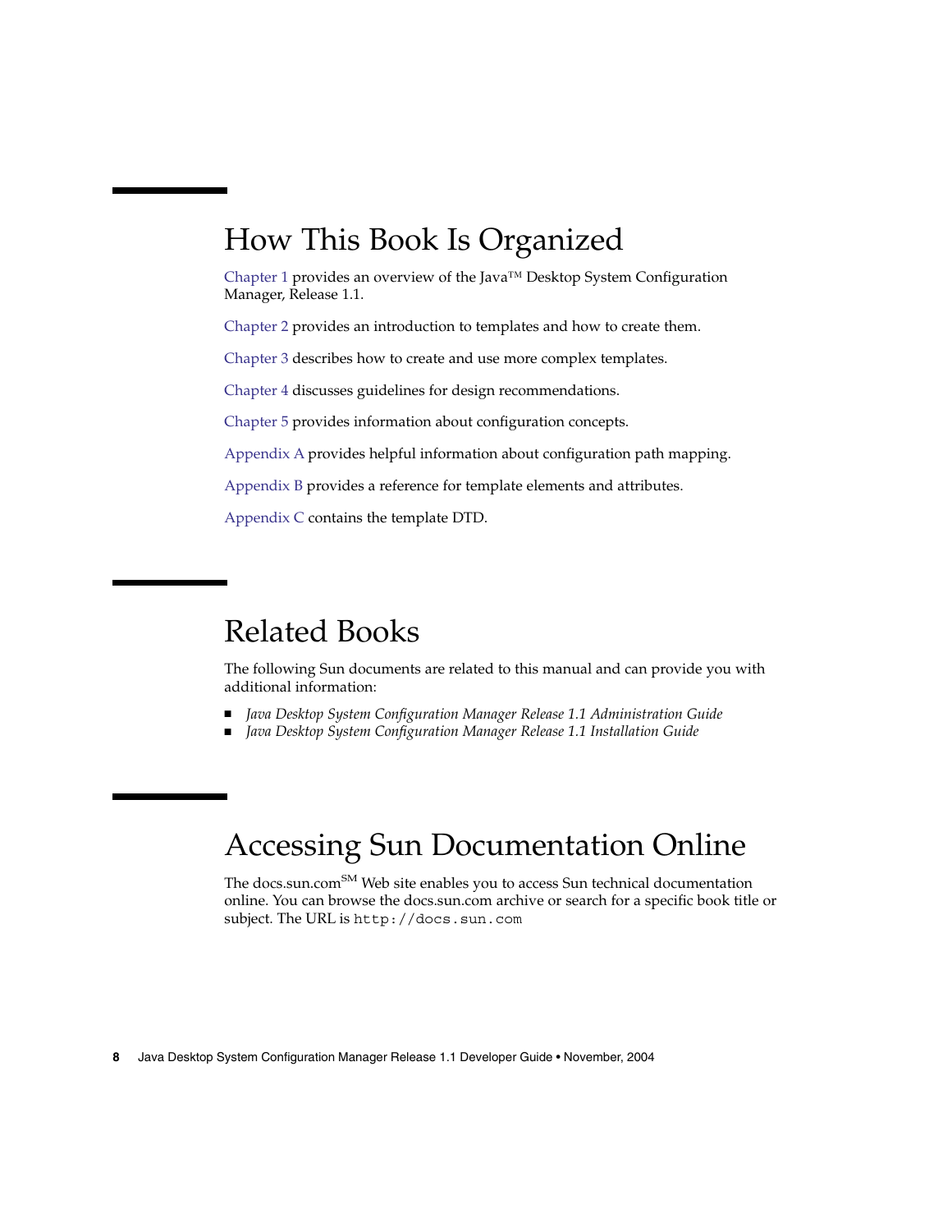## How This Book Is Organized

Chapter 1 provides an overview of the Java™ Desktop System Configuration Manager, Release 1.1.

Chapter 2 provides an introduction to templates and how to create them.

Chapter 3 describes how to create and use more complex templates.

Chapter 4 discusses guidelines for design recommendations.

Chapter 5 provides information about configuration concepts.

Appendix A provides helpful information about configuration path mapping.

Appendix B provides a reference for template elements and attributes.

Appendix C contains the template DTD.

## Related Books

The following Sun documents are related to this manual and can provide you with additional information:

- *Java Desktop System Configuration Manager Release 1.1 Administration Guide*
- *Java Desktop System Configuration Manager Release 1.1 Installation Guide*

## Accessing Sun Documentation Online

The docs.sun.com[SM] Web site enables you to access Sun technical documentation online. You can browse the docs.sun.com archive or search for a specific book title or subject. The URL is `http://docs.sun.com`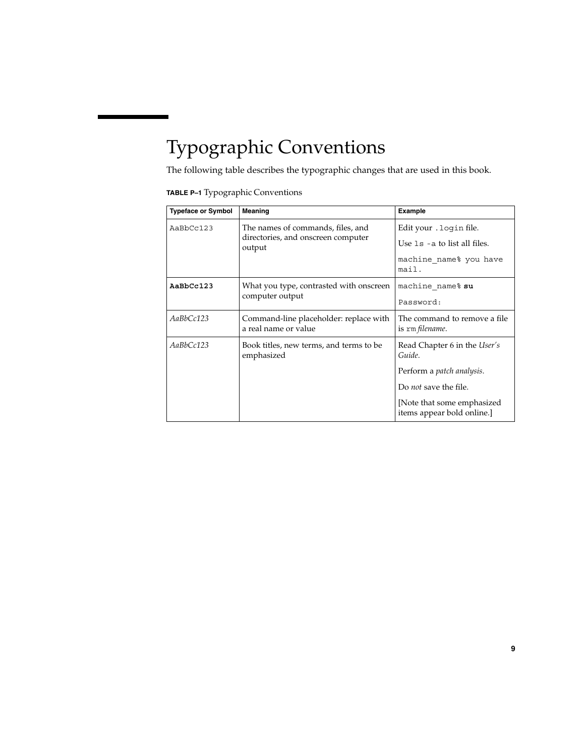# Typographic Conventions

The following table describes the typographic changes that are used in this book.

**TABLE P–1** Typographic Conventions

| Typeface or Symbol | Meaning | Example |
| --- | --- | --- |
| `AaBbCc123` | The names of commands, files, and directories, and onscreen computer output | Edit your `.login` file.<br>Use `ls -a` to list all files.<br>`machine_name% you have mail.` |
| **`AaBbCc123`** | What you type, contrasted with onscreen computer output | `machine_name%` **`su`**<br>`Password:` |
| *AaBbCc123* | Command-line placeholder: replace with a real name or value | The command to remove a file is `rm` *filename*. |
| *AaBbCc123* | Book titles, new terms, and terms to be emphasized | Read Chapter 6 in the *User's Guide*.<br>Perform a *patch analysis*.<br>Do *not* save the file.<br>[Note that some emphasized items appear bold online.] |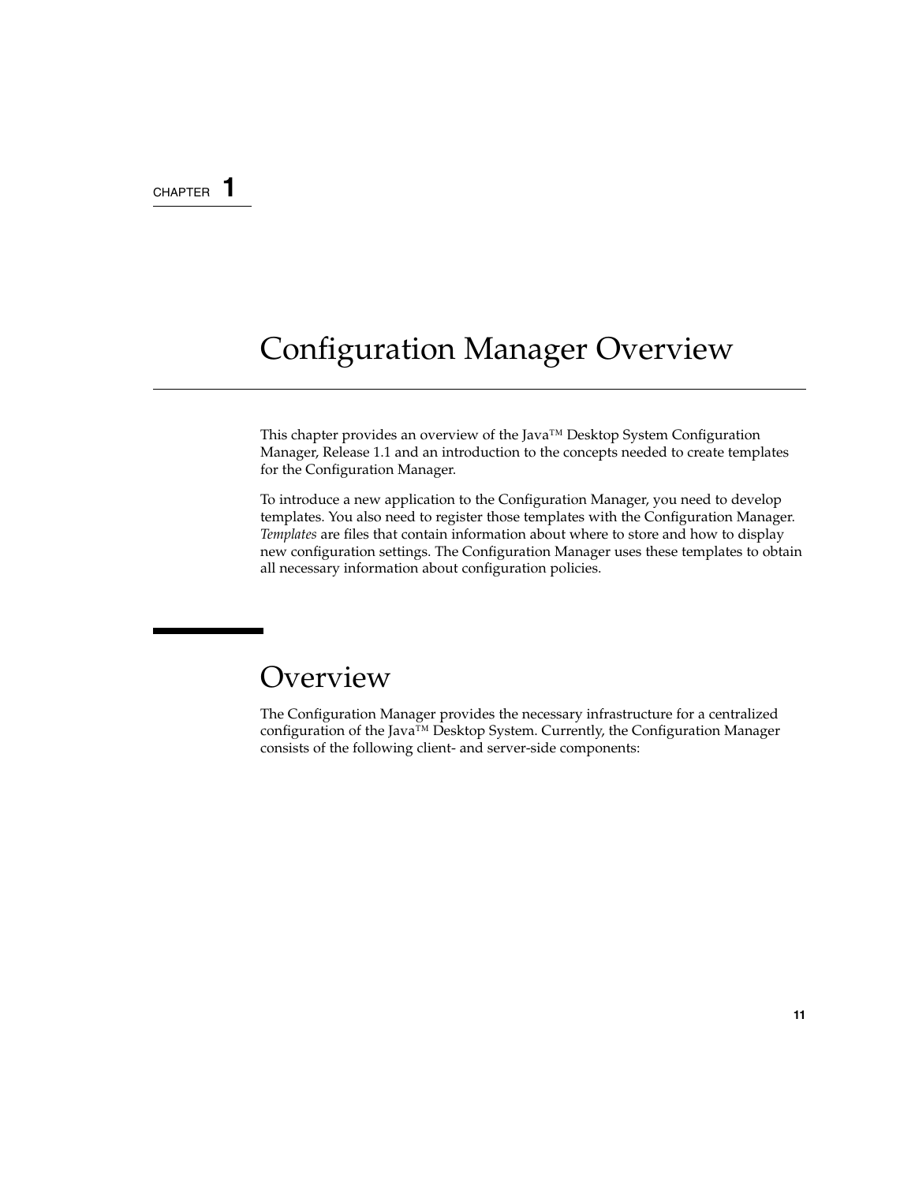CHAPTER 1

# Configuration Manager Overview

This chapter provides an overview of the Java™ Desktop System Configuration Manager, Release 1.1 and an introduction to the concepts needed to create templates for the Configuration Manager.

To introduce a new application to the Configuration Manager, you need to develop templates. You also need to register those templates with the Configuration Manager. *Templates* are files that contain information about where to store and how to display new configuration settings. The Configuration Manager uses these templates to obtain all necessary information about configuration policies.

## Overview

The Configuration Manager provides the necessary infrastructure for a centralized configuration of the Java™ Desktop System. Currently, the Configuration Manager consists of the following client- and server-side components: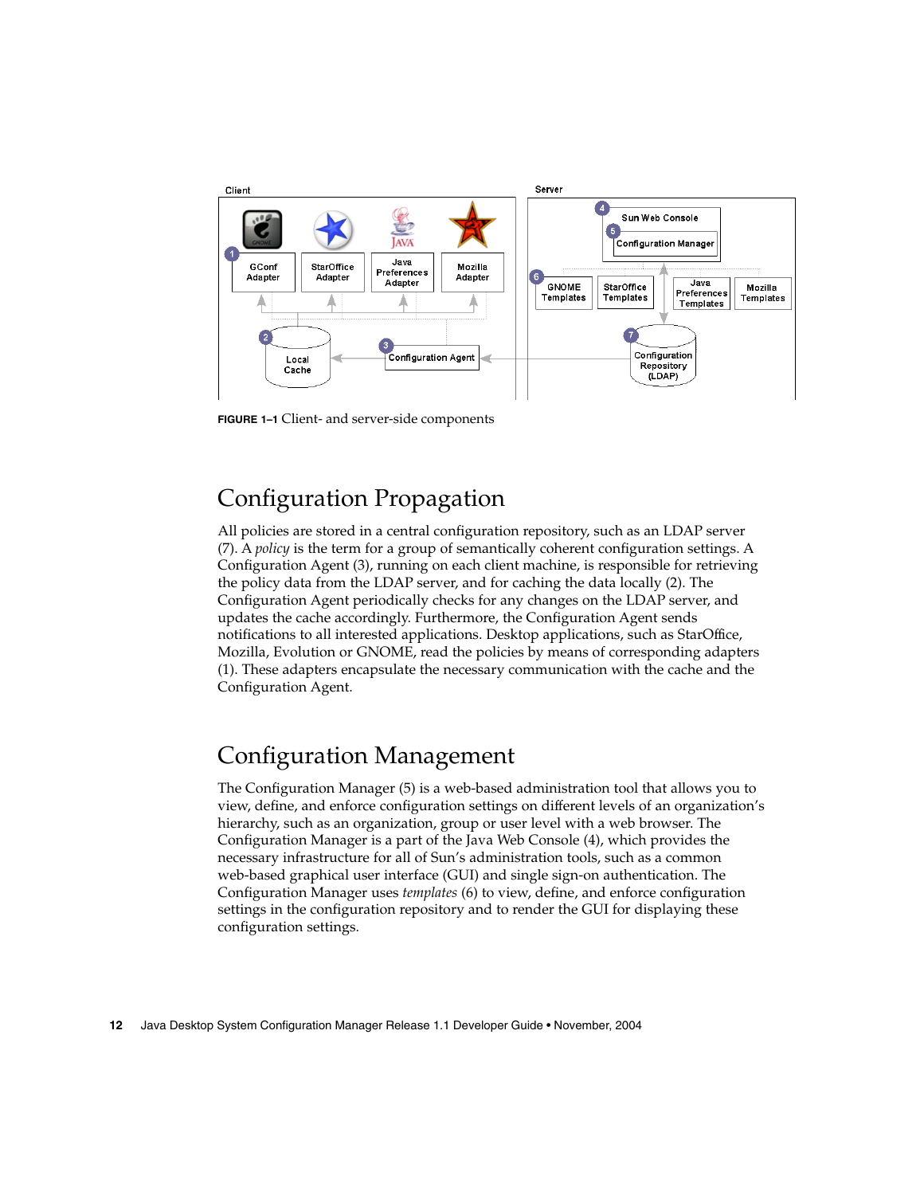**FIGURE 1–1** Client- and server-side components

## Configuration Propagation

All policies are stored in a central configuration repository, such as an LDAP server (7). A *policy* is the term for a group of semantically coherent configuration settings. A Configuration Agent (3), running on each client machine, is responsible for retrieving the policy data from the LDAP server, and for caching the data locally (2). The Configuration Agent periodically checks for any changes on the LDAP server, and updates the cache accordingly. Furthermore, the Configuration Agent sends notifications to all interested applications. Desktop applications, such as StarOffice, Mozilla, Evolution or GNOME, read the policies by means of corresponding adapters (1). These adapters encapsulate the necessary communication with the cache and the Configuration Agent.

## Configuration Management

The Configuration Manager (5) is a web-based administration tool that allows you to view, define, and enforce configuration settings on different levels of an organization's hierarchy, such as an organization, group or user level with a web browser. The Configuration Manager is a part of the Java Web Console (4), which provides the necessary infrastructure for all of Sun's administration tools, such as a common web-based graphical user interface (GUI) and single sign-on authentication. The Configuration Manager uses *templates* (6) to view, define, and enforce configuration settings in the configuration repository and to render the GUI for displaying these configuration settings.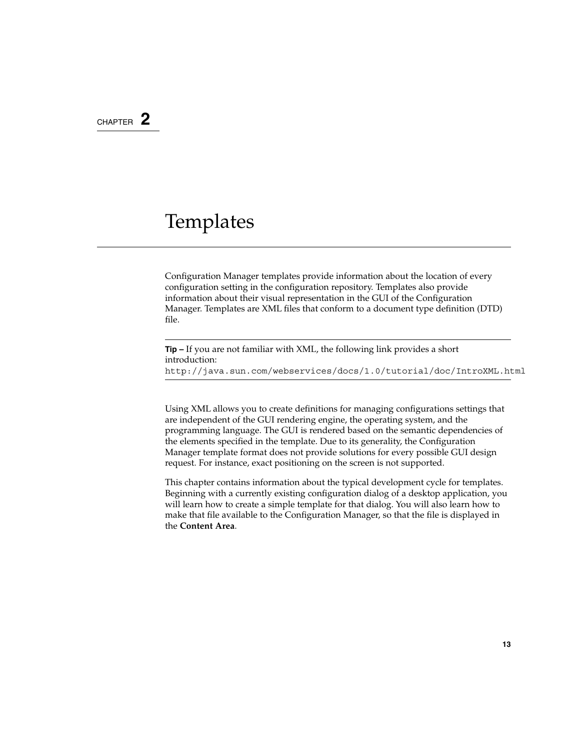# CHAPTER 2

# Templates

Configuration Manager templates provide information about the location of every configuration setting in the configuration repository. Templates also provide information about their visual representation in the GUI of the Configuration Manager. Templates are XML files that conform to a document type definition (DTD) file.

---

**Tip –** If you are not familiar with XML, the following link provides a short introduction:
`http://java.sun.com/webservices/docs/1.0/tutorial/doc/IntroXML.html`

---

Using XML allows you to create definitions for managing configurations settings that are independent of the GUI rendering engine, the operating system, and the programming language. The GUI is rendered based on the semantic dependencies of the elements specified in the template. Due to its generality, the Configuration Manager template format does not provide solutions for every possible GUI design request. For instance, exact positioning on the screen is not supported.

This chapter contains information about the typical development cycle for templates. Beginning with a currently existing configuration dialog of a desktop application, you will learn how to create a simple template for that dialog. You will also learn how to make that file available to the Configuration Manager, so that the file is displayed in the **Content Area**.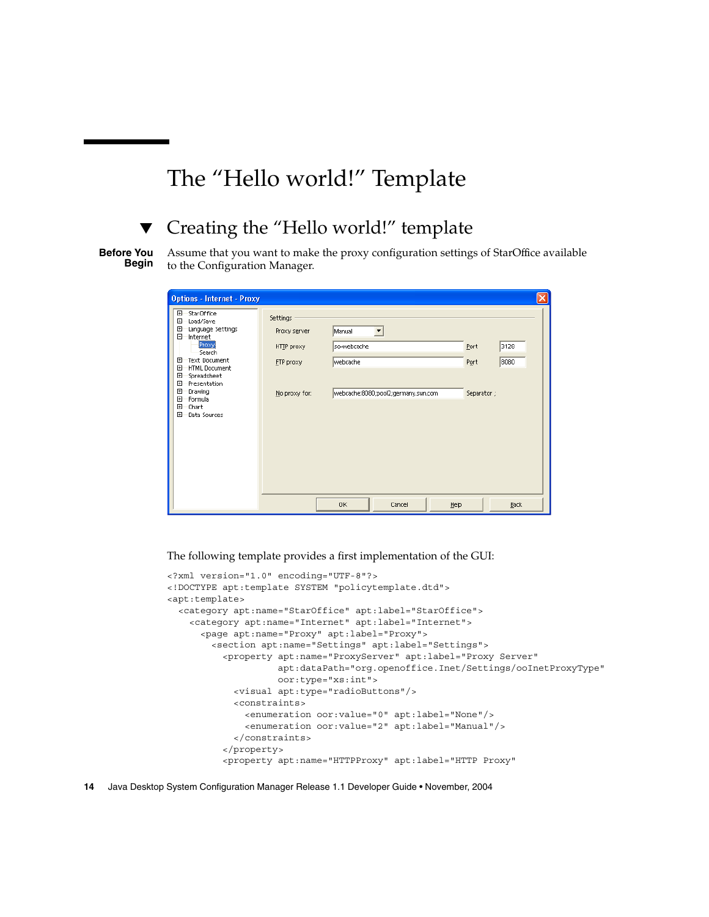# The "Hello world!" Template

## ▼ Creating the "Hello world!" template

**Before You Begin**

Assume that you want to make the proxy configuration settings of StarOffice available to the Configuration Manager.

The following template provides a first implementation of the GUI:

```
<?xml version="1.0" encoding="UTF-8"?>
<!DOCTYPE apt:template SYSTEM "policytemplate.dtd">
<apt:template>
  <category apt:name="StarOffice" apt:label="StarOffice">
    <category apt:name="Internet" apt:label="Internet">
      <page apt:name="Proxy" apt:label="Proxy">
        <section apt:name="Settings" apt:label="Settings">
          <property apt:name="ProxyServer" apt:label="Proxy Server"
                    apt:dataPath="org.openoffice.Inet/Settings/ooInetProxyType"
                    oor:type="xs:int">
            <visual apt:type="radioButtons"/>
            <constraints>
              <enumeration oor:value="0" apt:label="None"/>
              <enumeration oor:value="2" apt:label="Manual"/>
            </constraints>
          </property>
          <property apt:name="HTTPProxy" apt:label="HTTP Proxy"
```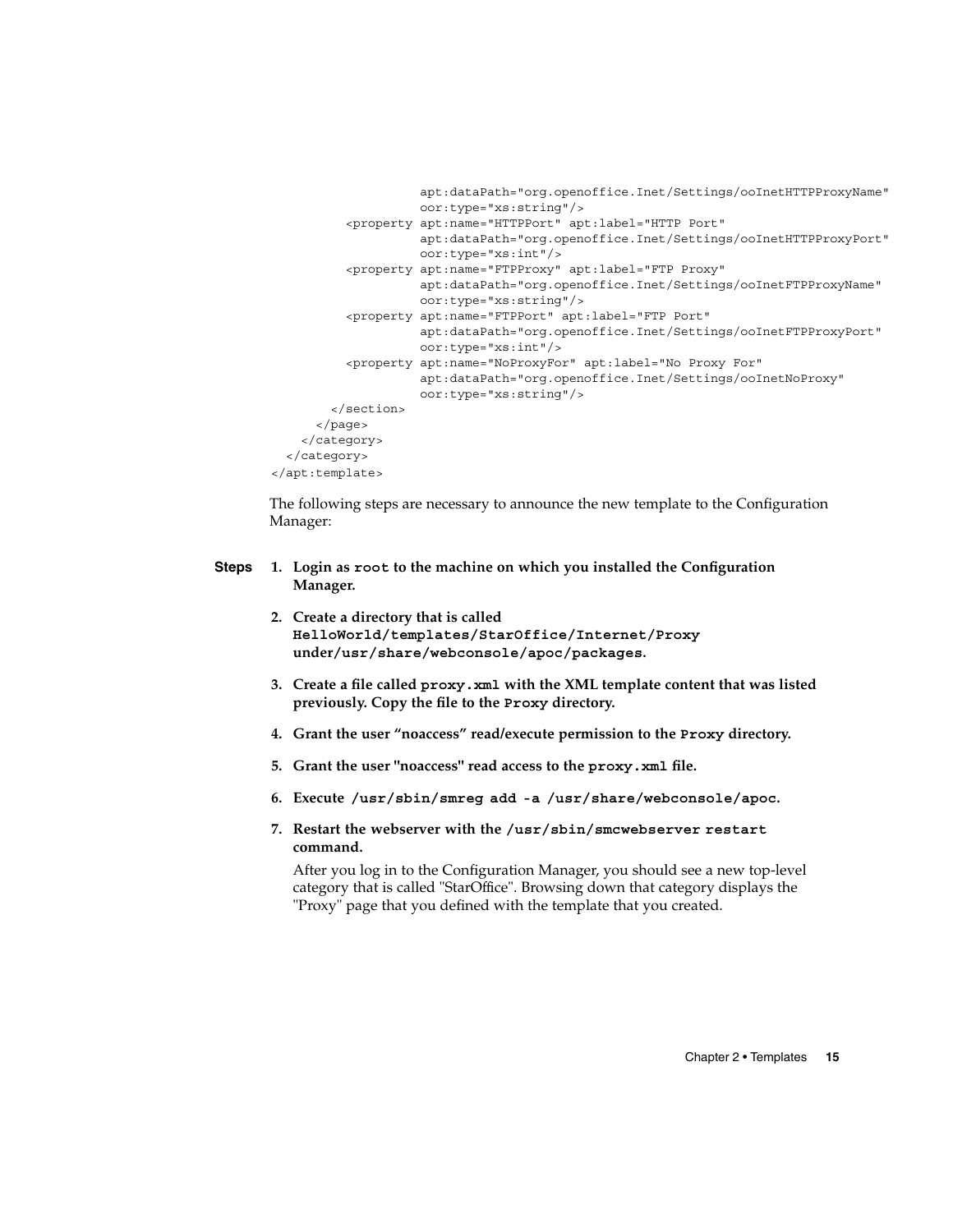```
                    apt:dataPath="org.openoffice.Inet/Settings/ooInetHTTPProxyName"
                    oor:type="xs:string"/>
          <property apt:name="HTTPPort" apt:label="HTTP Port"
                    apt:dataPath="org.openoffice.Inet/Settings/ooInetHTTPProxyPort"
                    oor:type="xs:int"/>
          <property apt:name="FTPProxy" apt:label="FTP Proxy"
                    apt:dataPath="org.openoffice.Inet/Settings/ooInetFTPProxyName"
                    oor:type="xs:string"/>
          <property apt:name="FTPPort" apt:label="FTP Port"
                    apt:dataPath="org.openoffice.Inet/Settings/ooInetFTPProxyPort"
                    oor:type="xs:int"/>
          <property apt:name="NoProxyFor" apt:label="No Proxy For"
                    apt:dataPath="org.openoffice.Inet/Settings/ooInetNoProxy"
                    oor:type="xs:string"/>
        </section>
      </page>
    </category>
  </category>
</apt:template>
```

The following steps are necessary to announce the new template to the Configuration Manager:

**Steps**

1. **Login as `root` to the machine on which you installed the Configuration Manager.**
2. **Create a directory that is called `HelloWorld/templates/StarOffice/Internet/Proxy` under`/usr/share/webconsole/apoc/packages`.**
3. **Create a file called `proxy.xml` with the XML template content that was listed previously. Copy the file to the `Proxy` directory.**
4. **Grant the user "noaccess" read/execute permission to the `Proxy` directory.**
5. **Grant the user "noaccess" read access to the `proxy.xml` file.**
6. **Execute `/usr/sbin/smreg add -a /usr/share/webconsole/apoc`.**
7. **Restart the webserver with the `/usr/sbin/smcwebserver restart` command.**

   After you log in to the Configuration Manager, you should see a new top-level category that is called "StarOffice". Browsing down that category displays the "Proxy" page that you defined with the template that you created.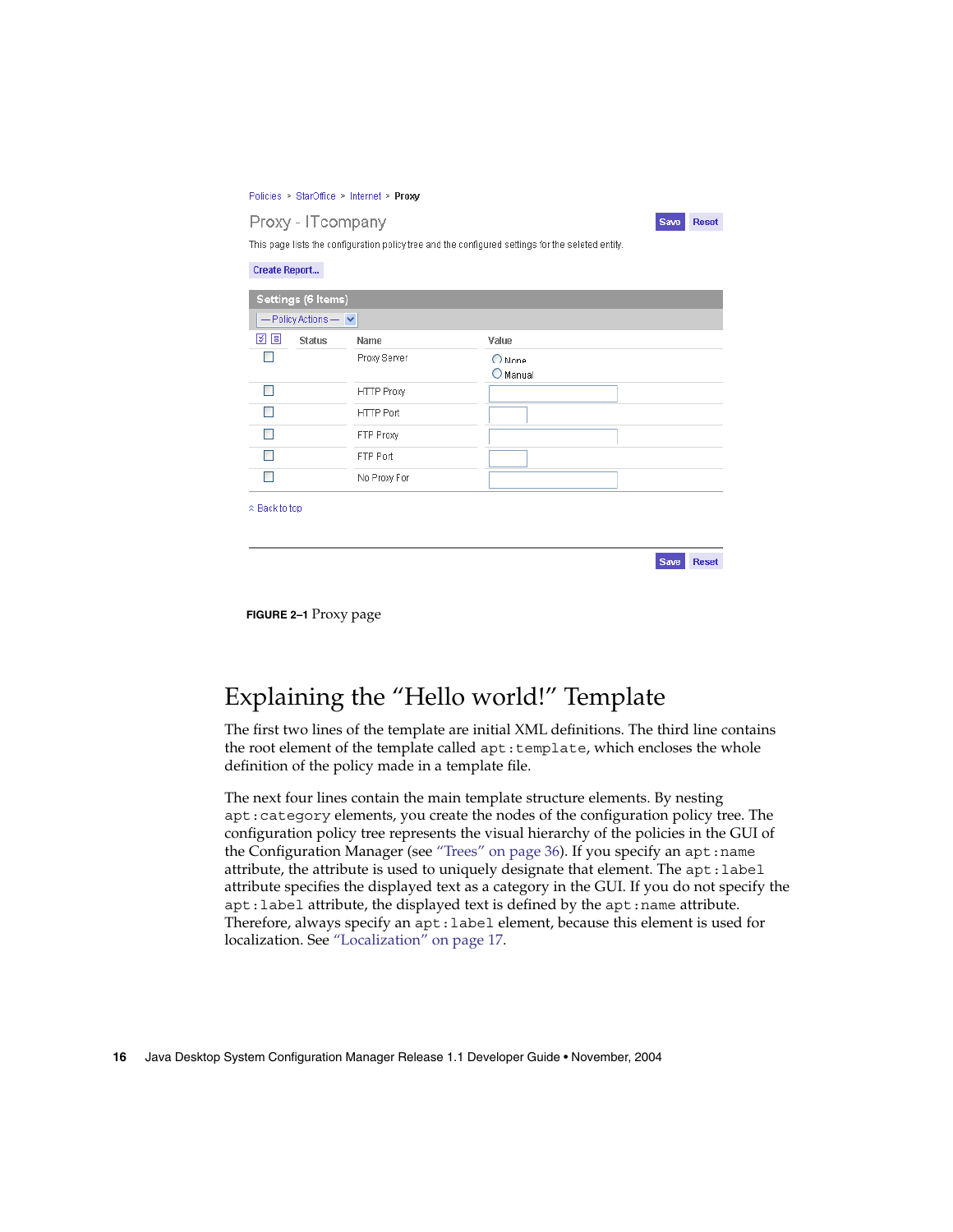Policies > StarOffice > Internet > **Proxy**

Proxy - ITcompany

Save Reset

This page lists the configuration policy tree and the configured settings for the seleted entity.

Create Report...

| Settings (6 Items) | | | |
|---|---|---|---|
| — Policy Actions — | | | |
| | Status | Name | Value |
| ☐ | | Proxy Server | ○ None ○ Manual |
| ☐ | | HTTP Proxy | |
| ☐ | | HTTP Port | |
| ☐ | | FTP Proxy | |
| ☐ | | FTP Port | |
| ☐ | | No Proxy For | |

Back to top

Save Reset

**FIGURE 2–1** Proxy page

## Explaining the "Hello world!" Template

The first two lines of the template are initial XML definitions. The third line contains the root element of the template called `apt:template`, which encloses the whole definition of the policy made in a template file.

The next four lines contain the main template structure elements. By nesting `apt:category` elements, you create the nodes of the configuration policy tree. The configuration policy tree represents the visual hierarchy of the policies in the GUI of the Configuration Manager (see "Trees" on page 36). If you specify an `apt:name` attribute, the attribute is used to uniquely designate that element. The `apt:label` attribute specifies the displayed text as a category in the GUI. If you do not specify the `apt:label` attribute, the displayed text is defined by the `apt:name` attribute. Therefore, always specify an `apt:label` element, because this element is used for localization. See "Localization" on page 17.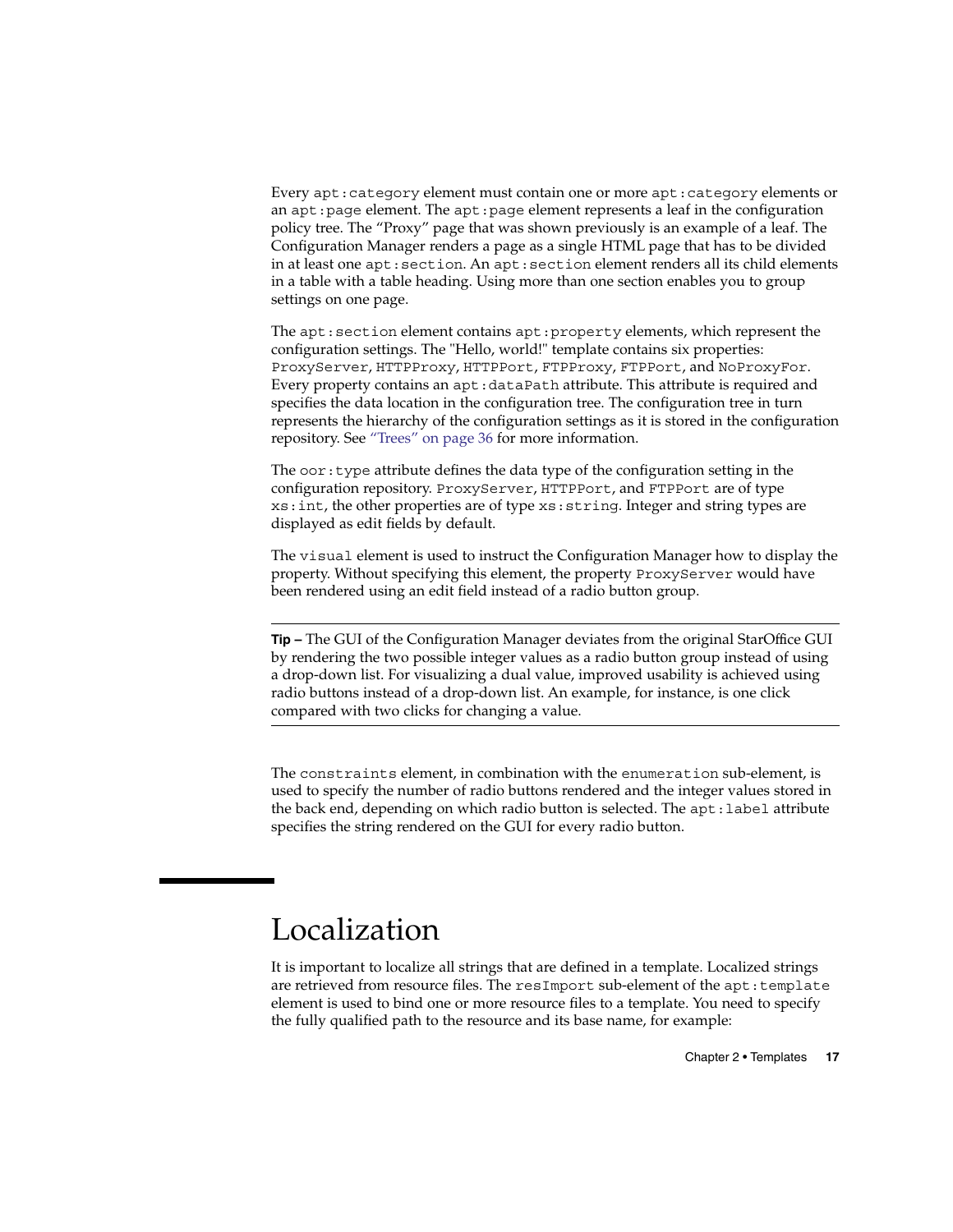Every `apt:category` element must contain one or more `apt:category` elements or an `apt:page` element. The `apt:page` element represents a leaf in the configuration policy tree. The “Proxy” page that was shown previously is an example of a leaf. The Configuration Manager renders a page as a single HTML page that has to be divided in at least one `apt:section`. An `apt:section` element renders all its child elements in a table with a table heading. Using more than one section enables you to group settings on one page.

The `apt:section` element contains `apt:property` elements, which represent the configuration settings. The "Hello, world!" template contains six properties: `ProxyServer`, `HTTPProxy`, `HTTPPort`, `FTPProxy`, `FTPPort`, and `NoProxyFor`. Every property contains an `apt:dataPath` attribute. This attribute is required and specifies the data location in the configuration tree. The configuration tree in turn represents the hierarchy of the configuration settings as it is stored in the configuration repository. See “Trees” on page 36 for more information.

The `oor:type` attribute defines the data type of the configuration setting in the configuration repository. `ProxyServer`, `HTTPPort`, and `FTPPort` are of type `xs:int`, the other properties are of type `xs:string`. Integer and string types are displayed as edit fields by default.

The `visual` element is used to instruct the Configuration Manager how to display the property. Without specifying this element, the property `ProxyServer` would have been rendered using an edit field instead of a radio button group.

---

**Tip –** The GUI of the Configuration Manager deviates from the original StarOffice GUI by rendering the two possible integer values as a radio button group instead of using a drop-down list. For visualizing a dual value, improved usability is achieved using radio buttons instead of a drop-down list. An example, for instance, is one click compared with two clicks for changing a value.

---

The `constraints` element, in combination with the `enumeration` sub-element, is used to specify the number of radio buttons rendered and the integer values stored in the back end, depending on which radio button is selected. The `apt:label` attribute specifies the string rendered on the GUI for every radio button.

# Localization

It is important to localize all strings that are defined in a template. Localized strings are retrieved from resource files. The `resImport` sub-element of the `apt:template` element is used to bind one or more resource files to a template. You need to specify the fully qualified path to the resource and its base name, for example: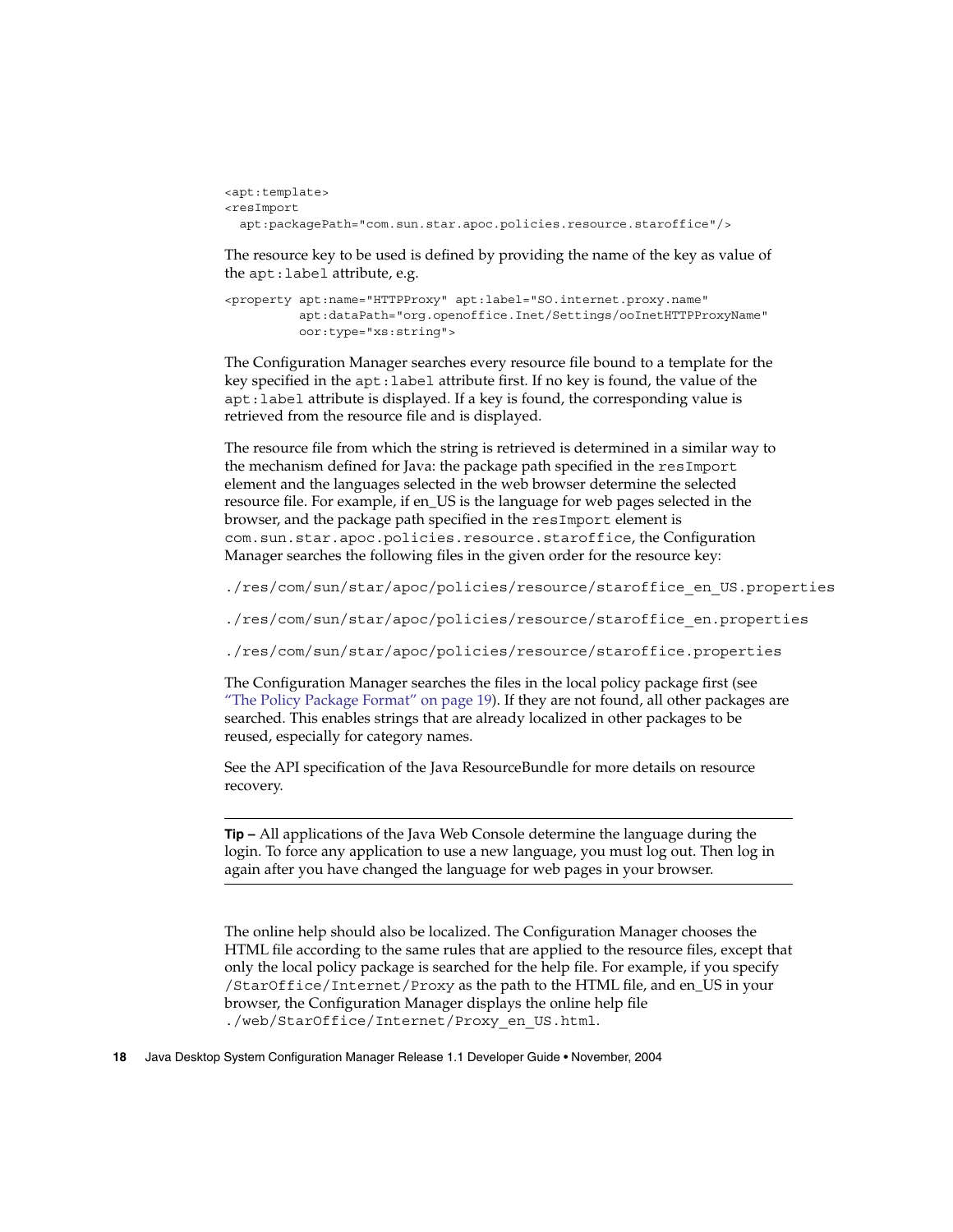```
<apt:template>
<resImport
  apt:packagePath="com.sun.star.apoc.policies.resource.staroffice"/>
```

The resource key to be used is defined by providing the name of the key as value of the `apt:label` attribute, e.g.

```
<property apt:name="HTTPProxy" apt:label="SO.internet.proxy.name"
          apt:dataPath="org.openoffice.Inet/Settings/ooInetHTTPProxyName"
          oor:type="xs:string">
```

The Configuration Manager searches every resource file bound to a template for the key specified in the `apt:label` attribute first. If no key is found, the value of the `apt:label` attribute is displayed. If a key is found, the corresponding value is retrieved from the resource file and is displayed.

The resource file from which the string is retrieved is determined in a similar way to the mechanism defined for Java: the package path specified in the `resImport` element and the languages selected in the web browser determine the selected resource file. For example, if en_US is the language for web pages selected in the browser, and the package path specified in the `resImport` element is `com.sun.star.apoc.policies.resource.staroffice`, the Configuration Manager searches the following files in the given order for the resource key:

`./res/com/sun/star/apoc/policies/resource/staroffice_en_US.properties`

`./res/com/sun/star/apoc/policies/resource/staroffice_en.properties`

`./res/com/sun/star/apoc/policies/resource/staroffice.properties`

The Configuration Manager searches the files in the local policy package first (see "The Policy Package Format" on page 19). If they are not found, all other packages are searched. This enables strings that are already localized in other packages to be reused, especially for category names.

See the API specification of the Java ResourceBundle for more details on resource recovery.

---

**Tip –** All applications of the Java Web Console determine the language during the login. To force any application to use a new language, you must log out. Then log in again after you have changed the language for web pages in your browser.

---

The online help should also be localized. The Configuration Manager chooses the HTML file according to the same rules that are applied to the resource files, except that only the local policy package is searched for the help file. For example, if you specify `/StarOffice/Internet/Proxy` as the path to the HTML file, and en_US in your browser, the Configuration Manager displays the online help file `./web/StarOffice/Internet/Proxy_en_US.html`.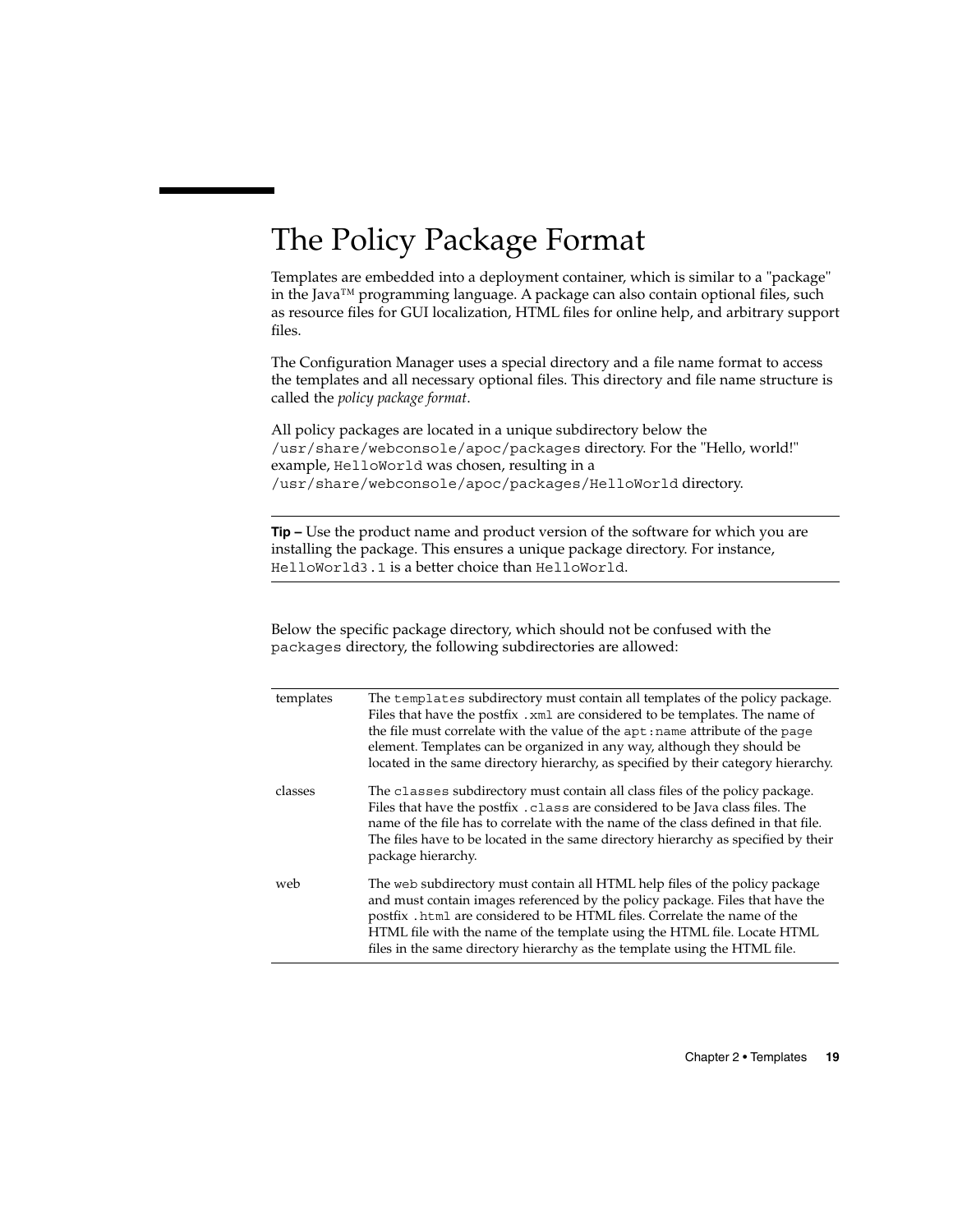# The Policy Package Format

Templates are embedded into a deployment container, which is similar to a "package" in the Java™ programming language. A package can also contain optional files, such as resource files for GUI localization, HTML files for online help, and arbitrary support files.

The Configuration Manager uses a special directory and a file name format to access the templates and all necessary optional files. This directory and file name structure is called the *policy package format*.

All policy packages are located in a unique subdirectory below the `/usr/share/webconsole/apoc/packages` directory. For the "Hello, world!" example, `HelloWorld` was chosen, resulting in a `/usr/share/webconsole/apoc/packages/HelloWorld` directory.

---

**Tip –** Use the product name and product version of the software for which you are installing the package. This ensures a unique package directory. For instance, `HelloWorld3.1` is a better choice than `HelloWorld`.

---

Below the specific package directory, which should not be confused with the `packages` directory, the following subdirectories are allowed:

| | |
|---|---|
| templates | The `templates` subdirectory must contain all templates of the policy package. Files that have the postfix `.xml` are considered to be templates. The name of the file must correlate with the value of the `apt:name` attribute of the `page` element. Templates can be organized in any way, although they should be located in the same directory hierarchy, as specified by their category hierarchy. |
| classes | The `classes` subdirectory must contain all class files of the policy package. Files that have the postfix `.class` are considered to be Java class files. The name of the file has to correlate with the name of the class defined in that file. The files have to be located in the same directory hierarchy as specified by their package hierarchy. |
| web | The `web` subdirectory must contain all HTML help files of the policy package and must contain images referenced by the policy package. Files that have the postfix `.html` are considered to be HTML files. Correlate the name of the HTML file with the name of the template using the HTML file. Locate HTML files in the same directory hierarchy as the template using the HTML file. |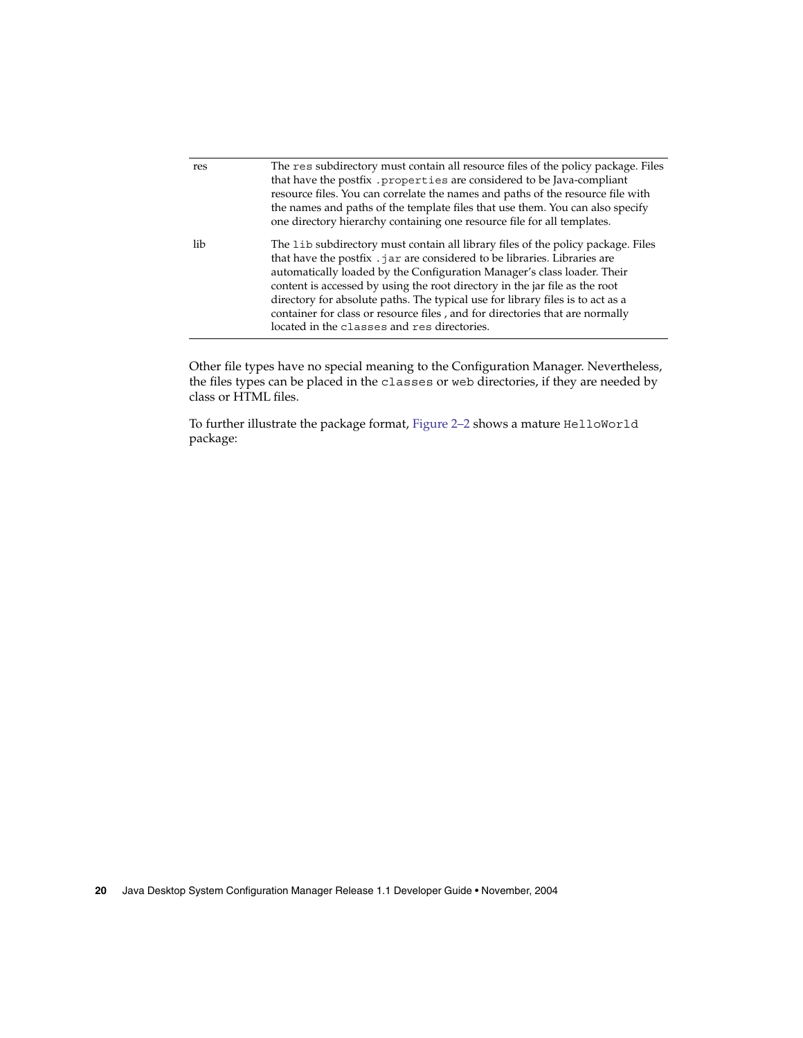| | |
|---|---|
| res | The `res` subdirectory must contain all resource files of the policy package. Files that have the postfix `.properties` are considered to be Java-compliant resource files. You can correlate the names and paths of the resource file with the names and paths of the template files that use them. You can also specify one directory hierarchy containing one resource file for all templates. |
| lib | The `lib` subdirectory must contain all library files of the policy package. Files that have the postfix `.jar` are considered to be libraries. Libraries are automatically loaded by the Configuration Manager's class loader. Their content is accessed by using the root directory in the jar file as the root directory for absolute paths. The typical use for library files is to act as a container for class or resource files , and for directories that are normally located in the `classes` and `res` directories. |

Other file types have no special meaning to the Configuration Manager. Nevertheless, the files types can be placed in the `classes` or `web` directories, if they are needed by class or HTML files.

To further illustrate the package format, Figure 2–2 shows a mature `HelloWorld` package: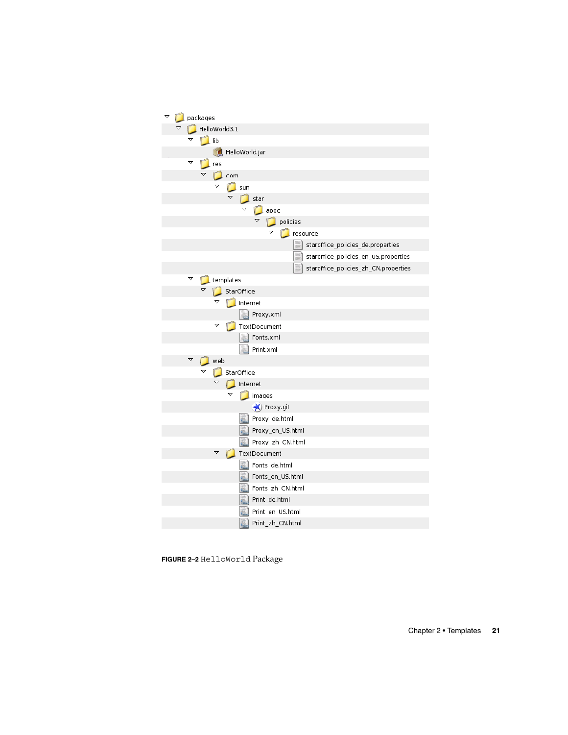```
packages
  HelloWorld3.1
    lib
      HelloWorld.jar
    res
      com
        sun
          star
            apoc
              policies
                resource
                  staroffice_policies_de.properties
                  staroffice_policies_en_US.properties
                  staroffice_policies_zh_CN.properties
    templates
      StarOffice
        Internet
          Proxy.xml
        TextDocument
          Fonts.xml
          Print.xml
    web
      StarOffice
        Internet
          images
            Proxy.gif
          Proxy_de.html
          Proxy_en_US.html
          Proxy_zh_CN.html
        TextDocument
          Fonts_de.html
          Fonts_en_US.html
          Fonts_zh_CN.html
          Print_de.html
          Print_en_US.html
          Print_zh_CN.html
```

**FIGURE 2–2** `HelloWorld` Package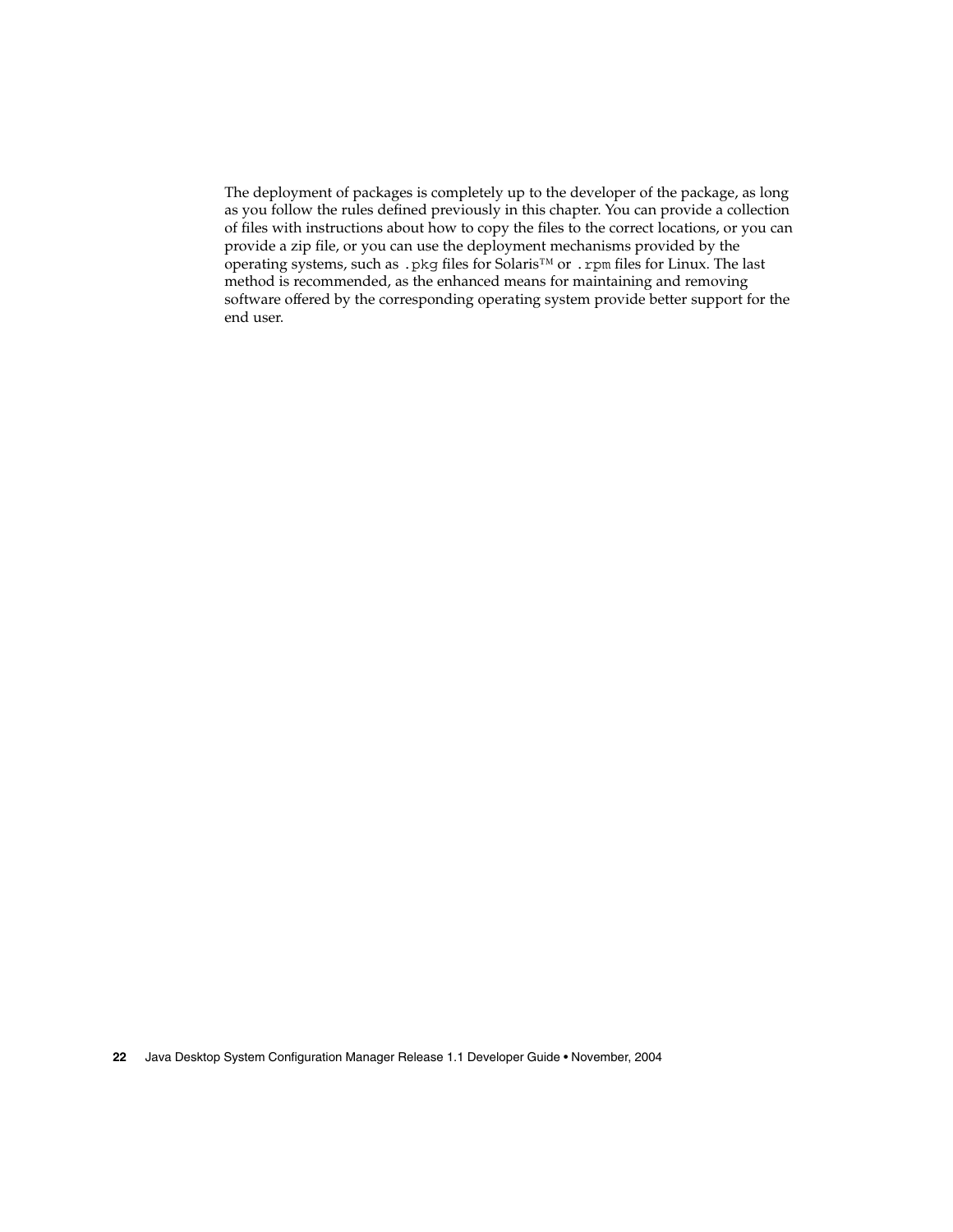The deployment of packages is completely up to the developer of the package, as long as you follow the rules defined previously in this chapter. You can provide a collection of files with instructions about how to copy the files to the correct locations, or you can provide a zip file, or you can use the deployment mechanisms provided by the operating systems, such as `.pkg` files for Solaris™ or `.rpm` files for Linux. The last method is recommended, as the enhanced means for maintaining and removing software offered by the corresponding operating system provide better support for the end user.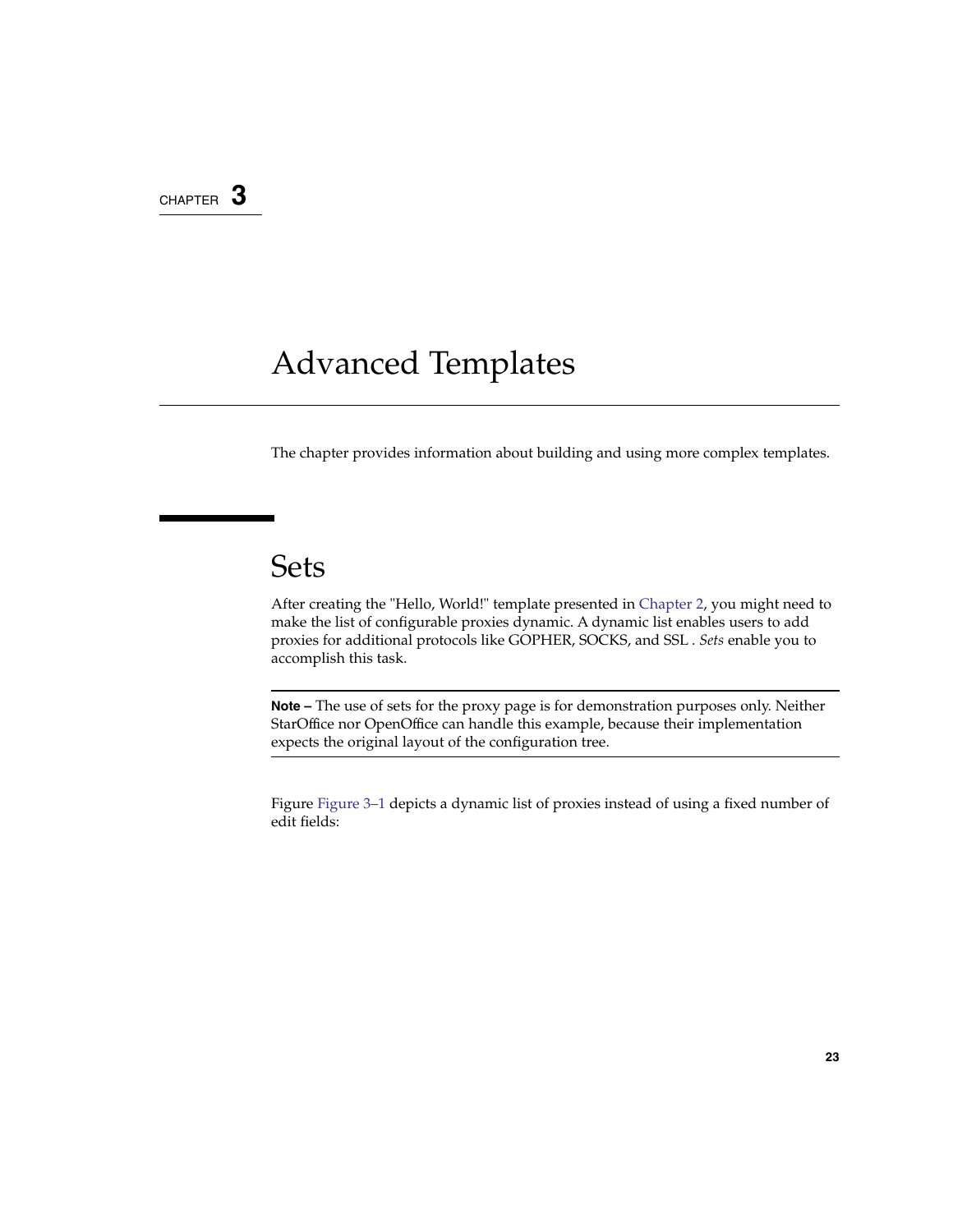CHAPTER 3

# Advanced Templates

The chapter provides information about building and using more complex templates.

## Sets

After creating the "Hello, World!" template presented in Chapter 2, you might need to make the list of configurable proxies dynamic. A dynamic list enables users to add proxies for additional protocols like GOPHER, SOCKS, and SSL . *Sets* enable you to accomplish this task.

**Note –** The use of sets for the proxy page is for demonstration purposes only. Neither StarOffice nor OpenOffice can handle this example, because their implementation expects the original layout of the configuration tree.

Figure Figure 3–1 depicts a dynamic list of proxies instead of using a fixed number of edit fields: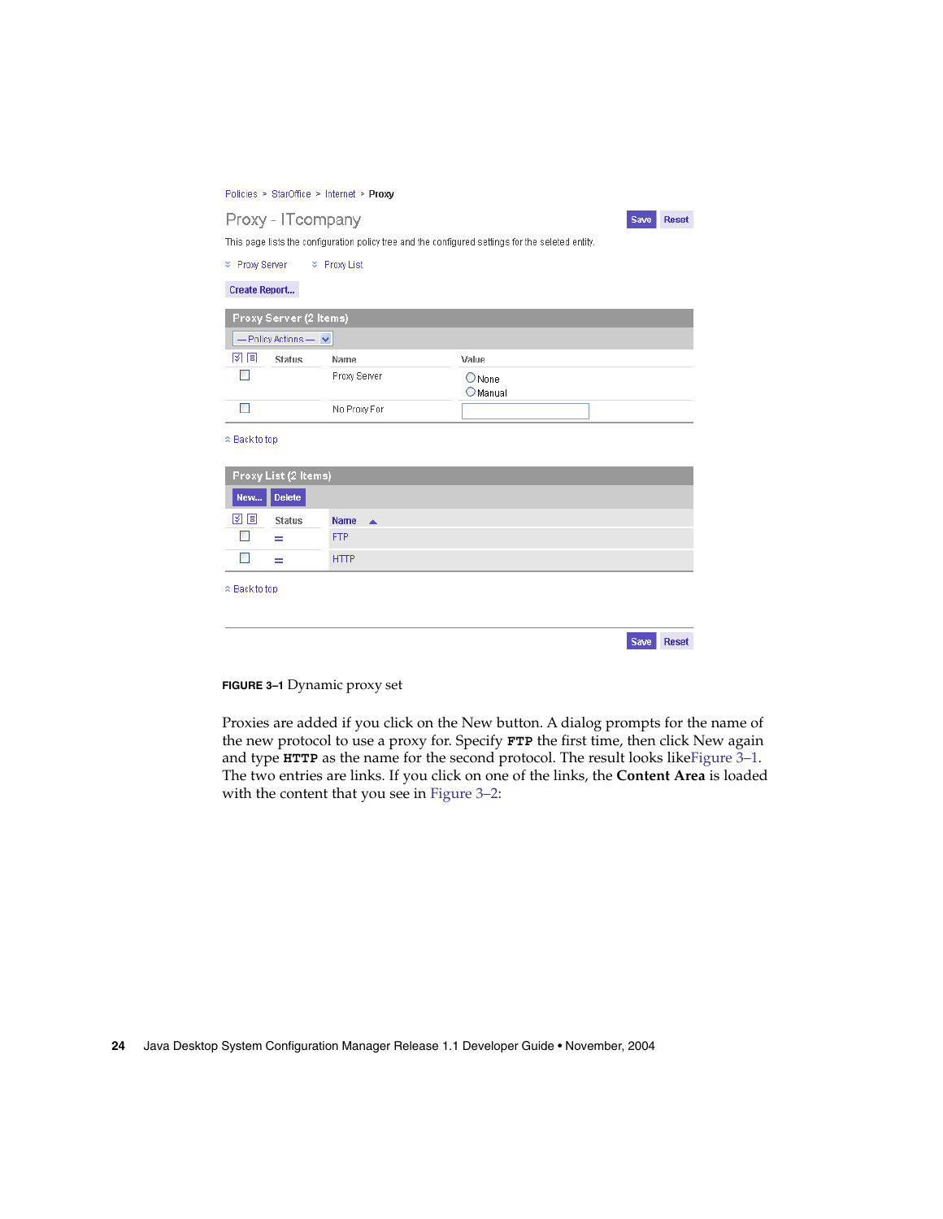Policies > StarOffice > Internet > Proxy

Proxy - ITcompany

Save Reset

This page lists the configuration policy tree and the configured settings for the seleted entity.

Proxy Server    Proxy List

Create Report...

**Proxy Server (2 Items)**

— Policy Actions —

| | Status | Name | Value |
|---|---|---|---|
| ☐ | | Proxy Server | ○ None ○ Manual |
| ☐ | | No Proxy For | |

Back to top

**Proxy List (2 Items)**

New... Delete

| | Status | Name |
|---|---|---|
| ☐ | = | FTP |
| ☐ | = | HTTP |

Back to top

Save Reset

**FIGURE 3–1** Dynamic proxy set

Proxies are added if you click on the New button. A dialog prompts for the name of the new protocol to use a proxy for. Specify **`FTP`** the first time, then click New again and type **`HTTP`** as the name for the second protocol. The result looks likeFigure 3–1. The two entries are links. If you click on one of the links, the **Content Area** is loaded with the content that you see in Figure 3–2: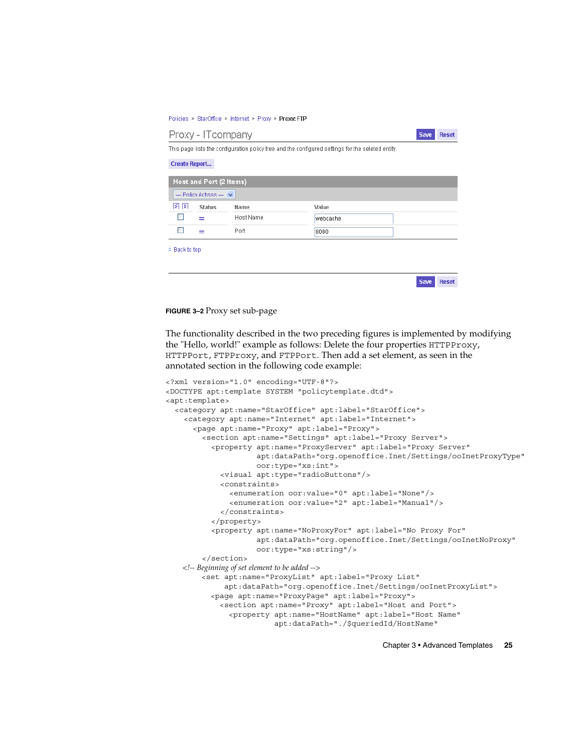Policies > StarOffice > Internet > Proxy > Proxy: FTP

Proxy - ITcompany

This page lists the configuration policy tree and the configured settings for the seleted entity.

Create Report...

Host and Port (2 Items)

— Policy Actions —

| | Status | Name | Value |
|---|---|---|---|
| ☐ | = | Host Name | webcache |
| ☐ | = | Port | 8080 |

Back to top

Save Reset

**FIGURE 3–2** Proxy set sub-page

The functionality described in the two preceding figures is implemented by modifying the "Hello, world!" example as follows: Delete the four properties `HTTPProxy`, `HTTPPort`, `FTPProxy`, and `FTPPort`. Then add a set element, as seen in the annotated section in the following code example:

```
<?xml version="1.0" encoding="UTF-8"?>
<DOCTYPE apt:template SYSTEM "policytemplate.dtd">
<apt:template>
  <category apt:name="StarOffice" apt:label="StarOffice">
    <category apt:name="Internet" apt:label="Internet">
      <page apt:name="Proxy" apt:label="Proxy">
        <section apt:name="Settings" apt:label="Proxy Server">
          <property apt:name="ProxyServer" apt:label="Proxy Server"
                    apt:dataPath="org.openoffice.Inet/Settings/ooInetProxyType"
                    oor:type="xs:int">
            <visual apt:type="radioButtons"/>
            <constraints>
              <enumeration oor:value="0" apt:label="None"/>
              <enumeration oor:value="2" apt:label="Manual"/>
            </constraints>
          </property>
          <property apt:name="NoProxyFor" apt:label="No Proxy For"
                    apt:dataPath="org.openoffice.Inet/Settings/ooInetNoProxy"
                    oor:type="xs:string"/>
        </section>
    <!-- Beginning of set element to be added -->
        <set apt:name="ProxyList" apt:label="Proxy List"
             apt:dataPath="org.openoffice.Inet/Settings/ooInetProxyList">
          <page apt:name="ProxyPage" apt:label="Proxy">
            <section apt:name="Proxy" apt:label="Host and Port">
              <property apt:name="HostName" apt:label="Host Name"
                        apt:dataPath="./$queriedId/HostName"
```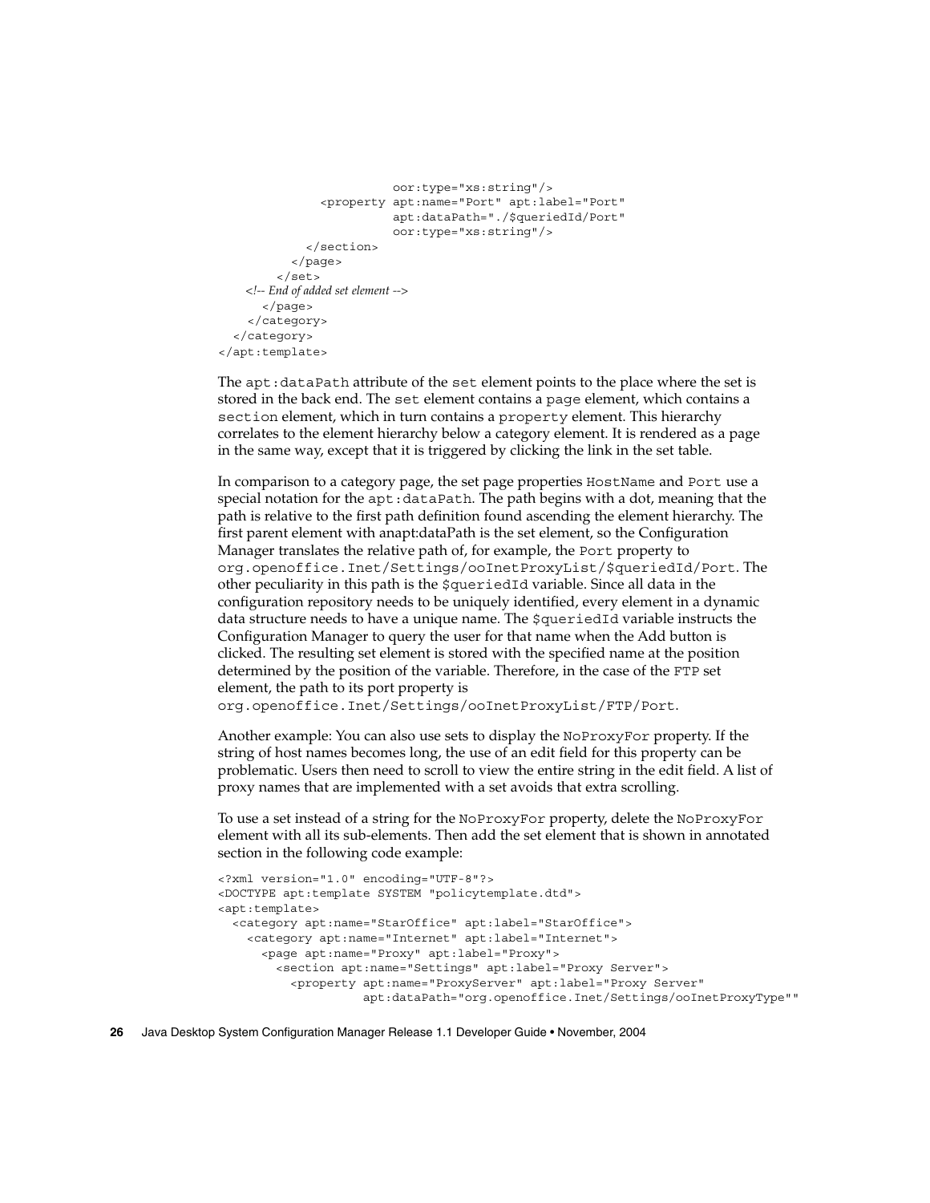```
                    oor:type="xs:string"/>
          <property apt:name="Port" apt:label="Port"
                    apt:dataPath="./$queriedId/Port"
                    oor:type="xs:string"/>
        </section>
      </page>
    </set>
  <!-- End of added set element -->
    </page>
  </category>
</category>
</apt:template>
```

The `apt:dataPath` attribute of the `set` element points to the place where the set is stored in the back end. The `set` element contains a `page` element, which contains a `section` element, which in turn contains a `property` element. This hierarchy correlates to the element hierarchy below a category element. It is rendered as a page in the same way, except that it is triggered by clicking the link in the set table.

In comparison to a category page, the set page properties `HostName` and `Port` use a special notation for the `apt:dataPath`. The path begins with a dot, meaning that the path is relative to the first path definition found ascending the element hierarchy. The first parent element with anapt:dataPath is the set element, so the Configuration Manager translates the relative path of, for example, the `Port` property to `org.openoffice.Inet/Settings/ooInetProxyList/$queriedId/Port`. The other peculiarity in this path is the `$queriedId` variable. Since all data in the configuration repository needs to be uniquely identified, every element in a dynamic data structure needs to have a unique name. The `$queriedId` variable instructs the Configuration Manager to query the user for that name when the Add button is clicked. The resulting set element is stored with the specified name at the position determined by the position of the variable. Therefore, in the case of the `FTP` set element, the path to its port property is `org.openoffice.Inet/Settings/ooInetProxyList/FTP/Port`.

Another example: You can also use sets to display the `NoProxyFor` property. If the string of host names becomes long, the use of an edit field for this property can be problematic. Users then need to scroll to view the entire string in the edit field. A list of proxy names that are implemented with a set avoids that extra scrolling.

To use a set instead of a string for the `NoProxyFor` property, delete the `NoProxyFor` element with all its sub-elements. Then add the set element that is shown in annotated section in the following code example:

```
<?xml version="1.0" encoding="UTF-8"?>
<DOCTYPE apt:template SYSTEM "policytemplate.dtd">
<apt:template>
  <category apt:name="StarOffice" apt:label="StarOffice">
    <category apt:name="Internet" apt:label="Internet">
      <page apt:name="Proxy" apt:label="Proxy">
        <section apt:name="Settings" apt:label="Proxy Server">
          <property apt:name="ProxyServer" apt:label="Proxy Server"
                    apt:dataPath="org.openoffice.Inet/Settings/ooInetProxyType""
```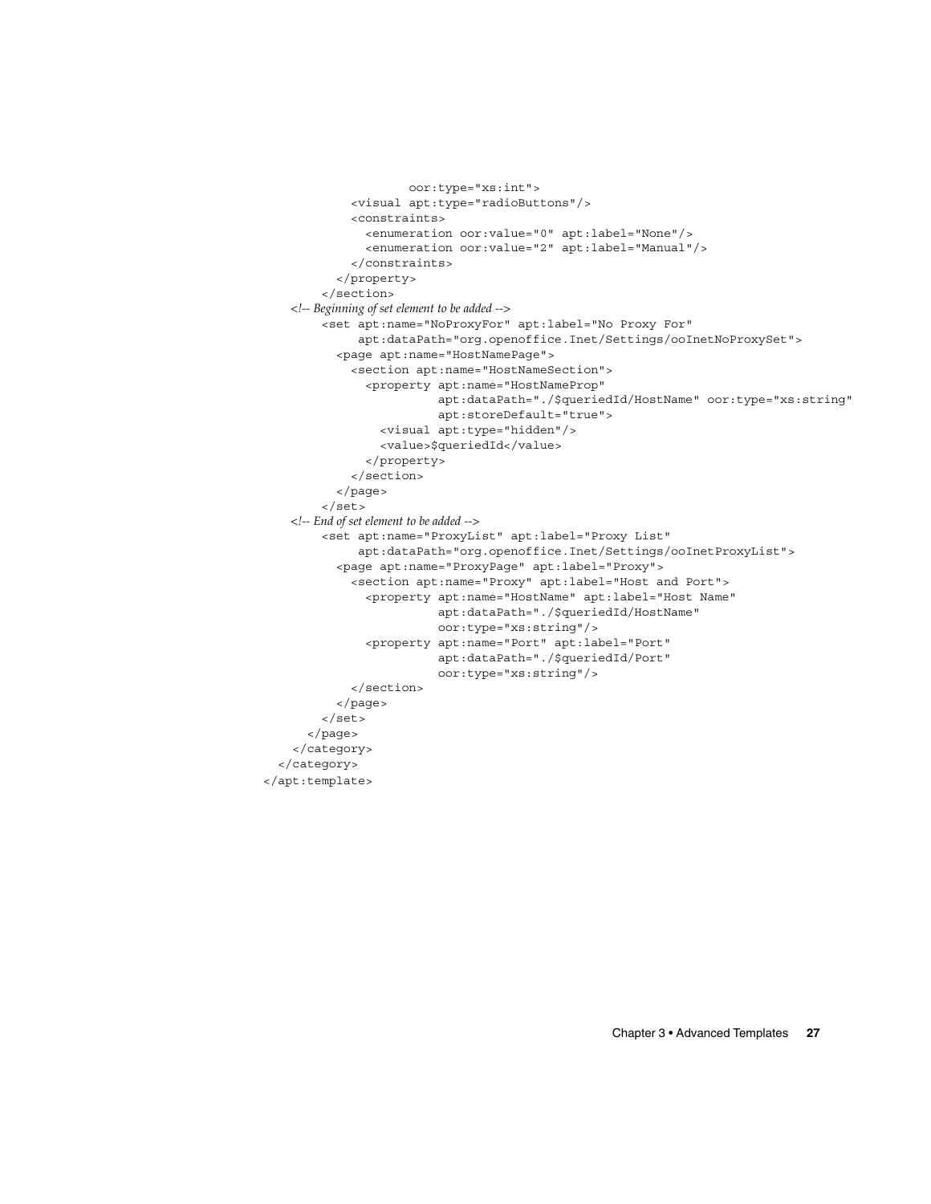```
                    oor:type="xs:int">
          <visual apt:type="radioButtons"/>
          <constraints>
            <enumeration oor:value="0" apt:label="None"/>
            <enumeration oor:value="2" apt:label="Manual"/>
          </constraints>
        </property>
      </section>
<!-- Beginning of set element to be added -->
      <set apt:name="NoProxyFor" apt:label="No Proxy For"
           apt:dataPath="org.openoffice.Inet/Settings/ooInetNoProxySet">
        <page apt:name="HostNamePage">
          <section apt:name="HostNameSection">
            <property apt:name="HostNameProp"
                      apt:dataPath="./$queriedId/HostName" oor:type="xs:string"
                      apt:storeDefault="true">
              <visual apt:type="hidden"/>
              <value>$queriedId</value>
            </property>
          </section>
        </page>
      </set>
<!-- End of set element to be added -->
      <set apt:name="ProxyList" apt:label="Proxy List"
           apt:dataPath="org.openoffice.Inet/Settings/ooInetProxyList">
        <page apt:name="ProxyPage" apt:label="Proxy">
          <section apt:name="Proxy" apt:label="Host and Port">
            <property apt:name="HostName" apt:label="Host Name"
                      apt:dataPath="./$queriedId/HostName"
                      oor:type="xs:string"/>
            <property apt:name="Port" apt:label="Port"
                      apt:dataPath="./$queriedId/Port"
                      oor:type="xs:string"/>
          </section>
        </page>
      </set>
    </page>
  </category>
</category>
</apt:template>
```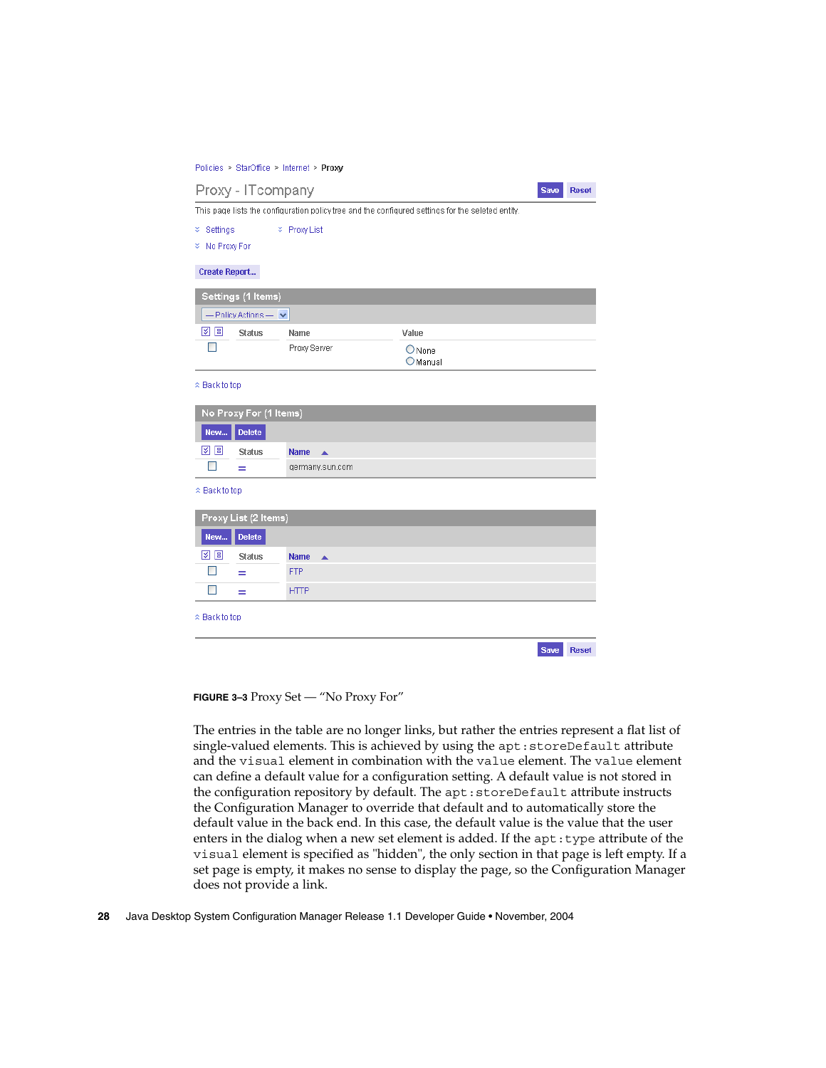Policies > StarOffice > Internet > Proxy

Proxy - ITcompany

Save Reset

This page lists the configuration policy tree and the configured settings for the selected entity.

Settings Proxy List

No Proxy For

Create Report...

**Settings (1 Items)**

— Policy Actions —

| | Status | Name | Value |
|---|---|---|---|
| ☐ | | Proxy Server | ○ None ○ Manual |

Back to top

**No Proxy For (1 Items)**

New... Delete

| | Status | Name |
|---|---|---|
| ☐ | = | germany.sun.com |

Back to top

**Proxy List (2 Items)**

New... Delete

| | Status | Name |
|---|---|---|
| ☐ | = | FTP |
| ☐ | = | HTTP |

Back to top

Save Reset

**FIGURE 3–3** Proxy Set — "No Proxy For"

The entries in the table are no longer links, but rather the entries represent a flat list of single-valued elements. This is achieved by using the `apt:storeDefault` attribute and the `visual` element in combination with the `value` element. The `value` element can define a default value for a configuration setting. A default value is not stored in the configuration repository by default. The `apt:storeDefault` attribute instructs the Configuration Manager to override that default and to automatically store the default value in the back end. In this case, the default value is the value that the user enters in the dialog when a new set element is added. If the `apt:type` attribute of the `visual` element is specified as "hidden", the only section in that page is left empty. If a set page is empty, it makes no sense to display the page, so the Configuration Manager does not provide a link.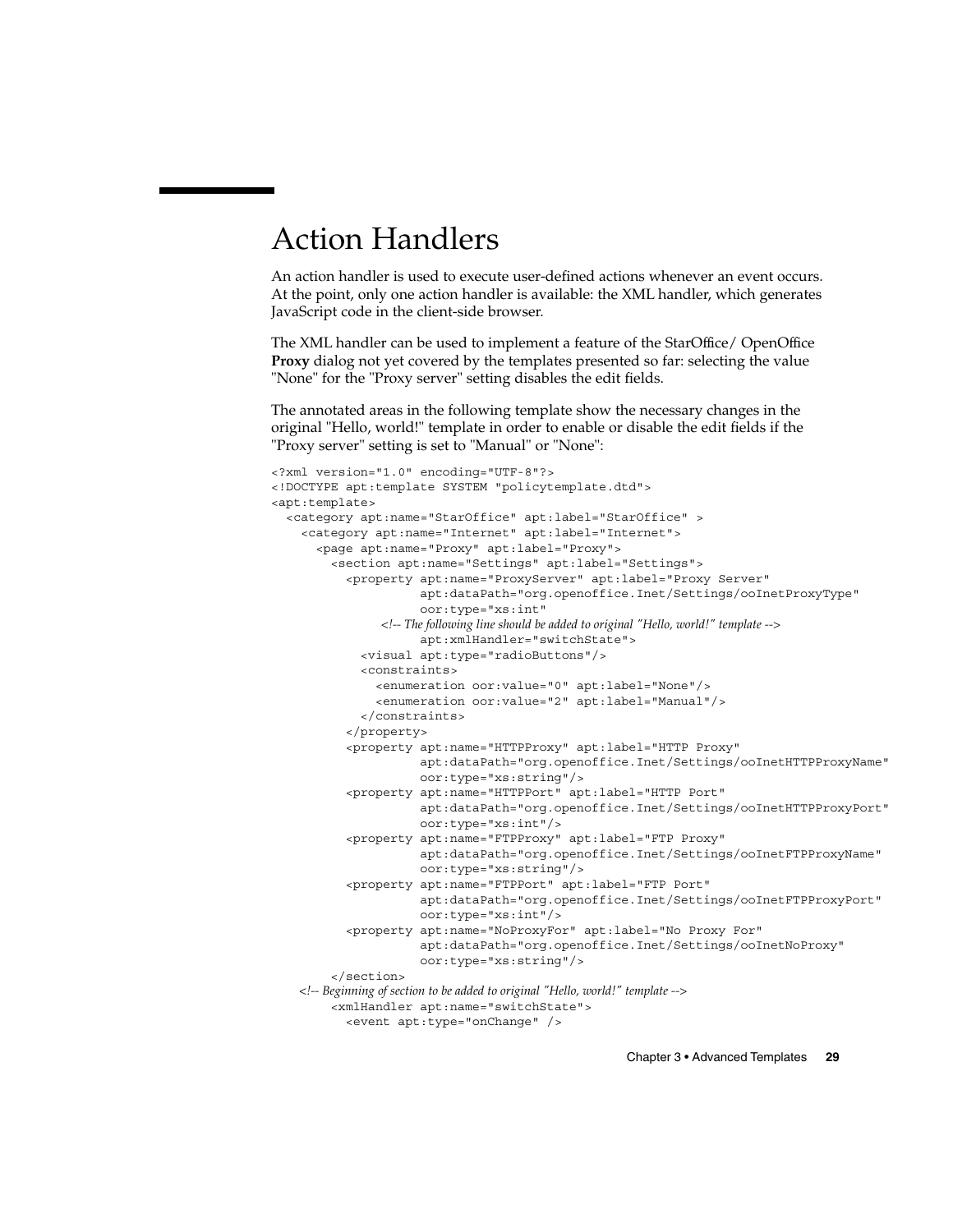# Action Handlers

An action handler is used to execute user-defined actions whenever an event occurs. At the point, only one action handler is available: the XML handler, which generates JavaScript code in the client-side browser.

The XML handler can be used to implement a feature of the StarOffice/ OpenOffice **Proxy** dialog not yet covered by the templates presented so far: selecting the value "None" for the "Proxy server" setting disables the edit fields.

The annotated areas in the following template show the necessary changes in the original "Hello, world!" template in order to enable or disable the edit fields if the "Proxy server" setting is set to "Manual" or "None":

```
<?xml version="1.0" encoding="UTF-8"?>
<!DOCTYPE apt:template SYSTEM "policytemplate.dtd">
<apt:template>
  <category apt:name="StarOffice" apt:label="StarOffice" >
    <category apt:name="Internet" apt:label="Internet">
      <page apt:name="Proxy" apt:label="Proxy">
        <section apt:name="Settings" apt:label="Settings">
          <property apt:name="ProxyServer" apt:label="Proxy Server"
                    apt:dataPath="org.openoffice.Inet/Settings/ooInetProxyType"
                    oor:type="xs:int"
               <!-- The following line should be added to original "Hello, world!" template -->
                    apt:xmlHandler="switchState">
            <visual apt:type="radioButtons"/>
            <constraints>
              <enumeration oor:value="0" apt:label="None"/>
              <enumeration oor:value="2" apt:label="Manual"/>
            </constraints>
          </property>
          <property apt:name="HTTPProxy" apt:label="HTTP Proxy"
                    apt:dataPath="org.openoffice.Inet/Settings/ooInetHTTPProxyName"
                    oor:type="xs:string"/>
          <property apt:name="HTTPPort" apt:label="HTTP Port"
                    apt:dataPath="org.openoffice.Inet/Settings/ooInetHTTPProxyPort"
                    oor:type="xs:int"/>
          <property apt:name="FTPProxy" apt:label="FTP Proxy"
                    apt:dataPath="org.openoffice.Inet/Settings/ooInetFTPProxyName"
                    oor:type="xs:string"/>
          <property apt:name="FTPPort" apt:label="FTP Port"
                    apt:dataPath="org.openoffice.Inet/Settings/ooInetFTPProxyPort"
                    oor:type="xs:int"/>
          <property apt:name="NoProxyFor" apt:label="No Proxy For"
                    apt:dataPath="org.openoffice.Inet/Settings/ooInetNoProxy"
                    oor:type="xs:string"/>
        </section>
    <!-- Beginning of section to be added to original "Hello, world!" template -->
        <xmlHandler apt:name="switchState">
          <event apt:type="onChange" />
```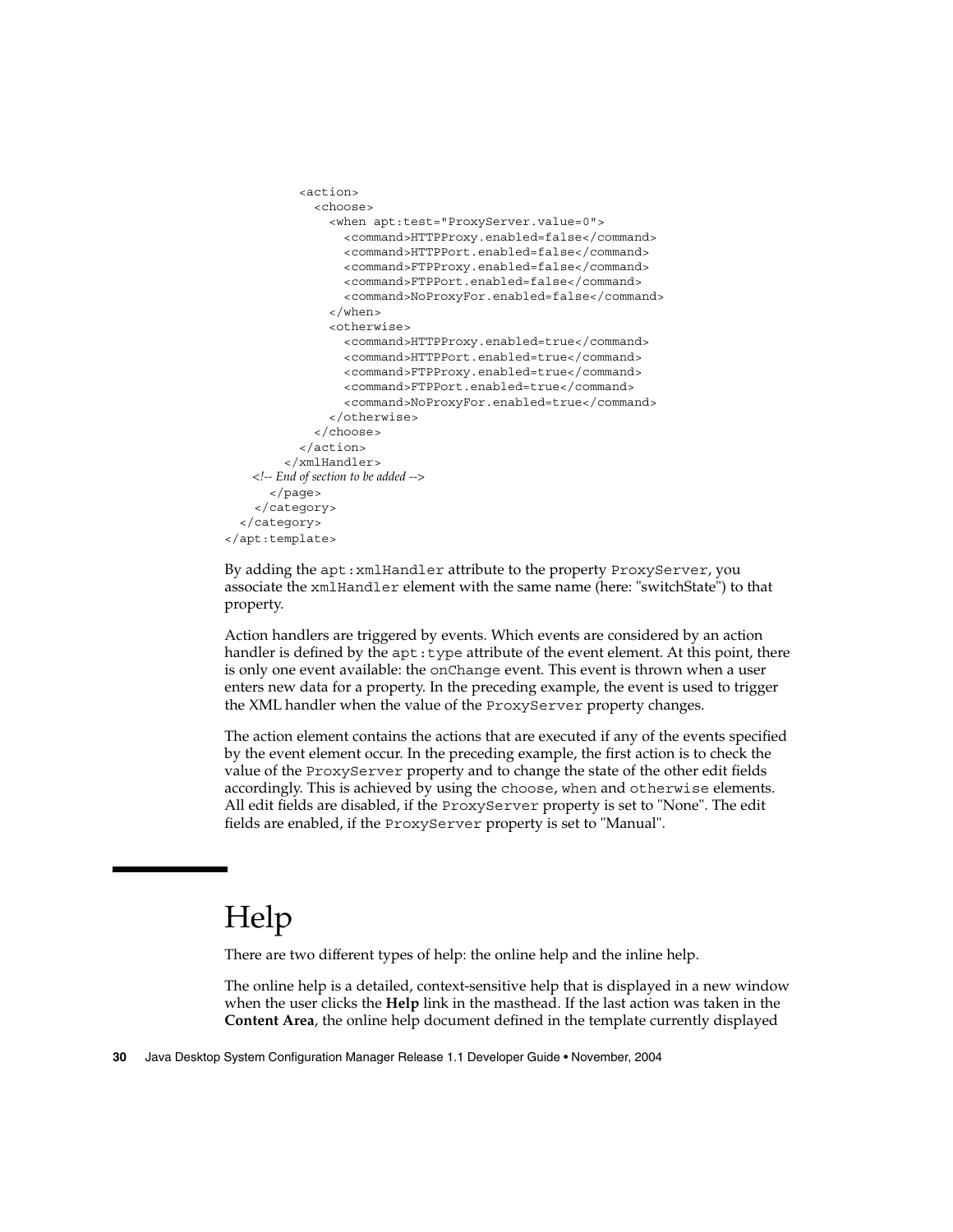```
          <action>
            <choose>
              <when apt:test="ProxyServer.value=0">
                <command>HTTPProxy.enabled=false</command>
                <command>HTTPPort.enabled=false</command>
                <command>FTPProxy.enabled=false</command>
                <command>FTPPort.enabled=false</command>
                <command>NoProxyFor.enabled=false</command>
              </when>
              <otherwise>
                <command>HTTPProxy.enabled=true</command>
                <command>HTTPPort.enabled=true</command>
                <command>FTPProxy.enabled=true</command>
                <command>FTPPort.enabled=true</command>
                <command>NoProxyFor.enabled=true</command>
              </otherwise>
            </choose>
          </action>
        </xmlHandler>
    <!-- End of section to be added -->
      </page>
    </category>
  </category>
</apt:template>
```

By adding the `apt:xmlHandler` attribute to the property `ProxyServer`, you associate the `xmlHandler` element with the same name (here: "switchState") to that property.

Action handlers are triggered by events. Which events are considered by an action handler is defined by the `apt:type` attribute of the event element. At this point, there is only one event available: the `onChange` event. This event is thrown when a user enters new data for a property. In the preceding example, the event is used to trigger the XML handler when the value of the `ProxyServer` property changes.

The action element contains the actions that are executed if any of the events specified by the event element occur. In the preceding example, the first action is to check the value of the `ProxyServer` property and to change the state of the other edit fields accordingly. This is achieved by using the `choose`, `when` and `otherwise` elements. All edit fields are disabled, if the `ProxyServer` property is set to "None". The edit fields are enabled, if the `ProxyServer` property is set to "Manual".

# Help

There are two different types of help: the online help and the inline help.

The online help is a detailed, context-sensitive help that is displayed in a new window when the user clicks the **Help** link in the masthead. If the last action was taken in the **Content Area**, the online help document defined in the template currently displayed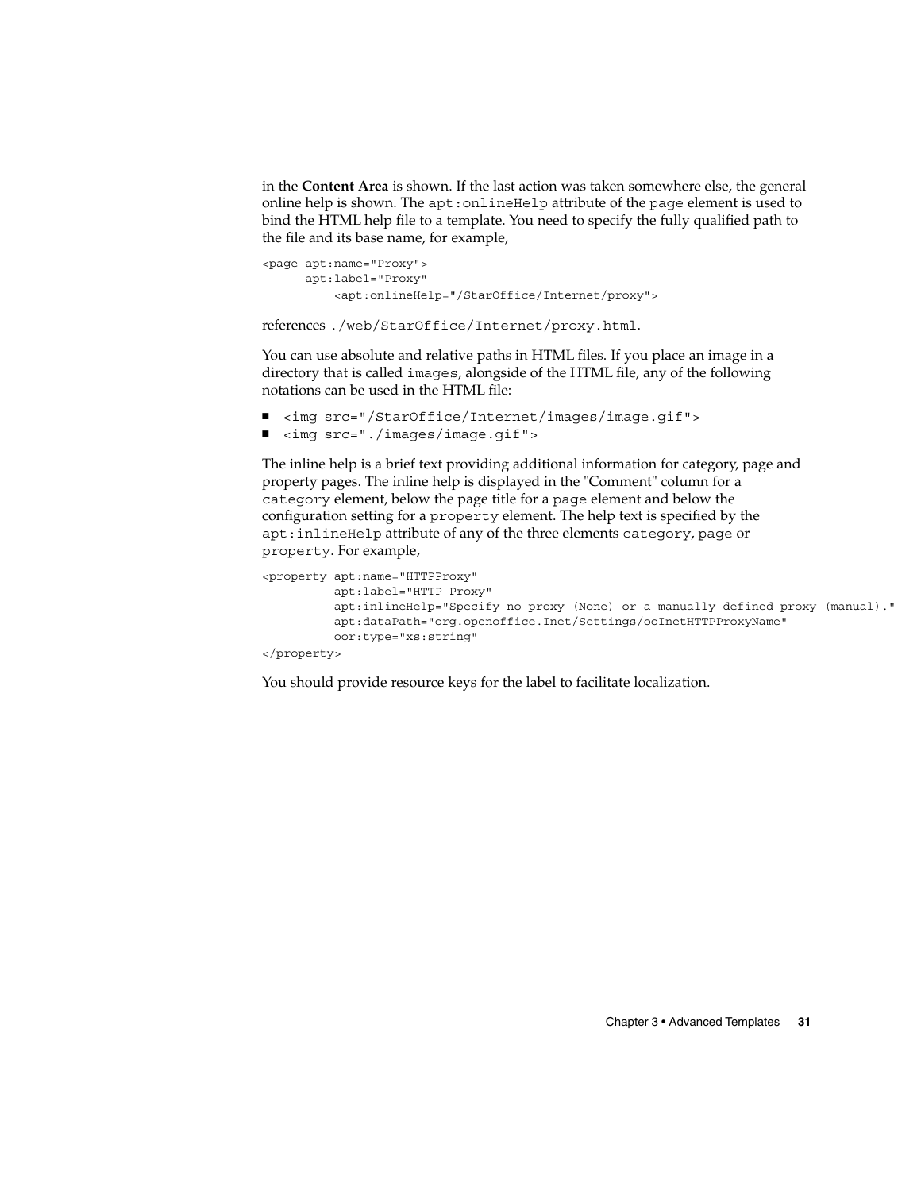in the **Content Area** is shown. If the last action was taken somewhere else, the general online help is shown. The `apt:onlineHelp` attribute of the `page` element is used to bind the HTML help file to a template. You need to specify the fully qualified path to the file and its base name, for example,

```
<page apt:name="Proxy">
      apt:label="Proxy"
          <apt:onlineHelp="/StarOffice/Internet/proxy">
```

references `./web/StarOffice/Internet/proxy.html`.

You can use absolute and relative paths in HTML files. If you place an image in a directory that is called `images`, alongside of the HTML file, any of the following notations can be used in the HTML file:

- `<img src="/StarOffice/Internet/images/image.gif">`
- `<img src="./images/image.gif">`

The inline help is a brief text providing additional information for category, page and property pages. The inline help is displayed in the "Comment" column for a `category` element, below the page title for a `page` element and below the configuration setting for a `property` element. The help text is specified by the `apt:inlineHelp` attribute of any of the three elements `category`, `page` or `property`. For example,

```
<property apt:name="HTTPProxy"
          apt:label="HTTP Proxy"
          apt:inlineHelp="Specify no proxy (None) or a manually defined proxy (manual)."
          apt:dataPath="org.openoffice.Inet/Settings/ooInetHTTPProxyName"
          oor:type="xs:string"
</property>
```

You should provide resource keys for the label to facilitate localization.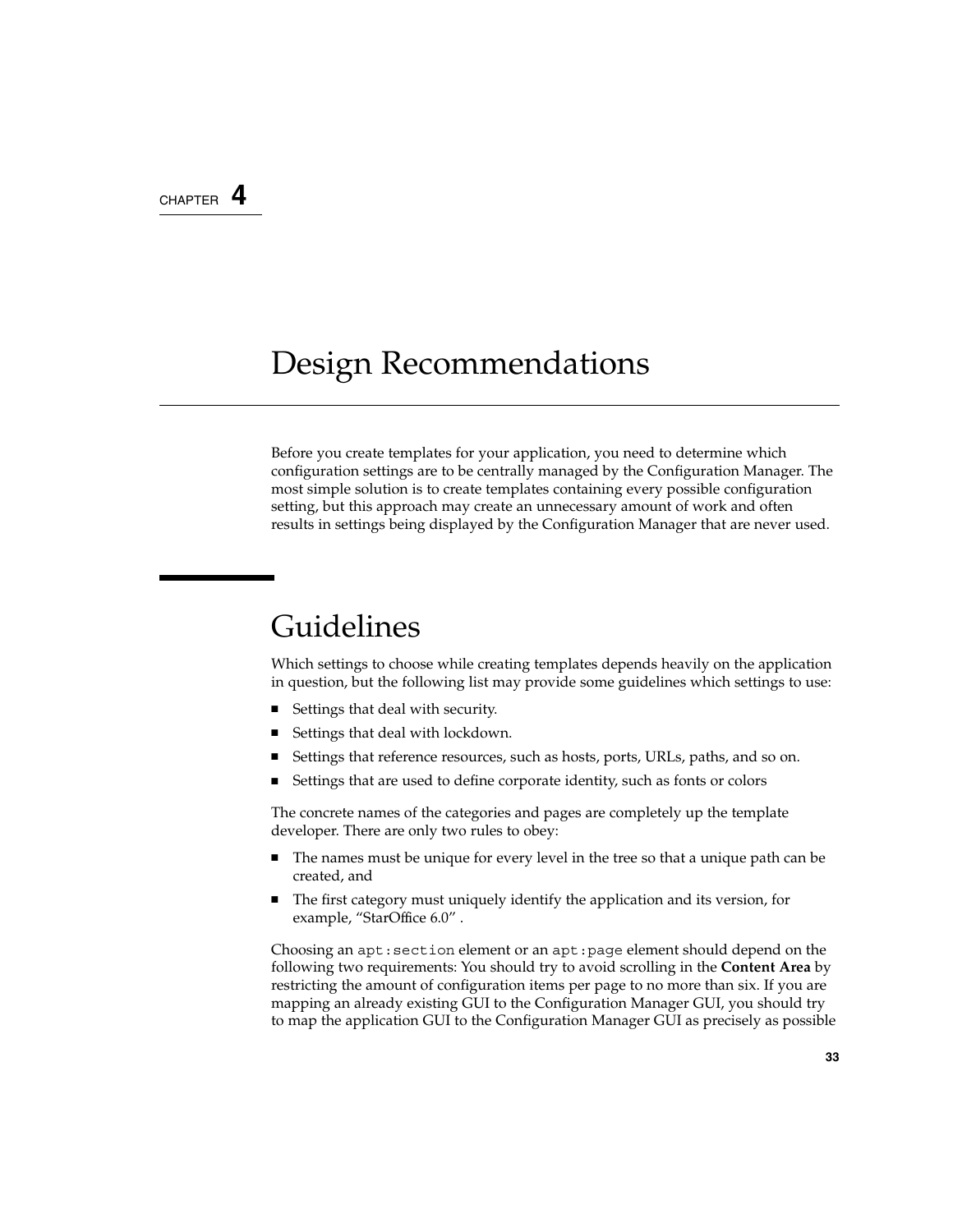CHAPTER 4

# Design Recommendations

Before you create templates for your application, you need to determine which configuration settings are to be centrally managed by the Configuration Manager. The most simple solution is to create templates containing every possible configuration setting, but this approach may create an unnecessary amount of work and often results in settings being displayed by the Configuration Manager that are never used.

## Guidelines

Which settings to choose while creating templates depends heavily on the application in question, but the following list may provide some guidelines which settings to use:

- Settings that deal with security.
- Settings that deal with lockdown.
- Settings that reference resources, such as hosts, ports, URLs, paths, and so on.
- Settings that are used to define corporate identity, such as fonts or colors

The concrete names of the categories and pages are completely up the template developer. There are only two rules to obey:

- The names must be unique for every level in the tree so that a unique path can be created, and
- The first category must uniquely identify the application and its version, for example, “StarOffice 6.0” .

Choosing an `apt:section` element or an `apt:page` element should depend on the following two requirements: You should try to avoid scrolling in the **Content Area** by restricting the amount of configuration items per page to no more than six. If you are mapping an already existing GUI to the Configuration Manager GUI, you should try to map the application GUI to the Configuration Manager GUI as precisely as possible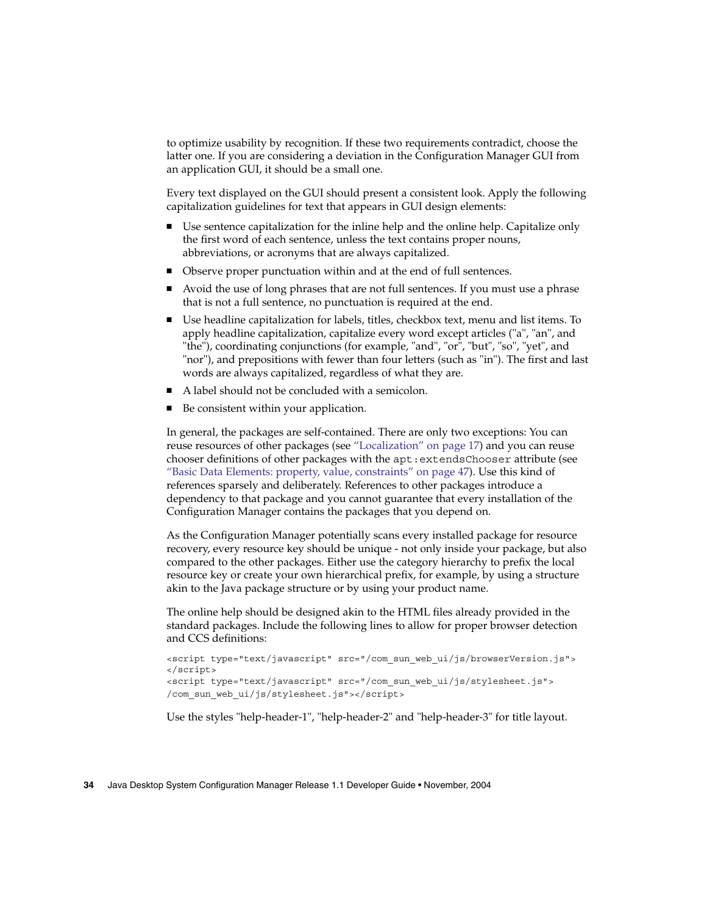to optimize usability by recognition. If these two requirements contradict, choose the latter one. If you are considering a deviation in the Configuration Manager GUI from an application GUI, it should be a small one.

Every text displayed on the GUI should present a consistent look. Apply the following capitalization guidelines for text that appears in GUI design elements:

- Use sentence capitalization for the inline help and the online help. Capitalize only the first word of each sentence, unless the text contains proper nouns, abbreviations, or acronyms that are always capitalized.
- Observe proper punctuation within and at the end of full sentences.
- Avoid the use of long phrases that are not full sentences. If you must use a phrase that is not a full sentence, no punctuation is required at the end.
- Use headline capitalization for labels, titles, checkbox text, menu and list items. To apply headline capitalization, capitalize every word except articles ("a", "an", and "the"), coordinating conjunctions (for example, "and", "or", "but", "so", "yet", and "nor"), and prepositions with fewer than four letters (such as "in"). The first and last words are always capitalized, regardless of what they are.
- A label should not be concluded with a semicolon.
- Be consistent within your application.

In general, the packages are self-contained. There are only two exceptions: You can reuse resources of other packages (see "Localization" on page 17) and you can reuse chooser definitions of other packages with the `apt:extendsChooser` attribute (see "Basic Data Elements: property, value, constraints" on page 47). Use this kind of references sparsely and deliberately. References to other packages introduce a dependency to that package and you cannot guarantee that every installation of the Configuration Manager contains the packages that you depend on.

As the Configuration Manager potentially scans every installed package for resource recovery, every resource key should be unique - not only inside your package, but also compared to the other packages. Either use the category hierarchy to prefix the local resource key or create your own hierarchical prefix, for example, by using a structure akin to the Java package structure or by using your product name.

The online help should be designed akin to the HTML files already provided in the standard packages. Include the following lines to allow for proper browser detection and CCS definitions:

```
<script type="text/javascript" src="/com_sun_web_ui/js/browserVersion.js">
</script>
<script type="text/javascript" src="/com_sun_web_ui/js/stylesheet.js">
/com_sun_web_ui/js/stylesheet.js"></script>
```

Use the styles "help-header-1", "help-header-2" and "help-header-3" for title layout.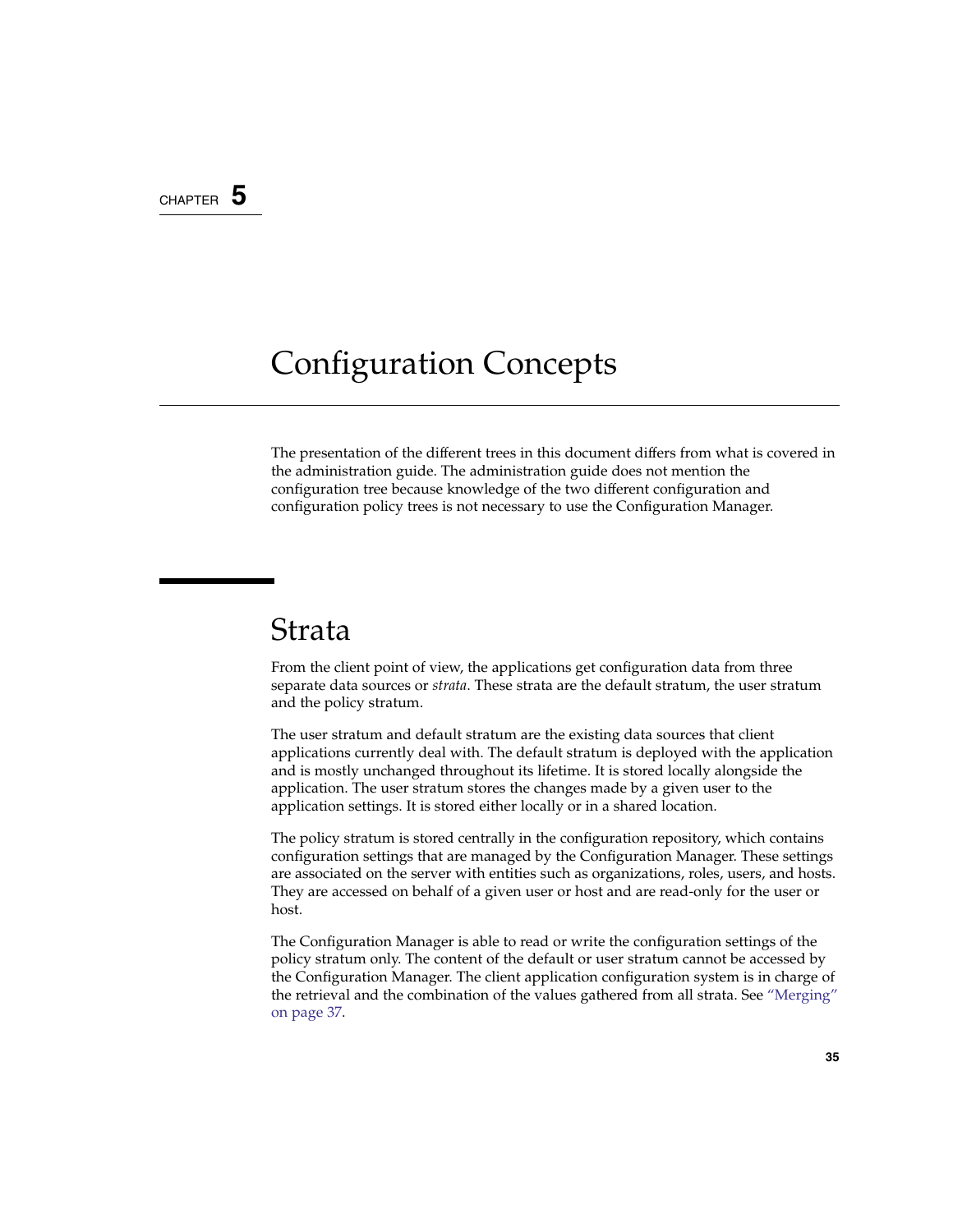CHAPTER 5

# Configuration Concepts

The presentation of the different trees in this document differs from what is covered in the administration guide. The administration guide does not mention the configuration tree because knowledge of the two different configuration and configuration policy trees is not necessary to use the Configuration Manager.

## Strata

From the client point of view, the applications get configuration data from three separate data sources or *strata*. These strata are the default stratum, the user stratum and the policy stratum.

The user stratum and default stratum are the existing data sources that client applications currently deal with. The default stratum is deployed with the application and is mostly unchanged throughout its lifetime. It is stored locally alongside the application. The user stratum stores the changes made by a given user to the application settings. It is stored either locally or in a shared location.

The policy stratum is stored centrally in the configuration repository, which contains configuration settings that are managed by the Configuration Manager. These settings are associated on the server with entities such as organizations, roles, users, and hosts. They are accessed on behalf of a given user or host and are read-only for the user or host.

The Configuration Manager is able to read or write the configuration settings of the policy stratum only. The content of the default or user stratum cannot be accessed by the Configuration Manager. The client application configuration system is in charge of the retrieval and the combination of the values gathered from all strata. See "Merging" on page 37.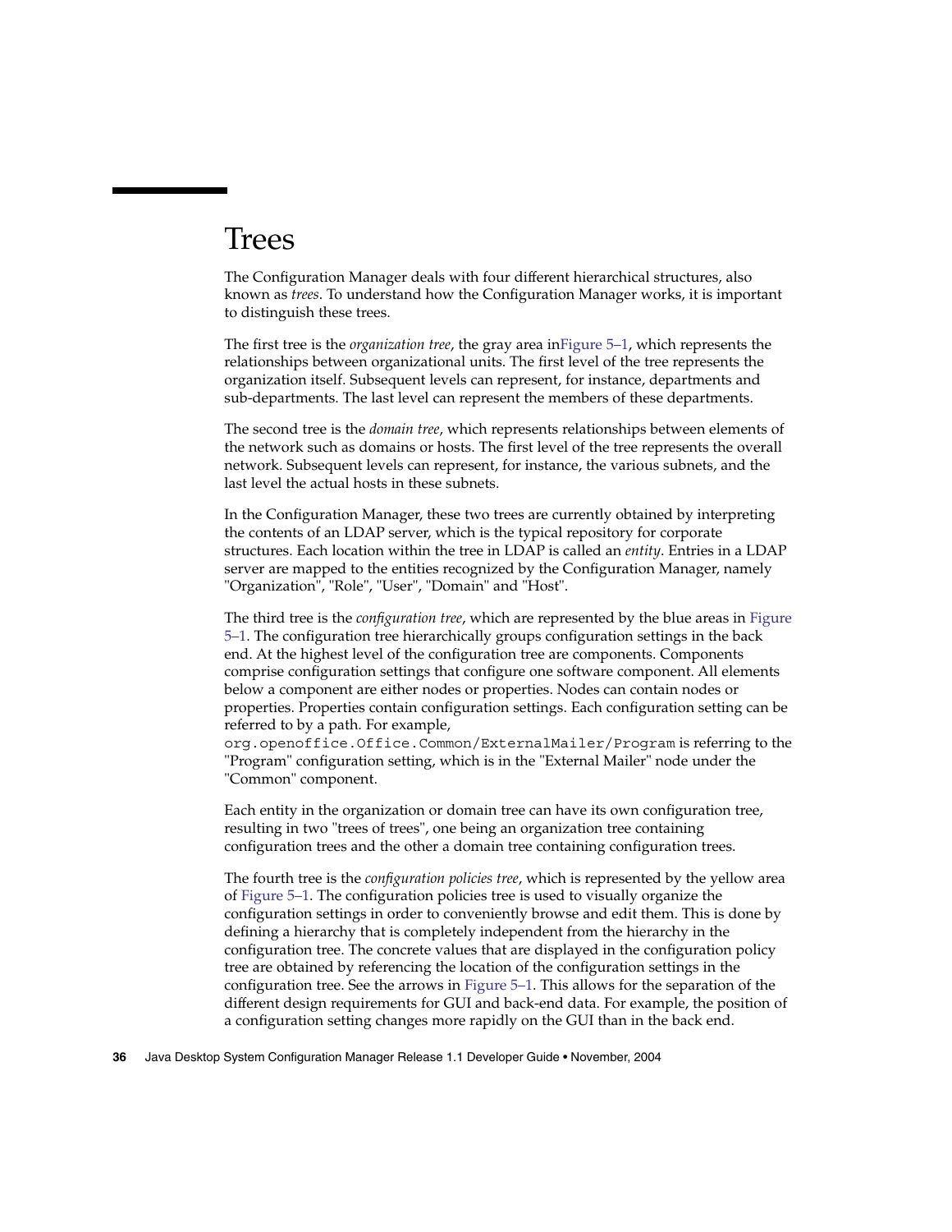# Trees

The Configuration Manager deals with four different hierarchical structures, also known as *trees*. To understand how the Configuration Manager works, it is important to distinguish these trees.

The first tree is the *organization tree*, the gray area inFigure 5–1, which represents the relationships between organizational units. The first level of the tree represents the organization itself. Subsequent levels can represent, for instance, departments and sub-departments. The last level can represent the members of these departments.

The second tree is the *domain tree*, which represents relationships between elements of the network such as domains or hosts. The first level of the tree represents the overall network. Subsequent levels can represent, for instance, the various subnets, and the last level the actual hosts in these subnets.

In the Configuration Manager, these two trees are currently obtained by interpreting the contents of an LDAP server, which is the typical repository for corporate structures. Each location within the tree in LDAP is called an *entity*. Entries in a LDAP server are mapped to the entities recognized by the Configuration Manager, namely "Organization", "Role", "User", "Domain" and "Host".

The third tree is the *configuration tree*, which are represented by the blue areas in Figure 5–1. The configuration tree hierarchically groups configuration settings in the back end. At the highest level of the configuration tree are components. Components comprise configuration settings that configure one software component. All elements below a component are either nodes or properties. Nodes can contain nodes or properties. Properties contain configuration settings. Each configuration setting can be referred to by a path. For example, `org.openoffice.Office.Common/ExternalMailer/Program` is referring to the "Program" configuration setting, which is in the "External Mailer" node under the "Common" component.

Each entity in the organization or domain tree can have its own configuration tree, resulting in two "trees of trees", one being an organization tree containing configuration trees and the other a domain tree containing configuration trees.

The fourth tree is the *configuration policies tree*, which is represented by the yellow area of Figure 5–1. The configuration policies tree is used to visually organize the configuration settings in order to conveniently browse and edit them. This is done by defining a hierarchy that is completely independent from the hierarchy in the configuration tree. The concrete values that are displayed in the configuration policy tree are obtained by referencing the location of the configuration settings in the configuration tree. See the arrows in Figure 5–1. This allows for the separation of the different design requirements for GUI and back-end data. For example, the position of a configuration setting changes more rapidly on the GUI than in the back end.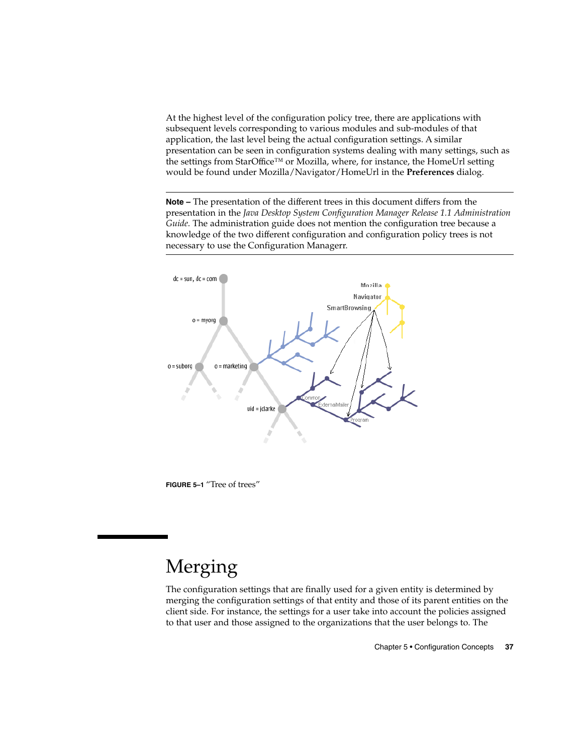At the highest level of the configuration policy tree, there are applications with subsequent levels corresponding to various modules and sub-modules of that application, the last level being the actual configuration settings. A similar presentation can be seen in configuration systems dealing with many settings, such as the settings from StarOffice™ or Mozilla, where, for instance, the HomeUrl setting would be found under Mozilla/Navigator/HomeUrl in the **Preferences** dialog.

---

**Note –** The presentation of the different trees in this document differs from the presentation in the *Java Desktop System Configuration Manager Release 1.1 Administration Guide*. The administration guide does not mention the configuration tree because a knowledge of the two different configuration and configuration policy trees is not necessary to use the Configuration Managerr.

---

**FIGURE 5–1** "Tree of trees"

# Merging

The configuration settings that are finally used for a given entity is determined by merging the configuration settings of that entity and those of its parent entities on the client side. For instance, the settings for a user take into account the policies assigned to that user and those assigned to the organizations that the user belongs to. The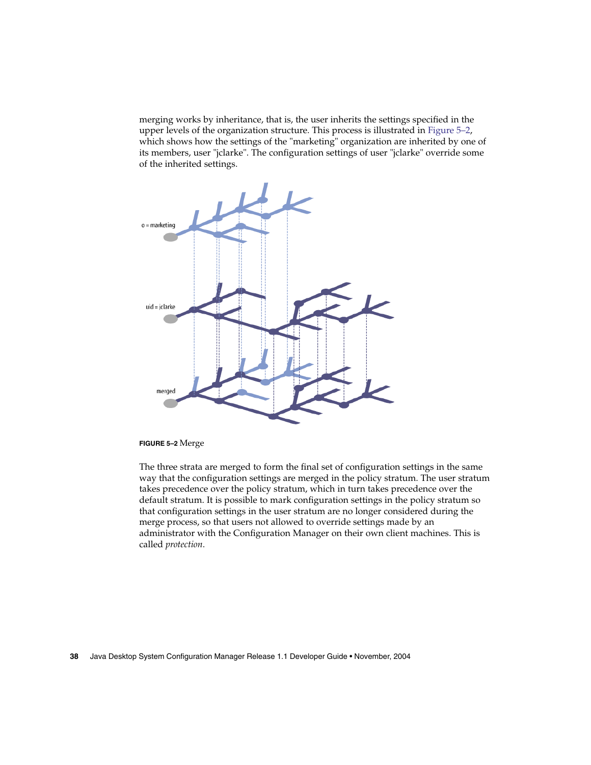merging works by inheritance, that is, the user inherits the settings specified in the upper levels of the organization structure. This process is illustrated in Figure 5–2, which shows how the settings of the "marketing" organization are inherited by one of its members, user "jclarke". The configuration settings of user "jclarke" override some of the inherited settings.

o = marketing

uid = jclarke

merged

**FIGURE 5–2** Merge

The three strata are merged to form the final set of configuration settings in the same way that the configuration settings are merged in the policy stratum. The user stratum takes precedence over the policy stratum, which in turn takes precedence over the default stratum. It is possible to mark configuration settings in the policy stratum so that configuration settings in the user stratum are no longer considered during the merge process, so that users not allowed to override settings made by an administrator with the Configuration Manager on their own client machines. This is called *protection*.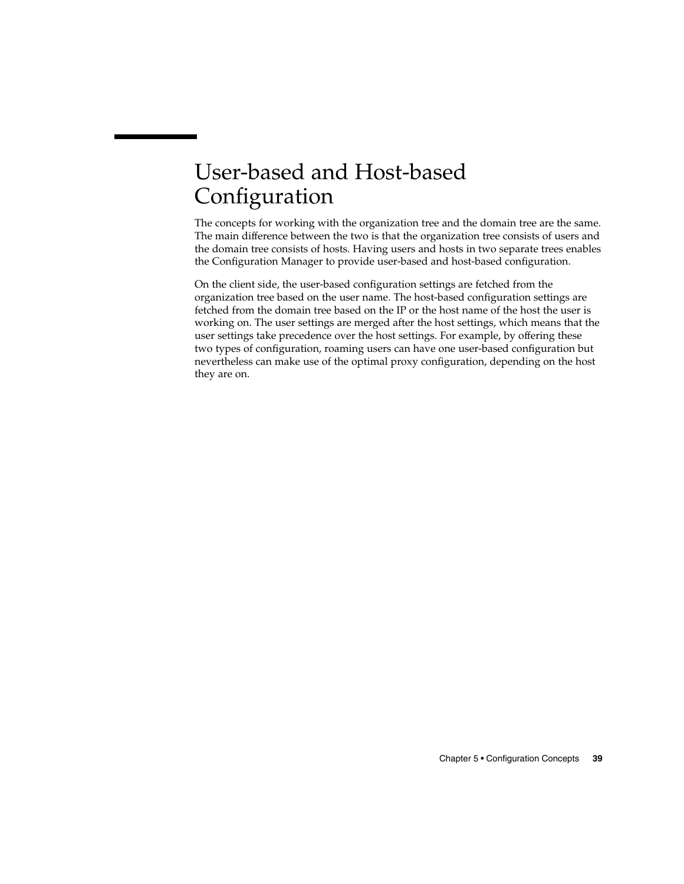## User-based and Host-based Configuration

The concepts for working with the organization tree and the domain tree are the same. The main difference between the two is that the organization tree consists of users and the domain tree consists of hosts. Having users and hosts in two separate trees enables the Configuration Manager to provide user-based and host-based configuration.

On the client side, the user-based configuration settings are fetched from the organization tree based on the user name. The host-based configuration settings are fetched from the domain tree based on the IP or the host name of the host the user is working on. The user settings are merged after the host settings, which means that the user settings take precedence over the host settings. For example, by offering these two types of configuration, roaming users can have one user-based configuration but nevertheless can make use of the optimal proxy configuration, depending on the host they are on.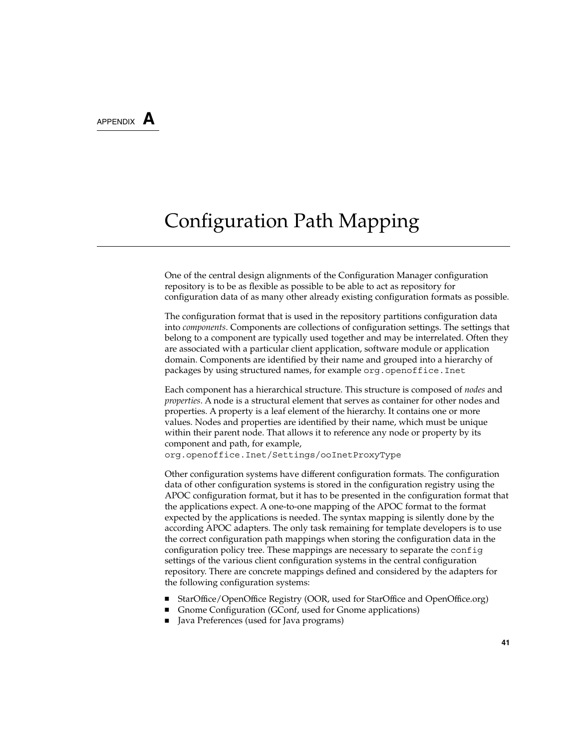APPENDIX **A**

# Configuration Path Mapping

One of the central design alignments of the Configuration Manager configuration repository is to be as flexible as possible to be able to act as repository for configuration data of as many other already existing configuration formats as possible.

The configuration format that is used in the repository partitions configuration data into *components*. Components are collections of configuration settings. The settings that belong to a component are typically used together and may be interrelated. Often they are associated with a particular client application, software module or application domain. Components are identified by their name and grouped into a hierarchy of packages by using structured names, for example `org.openoffice.Inet`

Each component has a hierarchical structure. This structure is composed of *nodes* and *properties*. A node is a structural element that serves as container for other nodes and properties. A property is a leaf element of the hierarchy. It contains one or more values. Nodes and properties are identified by their name, which must be unique within their parent node. That allows it to reference any node or property by its component and path, for example, `org.openoffice.Inet/Settings/ooInetProxyType`

Other configuration systems have different configuration formats. The configuration data of other configuration systems is stored in the configuration registry using the APOC configuration format, but it has to be presented in the configuration format that the applications expect. A one-to-one mapping of the APOC format to the format expected by the applications is needed. The syntax mapping is silently done by the according APOC adapters. The only task remaining for template developers is to use the correct configuration path mappings when storing the configuration data in the configuration policy tree. These mappings are necessary to separate the `config` settings of the various client configuration systems in the central configuration repository. There are concrete mappings defined and considered by the adapters for the following configuration systems:

- StarOffice/OpenOffice Registry (OOR, used for StarOffice and OpenOffice.org)
- Gnome Configuration (GConf, used for Gnome applications)
- Java Preferences (used for Java programs)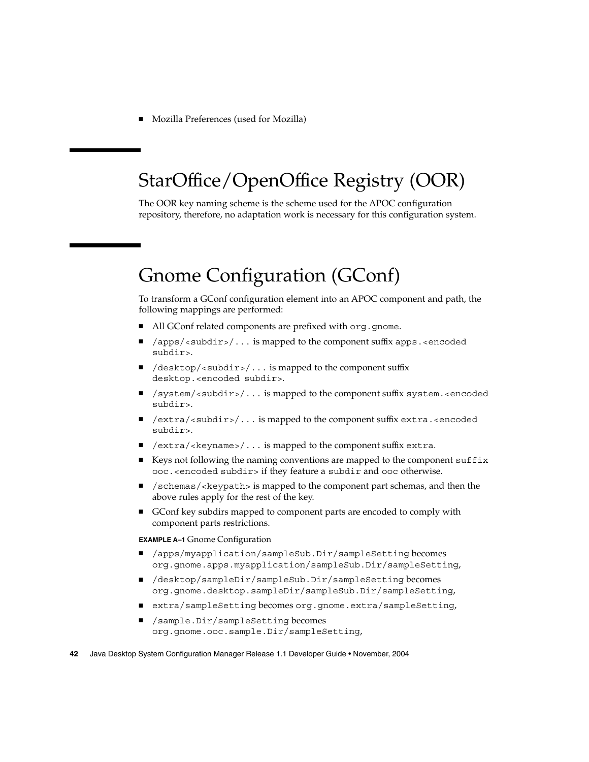- Mozilla Preferences (used for Mozilla)

## StarOffice/OpenOffice Registry (OOR)

The OOR key naming scheme is the scheme used for the APOC configuration repository, therefore, no adaptation work is necessary for this configuration system.

## Gnome Configuration (GConf)

To transform a GConf configuration element into an APOC component and path, the following mappings are performed:

- All GConf related components are prefixed with `org.gnome`.
- `/apps/<subdir>/...` is mapped to the component suffix `apps.<encoded subdir>`.
- `/desktop/<subdir>/...` is mapped to the component suffix `desktop.<encoded subdir>`.
- `/system/<subdir>/...` is mapped to the component suffix `system.<encoded subdir>`.
- `/extra/<subdir>/...` is mapped to the component suffix `extra.<encoded subdir>`.
- `/extra/<keyname>/...` is mapped to the component suffix `extra`.
- Keys not following the naming conventions are mapped to the component `suffix ooc.<encoded subdir>` if they feature a `subdir` and `ooc` otherwise.
- `/schemas/<keypath>` is mapped to the component part schemas, and then the above rules apply for the rest of the key.
- GConf key subdirs mapped to component parts are encoded to comply with component parts restrictions.

**EXAMPLE A–1** Gnome Configuration

- `/apps/myapplication/sampleSub.Dir/sampleSetting` becomes `org.gnome.apps.myapplication/sampleSub.Dir/sampleSetting`,
- `/desktop/sampleDir/sampleSub.Dir/sampleSetting` becomes `org.gnome.desktop.sampleDir/sampleSub.Dir/sampleSetting`,
- `extra/sampleSetting` becomes `org.gnome.extra/sampleSetting`,
- `/sample.Dir/sampleSetting` becomes `org.gnome.ooc.sample.Dir/sampleSetting`,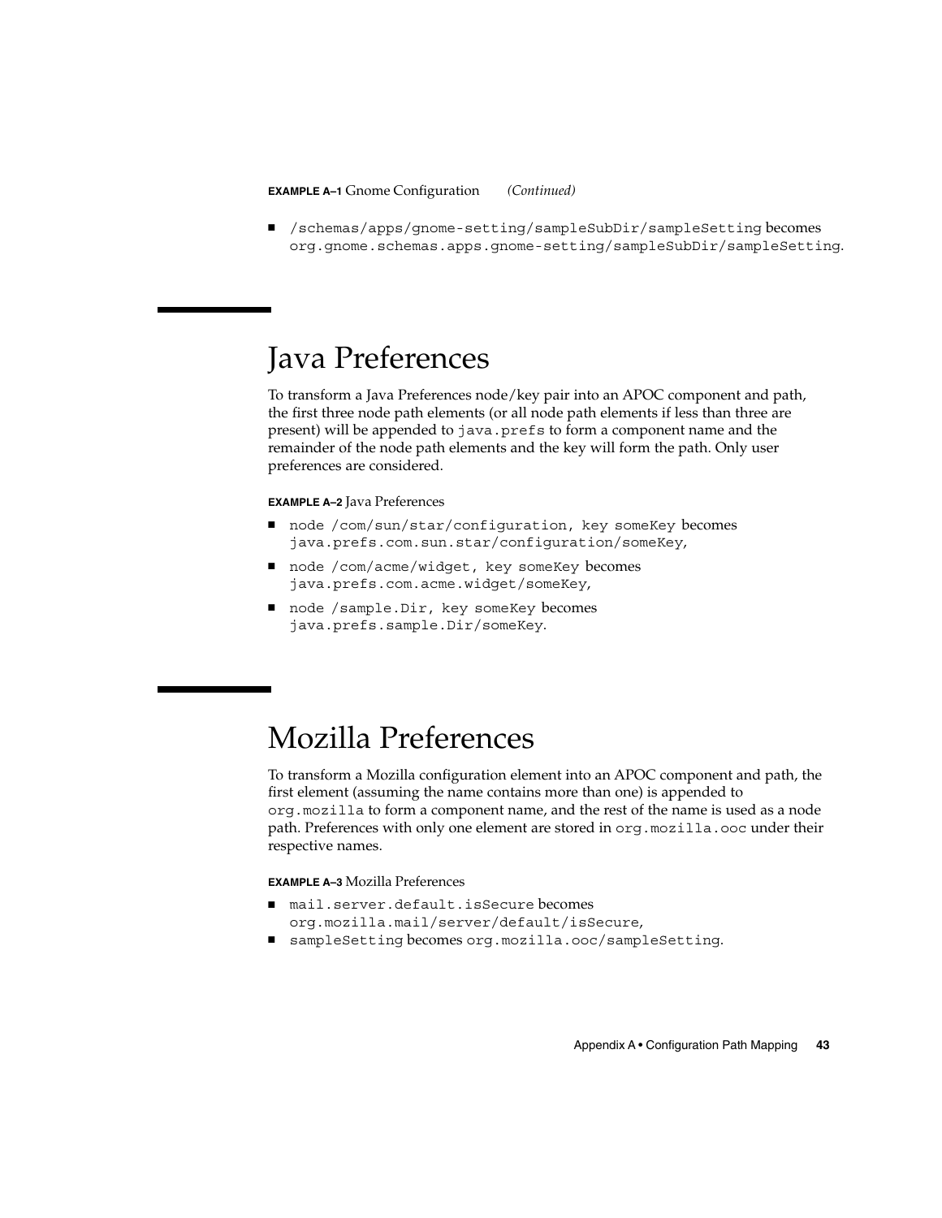**EXAMPLE A–1** Gnome Configuration *(Continued)*

- `/schemas/apps/gnome-setting/sampleSubDir/sampleSetting` becomes `org.gnome.schemas.apps.gnome-setting/sampleSubDir/sampleSetting`.

# Java Preferences

To transform a Java Preferences node/key pair into an APOC component and path, the first three node path elements (or all node path elements if less than three are present) will be appended to `java.prefs` to form a component name and the remainder of the node path elements and the key will form the path. Only user preferences are considered.

**EXAMPLE A–2** Java Preferences

- `node /com/sun/star/configuration, key someKey` becomes `java.prefs.com.sun.star/configuration/someKey`,
- `node /com/acme/widget, key someKey` becomes `java.prefs.com.acme.widget/someKey`,
- `node /sample.Dir, key someKey` becomes `java.prefs.sample.Dir/someKey`.

# Mozilla Preferences

To transform a Mozilla configuration element into an APOC component and path, the first element (assuming the name contains more than one) is appended to `org.mozilla` to form a component name, and the rest of the name is used as a node path. Preferences with only one element are stored in `org.mozilla.ooc` under their respective names.

**EXAMPLE A–3** Mozilla Preferences

- `mail.server.default.isSecure` becomes `org.mozilla.mail/server/default/isSecure`,
- `sampleSetting` becomes `org.mozilla.ooc/sampleSetting`.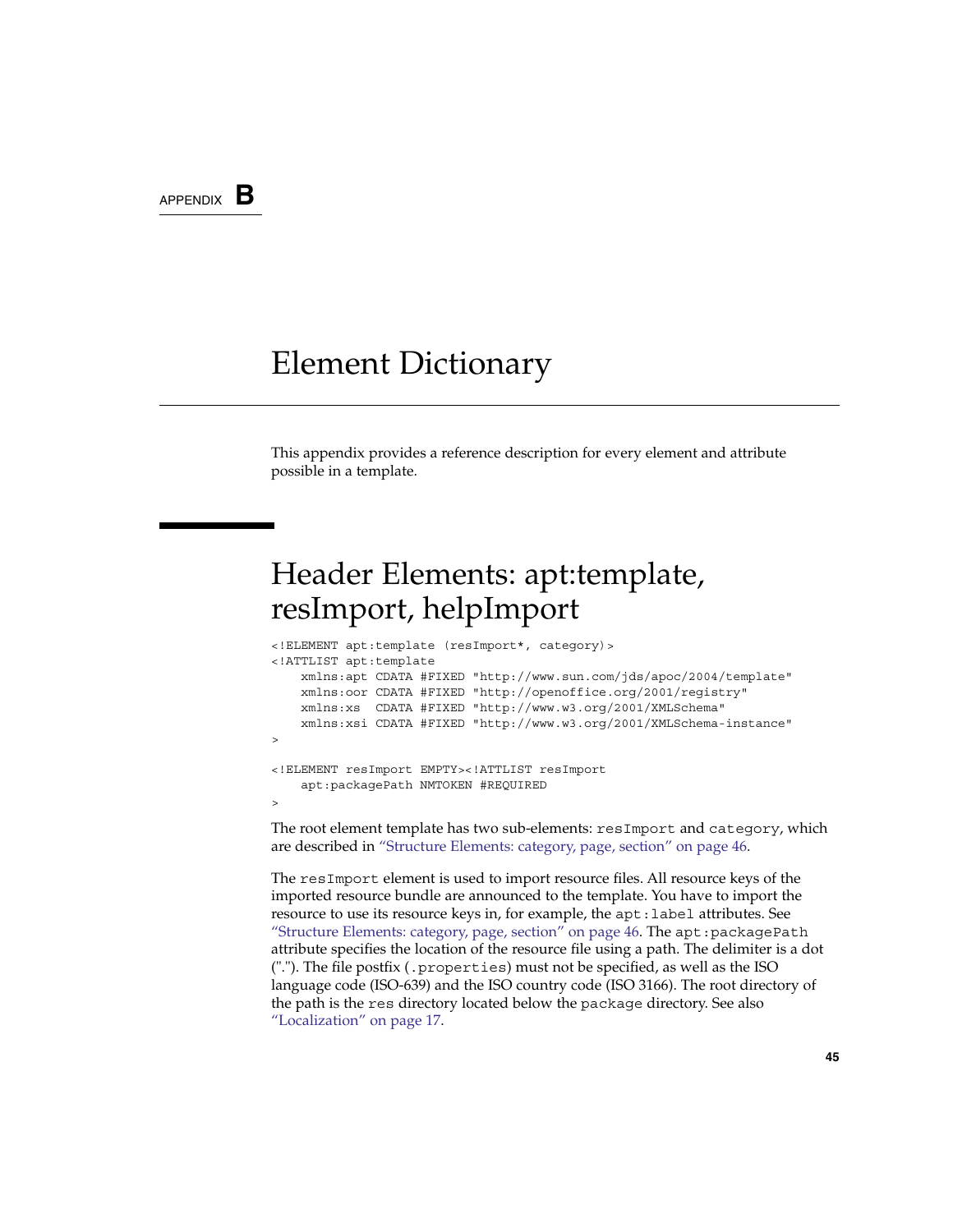APPENDIX **B**

# Element Dictionary

This appendix provides a reference description for every element and attribute possible in a template.

## Header Elements: apt:template, resImport, helpImport

```
<!ELEMENT apt:template (resImport*, category)>
<!ATTLIST apt:template
    xmlns:apt CDATA #FIXED "http://www.sun.com/jds/apoc/2004/template"
    xmlns:oor CDATA #FIXED "http://openoffice.org/2001/registry"
    xmlns:xs  CDATA #FIXED "http://www.w3.org/2001/XMLSchema"
    xmlns:xsi CDATA #FIXED "http://www.w3.org/2001/XMLSchema-instance"
>

<!ELEMENT resImport EMPTY><!ATTLIST resImport
    apt:packagePath NMTOKEN #REQUIRED
>
```

The root element template has two sub-elements: `resImport` and `category`, which are described in "Structure Elements: category, page, section" on page 46.

The `resImport` element is used to import resource files. All resource keys of the imported resource bundle are announced to the template. You have to import the resource to use its resource keys in, for example, the `apt:label` attributes. See "Structure Elements: category, page, section" on page 46. The `apt:packagePath` attribute specifies the location of the resource file using a path. The delimiter is a dot ("."). The file postfix (`.properties`) must not be specified, as well as the ISO language code (ISO-639) and the ISO country code (ISO 3166). The root directory of the path is the `res` directory located below the `package` directory. See also "Localization" on page 17.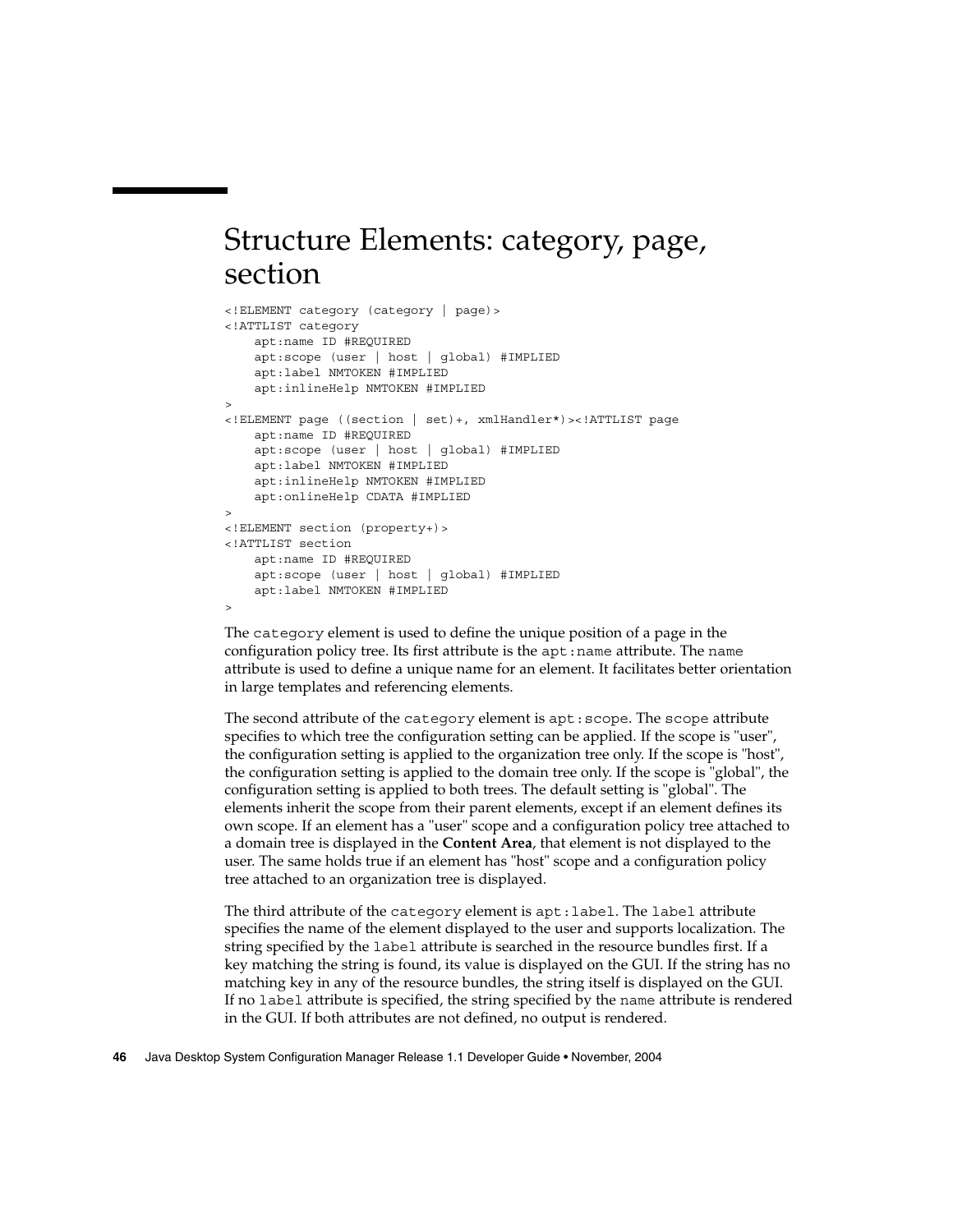# Structure Elements: category, page, section

```
<!ELEMENT category (category | page)>
<!ATTLIST category
    apt:name ID #REQUIRED
    apt:scope (user | host | global) #IMPLIED
    apt:label NMTOKEN #IMPLIED
    apt:inlineHelp NMTOKEN #IMPLIED
>
<!ELEMENT page ((section | set)+, xmlHandler*)><!ATTLIST page
    apt:name ID #REQUIRED
    apt:scope (user | host | global) #IMPLIED
    apt:label NMTOKEN #IMPLIED
    apt:inlineHelp NMTOKEN #IMPLIED
    apt:onlineHelp CDATA #IMPLIED
>
<!ELEMENT section (property+)>
<!ATTLIST section
    apt:name ID #REQUIRED
    apt:scope (user | host | global) #IMPLIED
    apt:label NMTOKEN #IMPLIED
>
```

The `category` element is used to define the unique position of a page in the configuration policy tree. Its first attribute is the `apt:name` attribute. The `name` attribute is used to define a unique name for an element. It facilitates better orientation in large templates and referencing elements.

The second attribute of the `category` element is `apt:scope`. The `scope` attribute specifies to which tree the configuration setting can be applied. If the scope is "user", the configuration setting is applied to the organization tree only. If the scope is "host", the configuration setting is applied to the domain tree only. If the scope is "global", the configuration setting is applied to both trees. The default setting is "global". The elements inherit the scope from their parent elements, except if an element defines its own scope. If an element has a "user" scope and a configuration policy tree attached to a domain tree is displayed in the **Content Area**, that element is not displayed to the user. The same holds true if an element has "host" scope and a configuration policy tree attached to an organization tree is displayed.

The third attribute of the `category` element is `apt:label`. The `label` attribute specifies the name of the element displayed to the user and supports localization. The string specified by the `label` attribute is searched in the resource bundles first. If a key matching the string is found, its value is displayed on the GUI. If the string has no matching key in any of the resource bundles, the string itself is displayed on the GUI. If no `label` attribute is specified, the string specified by the `name` attribute is rendered in the GUI. If both attributes are not defined, no output is rendered.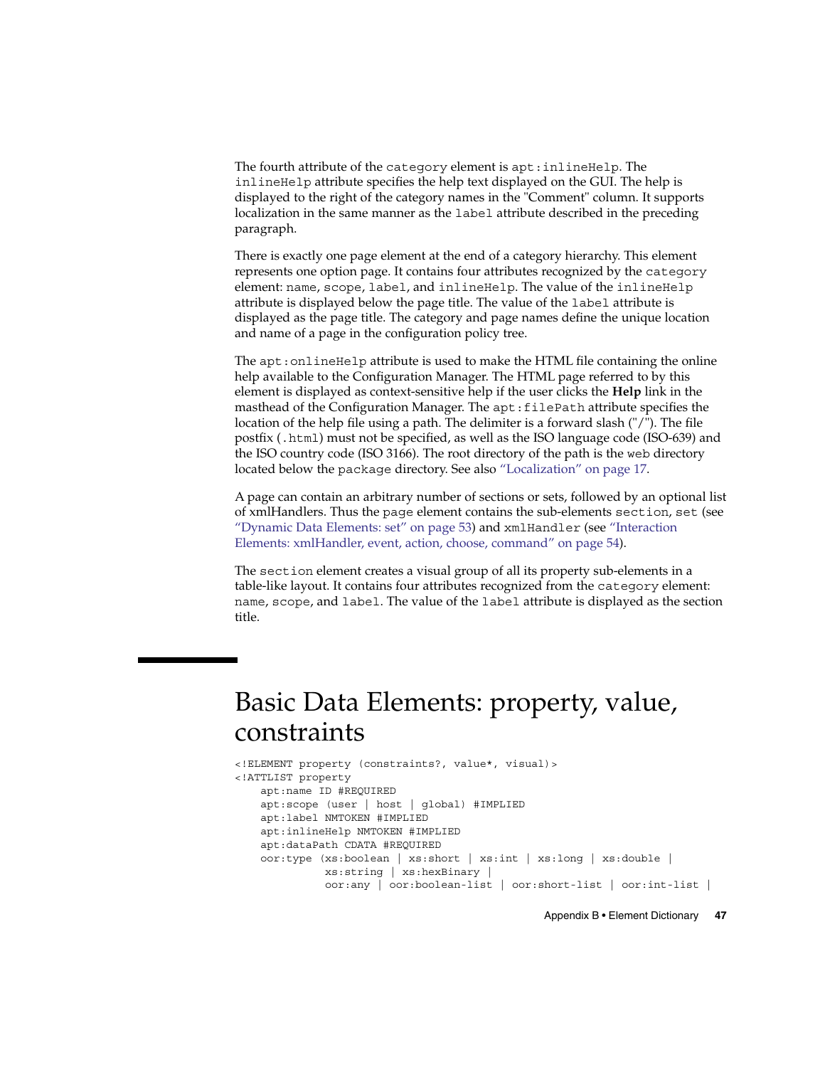The fourth attribute of the `category` element is `apt:inlineHelp`. The `inlineHelp` attribute specifies the help text displayed on the GUI. The help is displayed to the right of the category names in the "Comment" column. It supports localization in the same manner as the `label` attribute described in the preceding paragraph.

There is exactly one page element at the end of a category hierarchy. This element represents one option page. It contains four attributes recognized by the `category` element: `name`, `scope`, `label`, and `inlineHelp`. The value of the `inlineHelp` attribute is displayed below the page title. The value of the `label` attribute is displayed as the page title. The category and page names define the unique location and name of a page in the configuration policy tree.

The `apt:onlineHelp` attribute is used to make the HTML file containing the online help available to the Configuration Manager. The HTML page referred to by this element is displayed as context-sensitive help if the user clicks the **Help** link in the masthead of the Configuration Manager. The `apt:filePath` attribute specifies the location of the help file using a path. The delimiter is a forward slash ("/"). The file postfix (`.html`) must not be specified, as well as the ISO language code (ISO-639) and the ISO country code (ISO 3166). The root directory of the path is the `web` directory located below the `package` directory. See also "Localization" on page 17.

A page can contain an arbitrary number of sections or sets, followed by an optional list of xmlHandlers. Thus the `page` element contains the sub-elements `section`, `set` (see "Dynamic Data Elements: set" on page 53) and `xmlHandler` (see "Interaction Elements: xmlHandler, event, action, choose, command" on page 54).

The `section` element creates a visual group of all its property sub-elements in a table-like layout. It contains four attributes recognized from the `category` element: `name`, `scope`, and `label`. The value of the `label` attribute is displayed as the section title.

# Basic Data Elements: property, value, constraints

```
<!ELEMENT property (constraints?, value*, visual)>
<!ATTLIST property
    apt:name ID #REQUIRED
    apt:scope (user | host | global) #IMPLIED
    apt:label NMTOKEN #IMPLIED
    apt:inlineHelp NMTOKEN #IMPLIED
    apt:dataPath CDATA #REQUIRED
    oor:type (xs:boolean | xs:short | xs:int | xs:long | xs:double |
              xs:string | xs:hexBinary |
              oor:any | oor:boolean-list | oor:short-list | oor:int-list |
```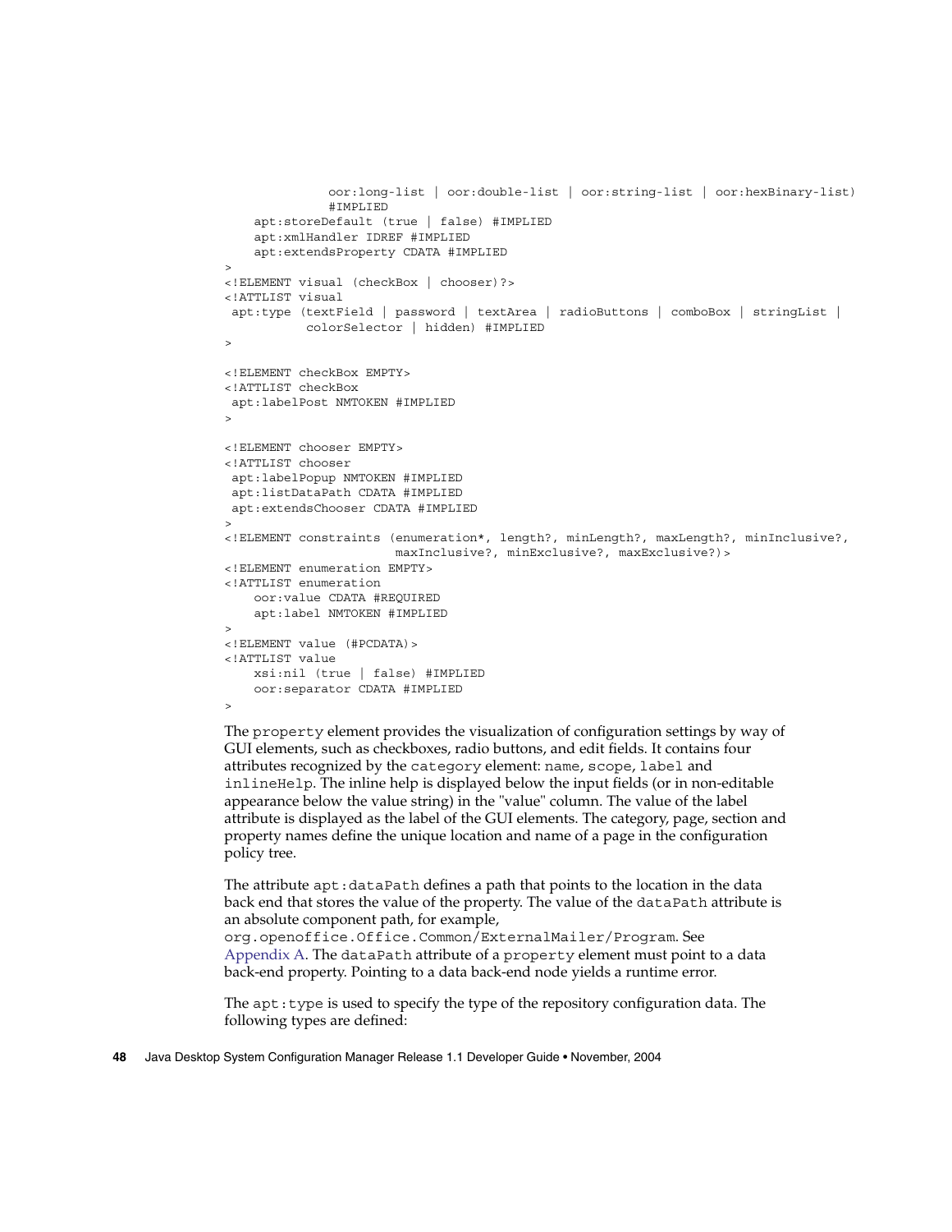```
              oor:long-list | oor:double-list | oor:string-list | oor:hexBinary-list)
              #IMPLIED
    apt:storeDefault (true | false) #IMPLIED
    apt:xmlHandler IDREF #IMPLIED
    apt:extendsProperty CDATA #IMPLIED
>
<!ELEMENT visual (checkBox | chooser)?>
<!ATTLIST visual
 apt:type (textField | password | textArea | radioButtons | comboBox | stringList |
           colorSelector | hidden) #IMPLIED
>

<!ELEMENT checkBox EMPTY>
<!ATTLIST checkBox
 apt:labelPost NMTOKEN #IMPLIED
>

<!ELEMENT chooser EMPTY>
<!ATTLIST chooser
 apt:labelPopup NMTOKEN #IMPLIED
 apt:listDataPath CDATA #IMPLIED
 apt:extendsChooser CDATA #IMPLIED
>
<!ELEMENT constraints (enumeration*, length?, minLength?, maxLength?, minInclusive?,
                       maxInclusive?, minExclusive?, maxExclusive?)>
<!ELEMENT enumeration EMPTY>
<!ATTLIST enumeration
    oor:value CDATA #REQUIRED
    apt:label NMTOKEN #IMPLIED
>
<!ELEMENT value (#PCDATA)>
<!ATTLIST value
    xsi:nil (true | false) #IMPLIED
    oor:separator CDATA #IMPLIED
>
```

The `property` element provides the visualization of configuration settings by way of GUI elements, such as checkboxes, radio buttons, and edit fields. It contains four attributes recognized by the `category` element: `name`, `scope`, `label` and `inlineHelp`. The inline help is displayed below the input fields (or in non-editable appearance below the value string) in the "value" column. The value of the label attribute is displayed as the label of the GUI elements. The category, page, section and property names define the unique location and name of a page in the configuration policy tree.

The attribute `apt:dataPath` defines a path that points to the location in the data back end that stores the value of the property. The value of the `dataPath` attribute is an absolute component path, for example, `org.openoffice.Office.Common/ExternalMailer/Program`. See Appendix A. The `dataPath` attribute of a `property` element must point to a data back-end property. Pointing to a data back-end node yields a runtime error.

The `apt:type` is used to specify the type of the repository configuration data. The following types are defined: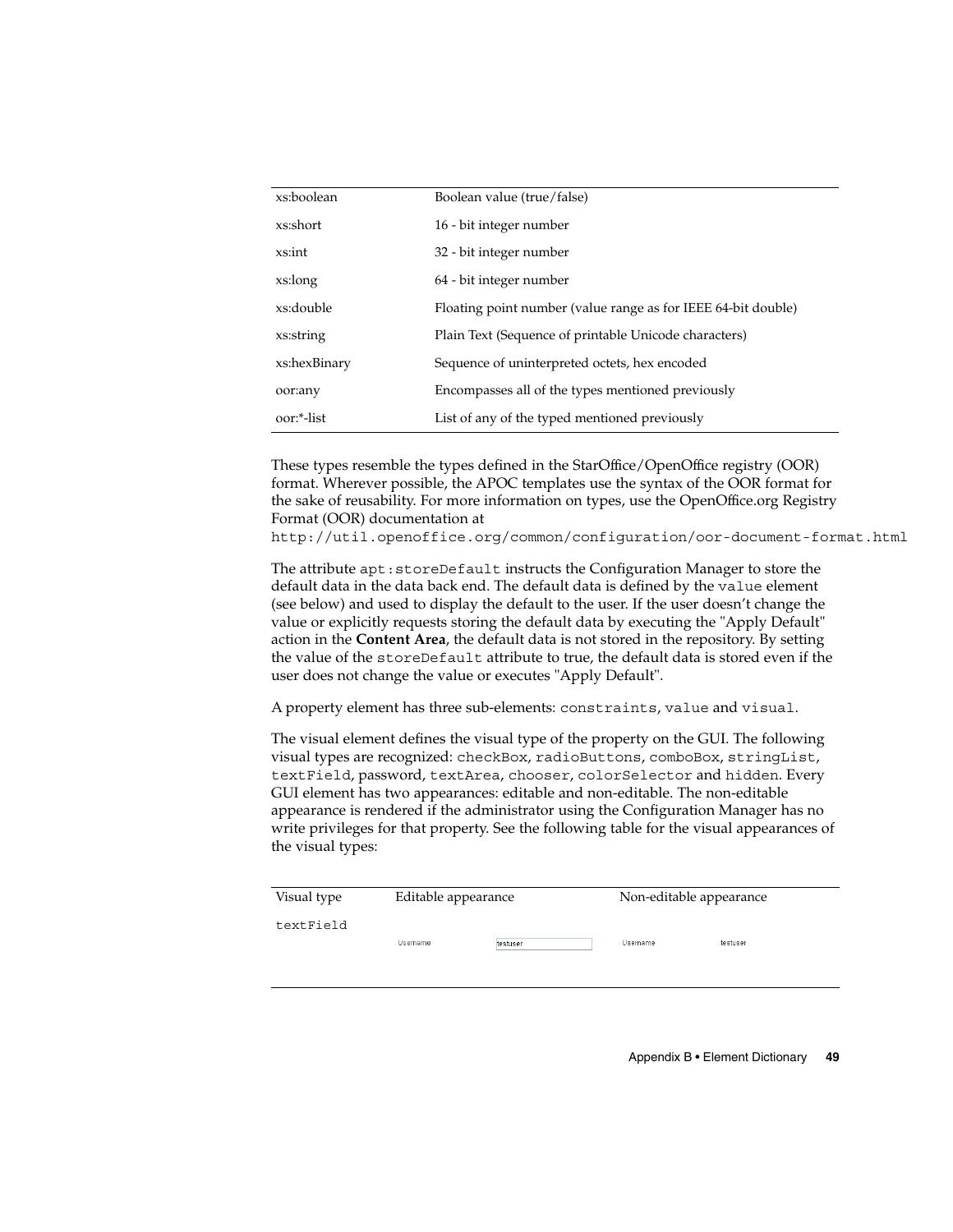| | |
|---|---|
| xs:boolean | Boolean value (true/false) |
| xs:short | 16 - bit integer number |
| xs:int | 32 - bit integer number |
| xs:long | 64 - bit integer number |
| xs:double | Floating point number (value range as for IEEE 64-bit double) |
| xs:string | Plain Text (Sequence of printable Unicode characters) |
| xs:hexBinary | Sequence of uninterpreted octets, hex encoded |
| oor:any | Encompasses all of the types mentioned previously |
| oor:*-list | List of any of the typed mentioned previously |

These types resemble the types defined in the StarOffice/OpenOffice registry (OOR) format. Wherever possible, the APOC templates use the syntax of the OOR format for the sake of reusability. For more information on types, use the OpenOffice.org Registry Format (OOR) documentation at `http://util.openoffice.org/common/configuration/oor-document-format.html`

The attribute `apt:storeDefault` instructs the Configuration Manager to store the default data in the data back end. The default data is defined by the `value` element (see below) and used to display the default to the user. If the user doesn't change the value or explicitly requests storing the default data by executing the "Apply Default" action in the **Content Area**, the default data is not stored in the repository. By setting the value of the `storeDefault` attribute to true, the default data is stored even if the user does not change the value or executes "Apply Default".

A property element has three sub-elements: `constraints`, `value` and `visual`.

The visual element defines the visual type of the property on the GUI. The following visual types are recognized: `checkBox`, `radioButtons`, `comboBox`, `stringList`, `textField`, password, `textArea`, `chooser`, `colorSelector` and `hidden`. Every GUI element has two appearances: editable and non-editable. The non-editable appearance is rendered if the administrator using the Configuration Manager has no write privileges for that property. See the following table for the visual appearances of the visual types:

| Visual type | Editable appearance | Non-editable appearance |
|---|---|---|
| `textField` | Username testuser | Username testuser |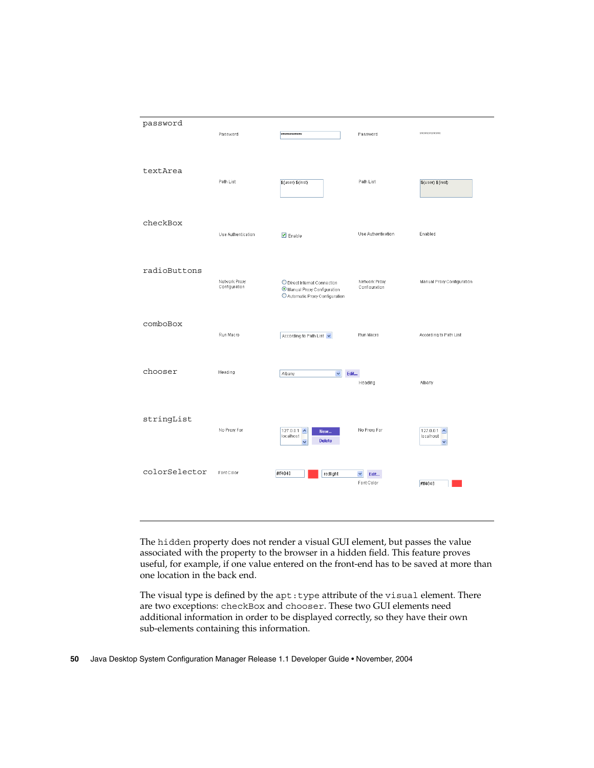| | | | | |
|---|---|---|---|---|
| password | Password | ********** | Password | ********** |
| textArea | Path List | $(user) $(inst) | Path List | $(user) $(inst) |
| checkBox | Use Authentication | ☑ Enable | Use Authentication | Enabled |
| radioButtons | Network Proxy Configuration | ○ Direct Internet Connection ◉ Manual Proxy Configuration ○ Automatic Proxy Configuration | Network Proxy Configuration | Manual Proxy Configuration |
| comboBox | Run Macro | According to Path List | Run Macro | According to Path List |
| chooser | Heading | Albany Edit... | Heading | Albany |
| stringList | No Proxy For | 127.0.0.1 localhost New... Delete | No Proxy For | 127.0.0.1 localhost |
| colorSelector | Font Color | #ff4040 redlight Edit... | Font Color | #ff4040 |

The `hidden` property does not render a visual GUI element, but passes the value associated with the property to the browser in a hidden field. This feature proves useful, for example, if one value entered on the front-end has to be saved at more than one location in the back end.

The visual type is defined by the `apt:type` attribute of the `visual` element. There are two exceptions: `checkBox` and `chooser`. These two GUI elements need additional information in order to be displayed correctly, so they have their own sub-elements containing this information.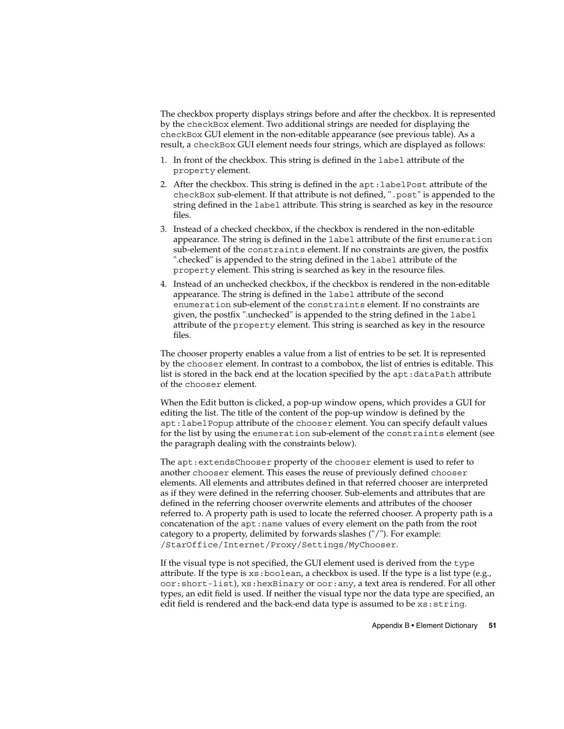The checkbox property displays strings before and after the checkbox. It is represented by the `checkBox` element. Two additional strings are needed for displaying the `checkBox` GUI element in the non-editable appearance (see previous table). As a result, a `checkBox` GUI element needs four strings, which are displayed as follows:

1. In front of the checkbox. This string is defined in the `label` attribute of the `property` element.
2. After the checkbox. This string is defined in the `apt:labelPost` attribute of the `checkBox` sub-element. If that attribute is not defined, "`.post`" is appended to the string defined in the `label` attribute. This string is searched as key in the resource files.
3. Instead of a checked checkbox, if the checkbox is rendered in the non-editable appearance. The string is defined in the `label` attribute of the first `enumeration` sub-element of the `constraints` element. If no constraints are given, the postfix ".checked" is appended to the string defined in the `label` attribute of the `property` element. This string is searched as key in the resource files.
4. Instead of an unchecked checkbox, if the checkbox is rendered in the non-editable appearance. The string is defined in the `label` attribute of the second `enumeration` sub-element of the `constraints` element. If no constraints are given, the postfix ".unchecked" is appended to the string defined in the `label` attribute of the `property` element. This string is searched as key in the resource files.

The chooser property enables a value from a list of entries to be set. It is represented by the `chooser` element. In contrast to a combobox, the list of entries is editable. This list is stored in the back end at the location specified by the `apt:dataPath` attribute of the `chooser` element.

When the Edit button is clicked, a pop-up window opens, which provides a GUI for editing the list. The title of the content of the pop-up window is defined by the `apt:labelPopup` attribute of the `chooser` element. You can specify default values for the list by using the `enumeration` sub-element of the `constraints` element (see the paragraph dealing with the constraints below).

The `apt:extendsChooser` property of the `chooser` element is used to refer to another `chooser` element. This eases the reuse of previously defined `chooser` elements. All elements and attributes defined in that referred chooser are interpreted as if they were defined in the referring chooser. Sub-elements and attributes that are defined in the referring chooser overwrite elements and attributes of the chooser referred to. A property path is used to locate the referred chooser. A property path is a concatenation of the `apt:name` values of every element on the path from the root category to a property, delimited by forwards slashes ("/"). For example: `/StarOffice/Internet/Proxy/Settings/MyChooser`.

If the visual type is not specified, the GUI element used is derived from the `type` attribute. If the type is `xs:boolean`, a checkbox is used. If the type is a list type (e.g., `oor:short-list`), `xs:hexBinary` or `oor:any`, a text area is rendered. For all other types, an edit field is used. If neither the visual type nor the data type are specified, an edit field is rendered and the back-end data type is assumed to be `xs:string`.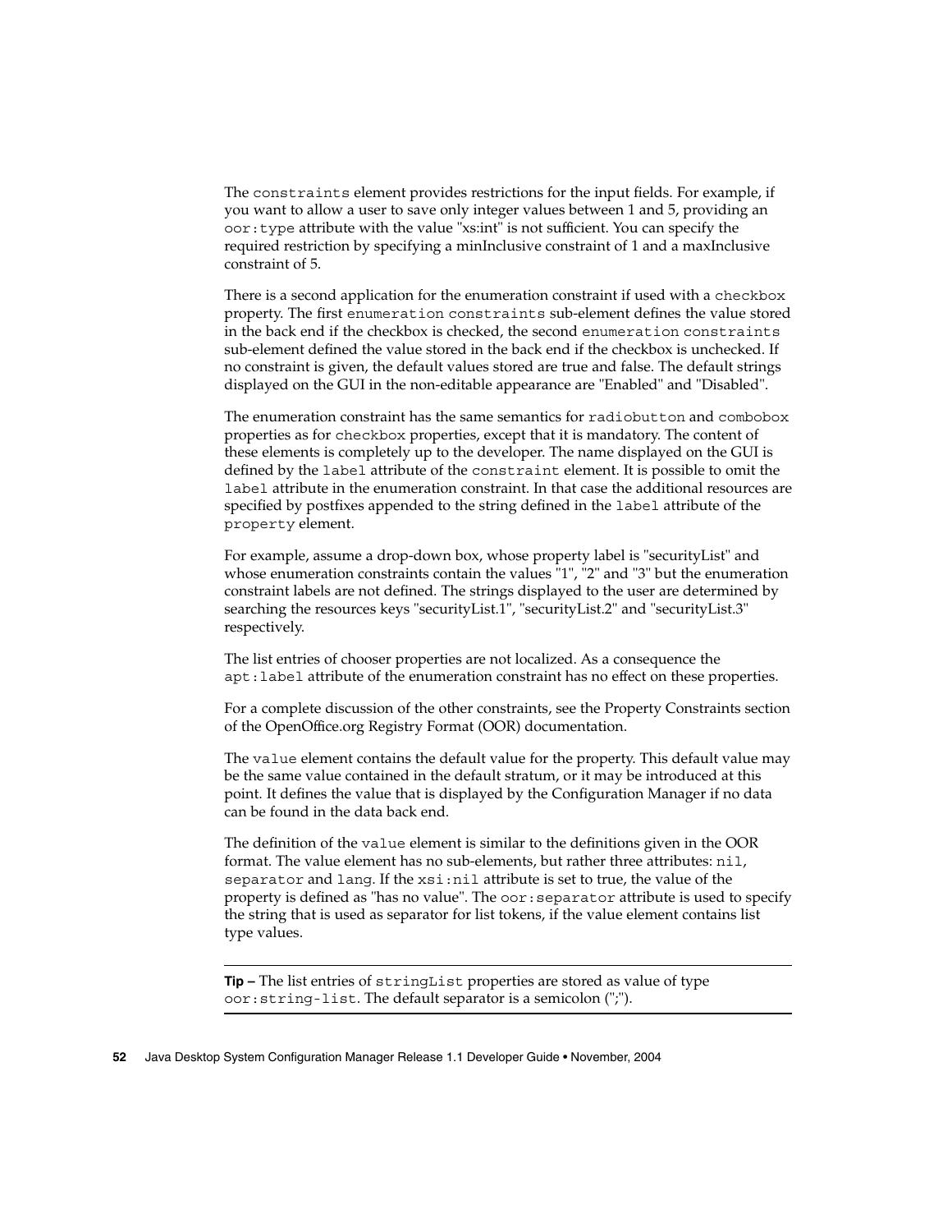The `constraints` element provides restrictions for the input fields. For example, if you want to allow a user to save only integer values between 1 and 5, providing an `oor:type` attribute with the value "xs:int" is not sufficient. You can specify the required restriction by specifying a minInclusive constraint of 1 and a maxInclusive constraint of 5.

There is a second application for the enumeration constraint if used with a `checkbox` property. The first `enumeration constraints` sub-element defines the value stored in the back end if the checkbox is checked, the second `enumeration constraints` sub-element defined the value stored in the back end if the checkbox is unchecked. If no constraint is given, the default values stored are true and false. The default strings displayed on the GUI in the non-editable appearance are "Enabled" and "Disabled".

The enumeration constraint has the same semantics for `radiobutton` and `combobox` properties as for `checkbox` properties, except that it is mandatory. The content of these elements is completely up to the developer. The name displayed on the GUI is defined by the `label` attribute of the `constraint` element. It is possible to omit the `label` attribute in the enumeration constraint. In that case the additional resources are specified by postfixes appended to the string defined in the `label` attribute of the `property` element.

For example, assume a drop-down box, whose property label is "securityList" and whose enumeration constraints contain the values "1", "2" and "3" but the enumeration constraint labels are not defined. The strings displayed to the user are determined by searching the resources keys "securityList.1", "securityList.2" and "securityList.3" respectively.

The list entries of chooser properties are not localized. As a consequence the `apt:label` attribute of the enumeration constraint has no effect on these properties.

For a complete discussion of the other constraints, see the Property Constraints section of the OpenOffice.org Registry Format (OOR) documentation.

The `value` element contains the default value for the property. This default value may be the same value contained in the default stratum, or it may be introduced at this point. It defines the value that is displayed by the Configuration Manager if no data can be found in the data back end.

The definition of the `value` element is similar to the definitions given in the OOR format. The value element has no sub-elements, but rather three attributes: `nil`, `separator` and `lang`. If the `xsi:nil` attribute is set to true, the value of the property is defined as "has no value". The `oor:separator` attribute is used to specify the string that is used as separator for list tokens, if the value element contains list type values.

---

**Tip –** The list entries of `stringList` properties are stored as value of type `oor:string-list`. The default separator is a semicolon (";").

---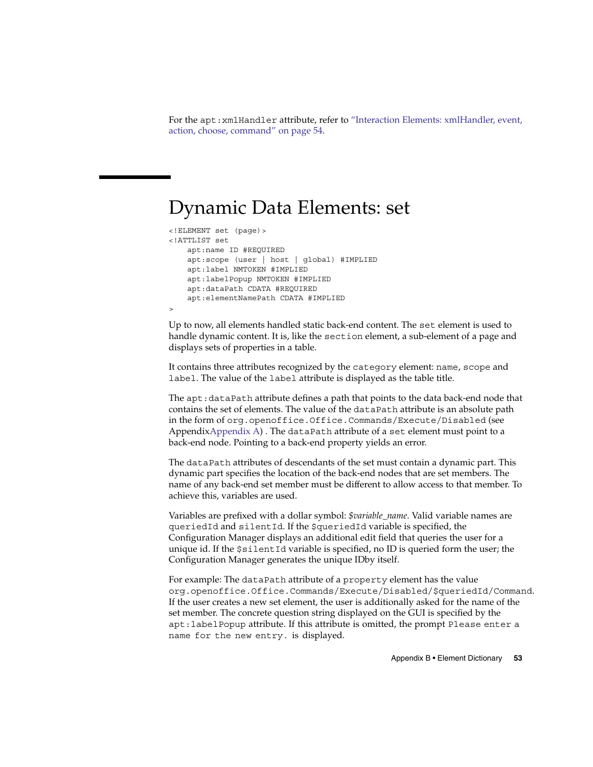For the `apt:xmlHandler` attribute, refer to "Interaction Elements: xmlHandler, event, action, choose, command" on page 54.

# Dynamic Data Elements: set

```
<!ELEMENT set (page)>
<!ATTLIST set
    apt:name ID #REQUIRED
    apt:scope (user | host | global) #IMPLIED
    apt:label NMTOKEN #IMPLIED
    apt:labelPopup NMTOKEN #IMPLIED
    apt:dataPath CDATA #REQUIRED
    apt:elementNamePath CDATA #IMPLIED
>
```

Up to now, all elements handled static back-end content. The `set` element is used to handle dynamic content. It is, like the `section` element, a sub-element of a page and displays sets of properties in a table.

It contains three attributes recognized by the `category` element: `name`, `scope` and `label`. The value of the `label` attribute is displayed as the table title.

The `apt:dataPath` attribute defines a path that points to the data back-end node that contains the set of elements. The value of the `dataPath` attribute is an absolute path in the form of `org.openoffice.Office.Commands/Execute/Disabled` (see AppendixAppendix A) . The `dataPath` attribute of a `set` element must point to a back-end node. Pointing to a back-end property yields an error.

The `dataPath` attributes of descendants of the set must contain a dynamic part. This dynamic part specifies the location of the back-end nodes that are set members. The name of any back-end set member must be different to allow access to that member. To achieve this, variables are used.

Variables are prefixed with a dollar symbol: *$variable_name*. Valid variable names are `queriedId` and `silentId`. If the `$queriedId` variable is specified, the Configuration Manager displays an additional edit field that queries the user for a unique id. If the `$silentId` variable is specified, no ID is queried form the user; the Configuration Manager generates the unique IDby itself.

For example: The `dataPath` attribute of a `property` element has the value `org.openoffice.Office.Commands/Execute/Disabled/$queriedId/Command`. If the user creates a new set element, the user is additionally asked for the name of the set member. The concrete question string displayed on the GUI is specified by the `apt:labelPopup` attribute. If this attribute is omitted, the prompt `Please enter a name for the new entry.` is displayed.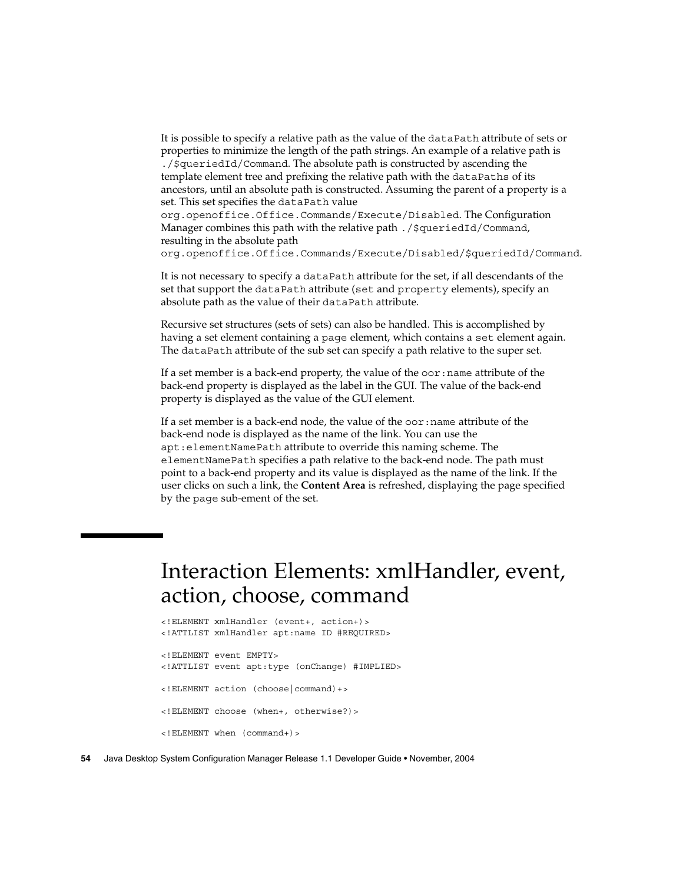It is possible to specify a relative path as the value of the `dataPath` attribute of sets or properties to minimize the length of the path strings. An example of a relative path is `./$queriedId/Command`. The absolute path is constructed by ascending the template element tree and prefixing the relative path with the `dataPaths` of its ancestors, until an absolute path is constructed. Assuming the parent of a property is a set. This set specifies the `dataPath` value `org.openoffice.Office.Commands/Execute/Disabled`. The Configuration Manager combines this path with the relative path `./$queriedId/Command`, resulting in the absolute path `org.openoffice.Office.Commands/Execute/Disabled/$queriedId/Command`.

It is not necessary to specify a `dataPath` attribute for the set, if all descendants of the set that support the `dataPath` attribute (`set` and `property` elements), specify an absolute path as the value of their `dataPath` attribute.

Recursive set structures (sets of sets) can also be handled. This is accomplished by having a set element containing a `page` element, which contains a `set` element again. The `dataPath` attribute of the sub set can specify a path relative to the super set.

If a set member is a back-end property, the value of the `oor:name` attribute of the back-end property is displayed as the label in the GUI. The value of the back-end property is displayed as the value of the GUI element.

If a set member is a back-end node, the value of the `oor:name` attribute of the back-end node is displayed as the name of the link. You can use the `apt:elementNamePath` attribute to override this naming scheme. The `elementNamePath` specifies a path relative to the back-end node. The path must point to a back-end property and its value is displayed as the name of the link. If the user clicks on such a link, the **Content Area** is refreshed, displaying the page specified by the `page` sub-ement of the set.

# Interaction Elements: xmlHandler, event, action, choose, command

```
<!ELEMENT xmlHandler (event+, action+)>
<!ATTLIST xmlHandler apt:name ID #REQUIRED>

<!ELEMENT event EMPTY>
<!ATTLIST event apt:type (onChange) #IMPLIED>

<!ELEMENT action (choose|command)+>

<!ELEMENT choose (when+, otherwise?)>

<!ELEMENT when (command+)>
```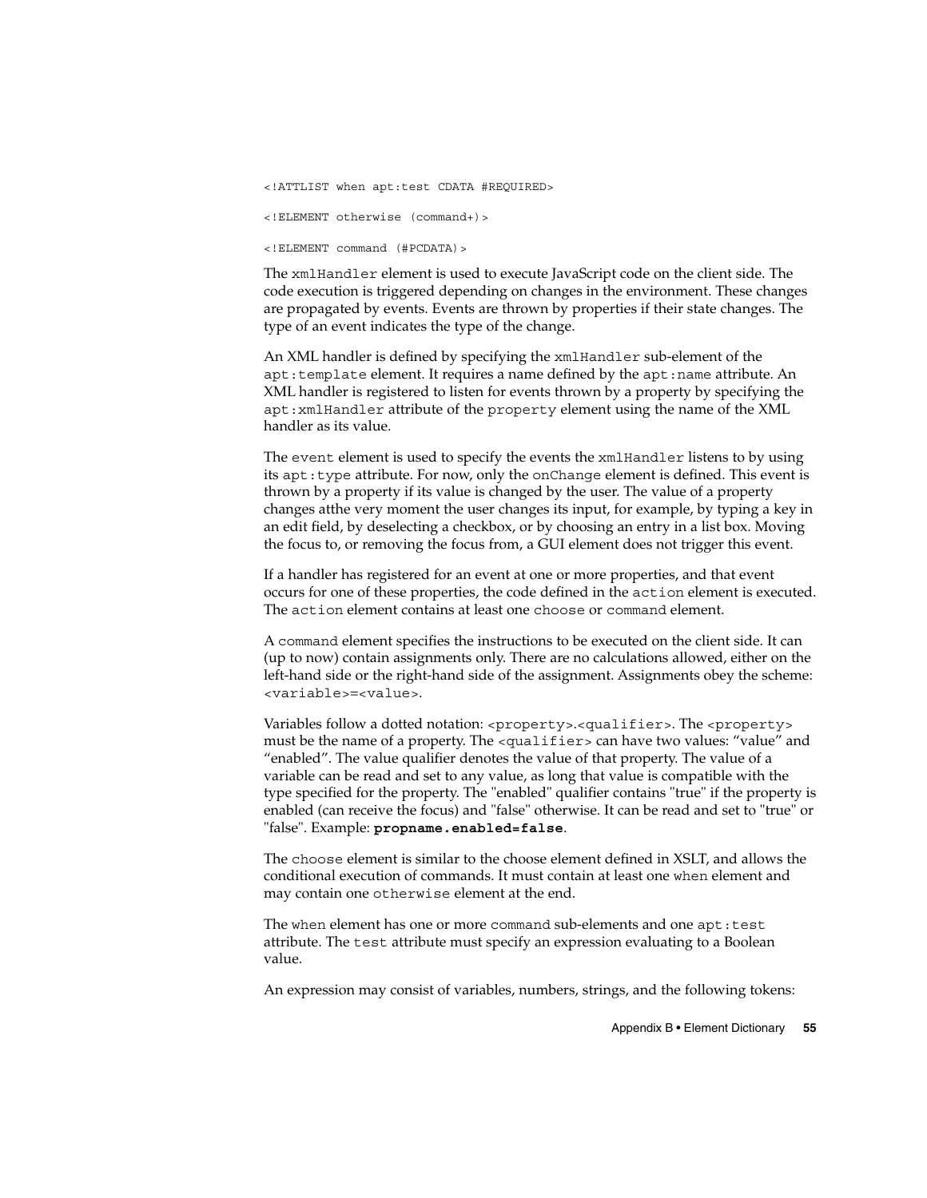```
<!ATTLIST when apt:test CDATA #REQUIRED>

<!ELEMENT otherwise (command+)>

<!ELEMENT command (#PCDATA)>
```

The `xmlHandler` element is used to execute JavaScript code on the client side. The code execution is triggered depending on changes in the environment. These changes are propagated by events. Events are thrown by properties if their state changes. The type of an event indicates the type of the change.

An XML handler is defined by specifying the `xmlHandler` sub-element of the `apt:template` element. It requires a name defined by the `apt:name` attribute. An XML handler is registered to listen for events thrown by a property by specifying the `apt:xmlHandler` attribute of the `property` element using the name of the XML handler as its value.

The `event` element is used to specify the events the `xmlHandler` listens to by using its `apt:type` attribute. For now, only the `onChange` element is defined. This event is thrown by a property if its value is changed by the user. The value of a property changes atthe very moment the user changes its input, for example, by typing a key in an edit field, by deselecting a checkbox, or by choosing an entry in a list box. Moving the focus to, or removing the focus from, a GUI element does not trigger this event.

If a handler has registered for an event at one or more properties, and that event occurs for one of these properties, the code defined in the `action` element is executed. The `action` element contains at least one `choose` or `command` element.

A `command` element specifies the instructions to be executed on the client side. It can (up to now) contain assignments only. There are no calculations allowed, either on the left-hand side or the right-hand side of the assignment. Assignments obey the scheme: `<variable>=<value>`.

Variables follow a dotted notation: `<property>.<qualifier>`. The `<property>` must be the name of a property. The `<qualifier>` can have two values: "value" and "enabled". The value qualifier denotes the value of that property. The value of a variable can be read and set to any value, as long that value is compatible with the type specified for the property. The "enabled" qualifier contains "true" if the property is enabled (can receive the focus) and "false" otherwise. It can be read and set to "true" or "false". Example: **`propname.enabled=false`**.

The `choose` element is similar to the choose element defined in XSLT, and allows the conditional execution of commands. It must contain at least one `when` element and may contain one `otherwise` element at the end.

The `when` element has one or more `command` sub-elements and one `apt:test` attribute. The `test` attribute must specify an expression evaluating to a Boolean value.

An expression may consist of variables, numbers, strings, and the following tokens: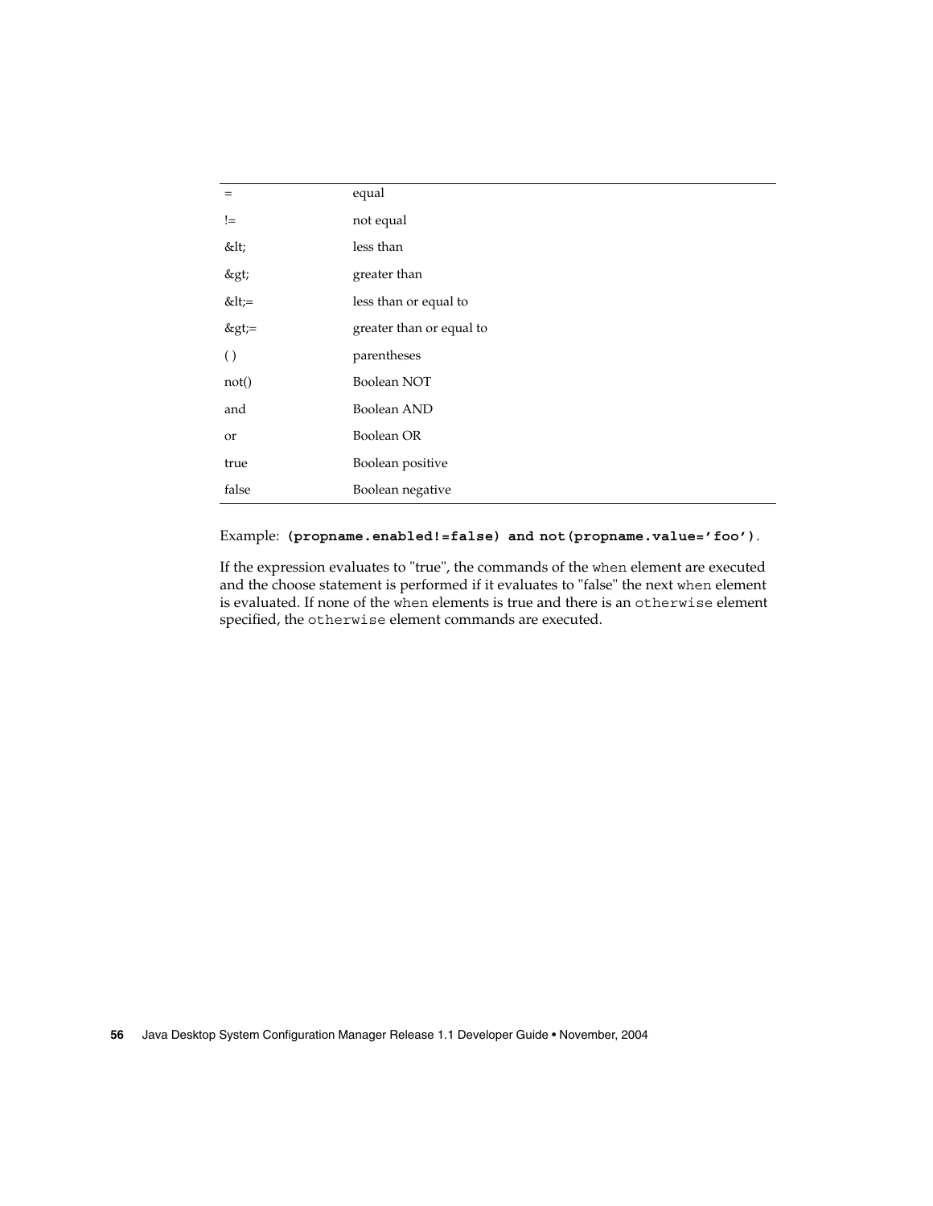| | |
|---|---|
| = | equal |
| != | not equal |
| &lt; | less than |
| &gt; | greater than |
| &lt;= | less than or equal to |
| &gt;= | greater than or equal to |
| ( ) | parentheses |
| not() | Boolean NOT |
| and | Boolean AND |
| or | Boolean OR |
| true | Boolean positive |
| false | Boolean negative |

Example: **`(propname.enabled!=false) and not(propname.value='foo')`**.

If the expression evaluates to "true", the commands of the `when` element are executed and the choose statement is performed if it evaluates to "false" the next `when` element is evaluated. If none of the `when` elements is true and there is an `otherwise` element specified, the `otherwise` element commands are executed.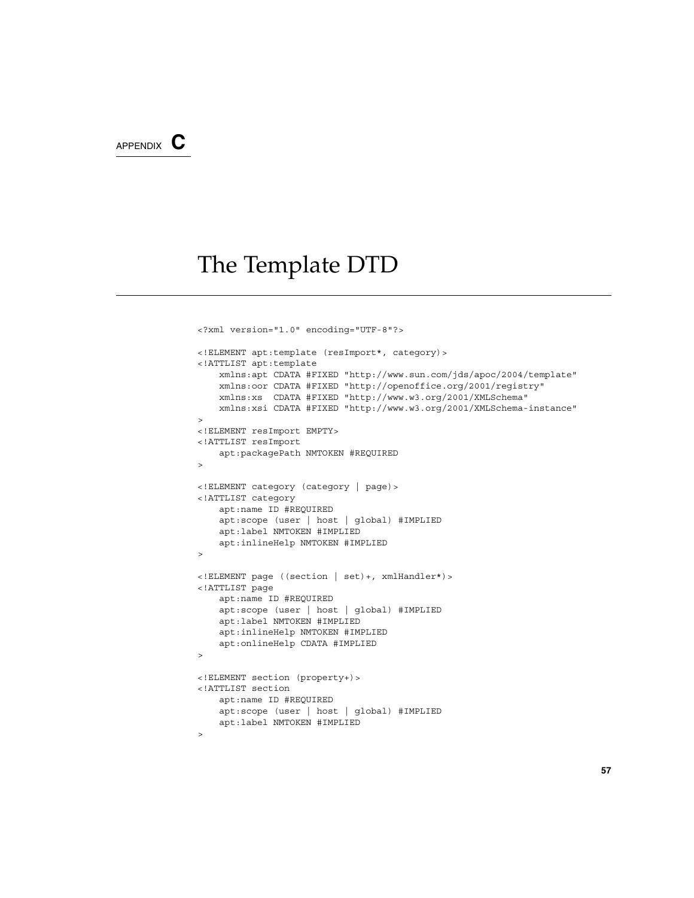APPENDIX C

# The Template DTD

```
<?xml version="1.0" encoding="UTF-8"?>

<!ELEMENT apt:template (resImport*, category)>
<!ATTLIST apt:template
    xmlns:apt CDATA #FIXED "http://www.sun.com/jds/apoc/2004/template"
    xmlns:oor CDATA #FIXED "http://openoffice.org/2001/registry"
    xmlns:xs  CDATA #FIXED "http://www.w3.org/2001/XMLSchema"
    xmlns:xsi CDATA #FIXED "http://www.w3.org/2001/XMLSchema-instance"
>
<!ELEMENT resImport EMPTY>
<!ATTLIST resImport
    apt:packagePath NMTOKEN #REQUIRED
>

<!ELEMENT category (category | page)>
<!ATTLIST category
    apt:name ID #REQUIRED
    apt:scope (user | host | global) #IMPLIED
    apt:label NMTOKEN #IMPLIED
    apt:inlineHelp NMTOKEN #IMPLIED
>

<!ELEMENT page ((section | set)+, xmlHandler*)>
<!ATTLIST page
    apt:name ID #REQUIRED
    apt:scope (user | host | global) #IMPLIED
    apt:label NMTOKEN #IMPLIED
    apt:inlineHelp NMTOKEN #IMPLIED
    apt:onlineHelp CDATA #IMPLIED
>

<!ELEMENT section (property+)>
<!ATTLIST section
    apt:name ID #REQUIRED
    apt:scope (user | host | global) #IMPLIED
    apt:label NMTOKEN #IMPLIED
>
```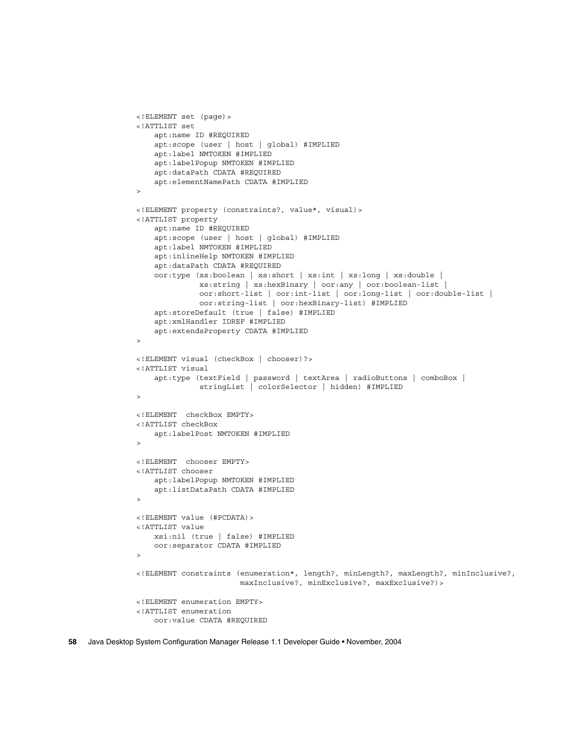```
<!ELEMENT set (page)>
<!ATTLIST set
    apt:name ID #REQUIRED
    apt:scope (user | host | global) #IMPLIED
    apt:label NMTOKEN #IMPLIED
    apt:labelPopup NMTOKEN #IMPLIED
    apt:dataPath CDATA #REQUIRED
    apt:elementNamePath CDATA #IMPLIED
>

<!ELEMENT property (constraints?, value*, visual)>
<!ATTLIST property
    apt:name ID #REQUIRED
    apt:scope (user | host | global) #IMPLIED
    apt:label NMTOKEN #IMPLIED
    apt:inlineHelp NMTOKEN #IMPLIED
    apt:dataPath CDATA #REQUIRED
    oor:type (xs:boolean | xs:short | xs:int | xs:long | xs:double |
              xs:string | xs:hexBinary | oor:any | oor:boolean-list |
              oor:short-list | oor:int-list | oor:long-list | oor:double-list |
              oor:string-list | oor:hexBinary-list) #IMPLIED
    apt:storeDefault (true | false) #IMPLIED
    apt:xmlHandler IDREF #IMPLIED
    apt:extendsProperty CDATA #IMPLIED
>

<!ELEMENT visual (checkBox | chooser)?>
<!ATTLIST visual
    apt:type (textField | password | textArea | radioButtons | comboBox |
              stringList | colorSelector | hidden) #IMPLIED
>

<!ELEMENT  checkBox EMPTY>
<!ATTLIST checkBox
    apt:labelPost NMTOKEN #IMPLIED
>

<!ELEMENT  chooser EMPTY>
<!ATTLIST chooser
    apt:labelPopup NMTOKEN #IMPLIED
    apt:listDataPath CDATA #IMPLIED
>

<!ELEMENT value (#PCDATA)>
<!ATTLIST value
    xsi:nil (true | false) #IMPLIED
    oor:separator CDATA #IMPLIED
>

<!ELEMENT constraints (enumeration*, length?, minLength?, maxLength?, minInclusive?,
                       maxInclusive?, minExclusive?, maxExclusive?)>

<!ELEMENT enumeration EMPTY>
<!ATTLIST enumeration
    oor:value CDATA #REQUIRED
```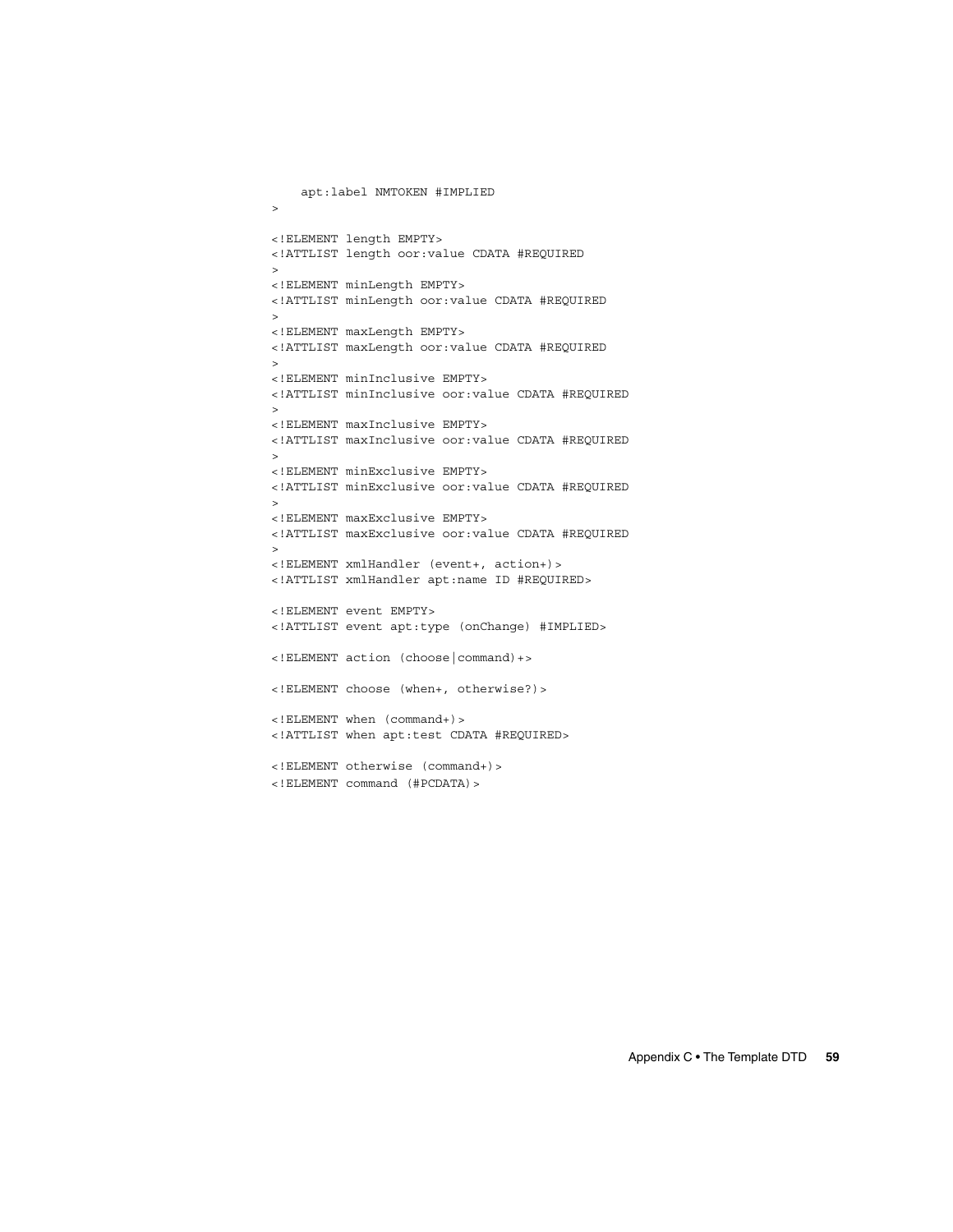```
    apt:label NMTOKEN #IMPLIED
>

<!ELEMENT length EMPTY>
<!ATTLIST length oor:value CDATA #REQUIRED
>
<!ELEMENT minLength EMPTY>
<!ATTLIST minLength oor:value CDATA #REQUIRED
>
<!ELEMENT maxLength EMPTY>
<!ATTLIST maxLength oor:value CDATA #REQUIRED
>
<!ELEMENT minInclusive EMPTY>
<!ATTLIST minInclusive oor:value CDATA #REQUIRED
>
<!ELEMENT maxInclusive EMPTY>
<!ATTLIST maxInclusive oor:value CDATA #REQUIRED
>
<!ELEMENT minExclusive EMPTY>
<!ATTLIST minExclusive oor:value CDATA #REQUIRED
>
<!ELEMENT maxExclusive EMPTY>
<!ATTLIST maxExclusive oor:value CDATA #REQUIRED
>
<!ELEMENT xmlHandler (event+, action+)>
<!ATTLIST xmlHandler apt:name ID #REQUIRED>

<!ELEMENT event EMPTY>
<!ATTLIST event apt:type (onChange) #IMPLIED>

<!ELEMENT action (choose|command)+>

<!ELEMENT choose (when+, otherwise?)>

<!ELEMENT when (command+)>
<!ATTLIST when apt:test CDATA #REQUIRED>

<!ELEMENT otherwise (command+)>
<!ELEMENT command (#PCDATA)>
```